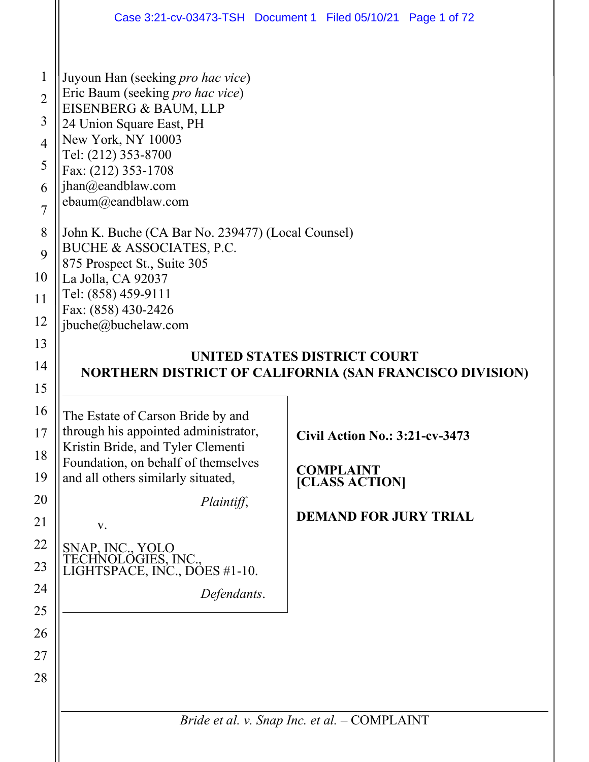Juyoun Han (seeking *pro hac vice*)
Eric Baum (seeking *pro hac vice*)
EISENBERG & BAUM, LLP
24 Union Square East, PH
New York, NY 10003
Tel: (212) 353-8700
Fax: (212) 353-1708
jhan@eandblaw.com
ebaum@eandblaw.com

John K. Buche (CA Bar No. 239477) (Local Counsel)
BUCHE & ASSOCIATES, P.C.
875 Prospect St., Suite 305
La Jolla, CA 92037
Tel: (858) 459-9111
Fax: (858) 430-2426
jbuche@buchelaw.com

**UNITED STATES DISTRICT COURT**
**NORTHERN DISTRICT OF CALIFORNIA (SAN FRANCISCO DIVISION)**

The Estate of Carson Bride by and through his appointed administrator, Kristin Bride, and Tyler Clementi Foundation, on behalf of themselves and all others similarly situated,

*Plaintiff*,

v.

SNAP, INC., YOLO TECHNOLOGIES, INC., LIGHTSPACE, INC., DOES #1-10.

*Defendants*.

**Civil Action No.: 3:21-cv-3473**

**COMPLAINT**
**[CLASS ACTION]**

**DEMAND FOR JURY TRIAL**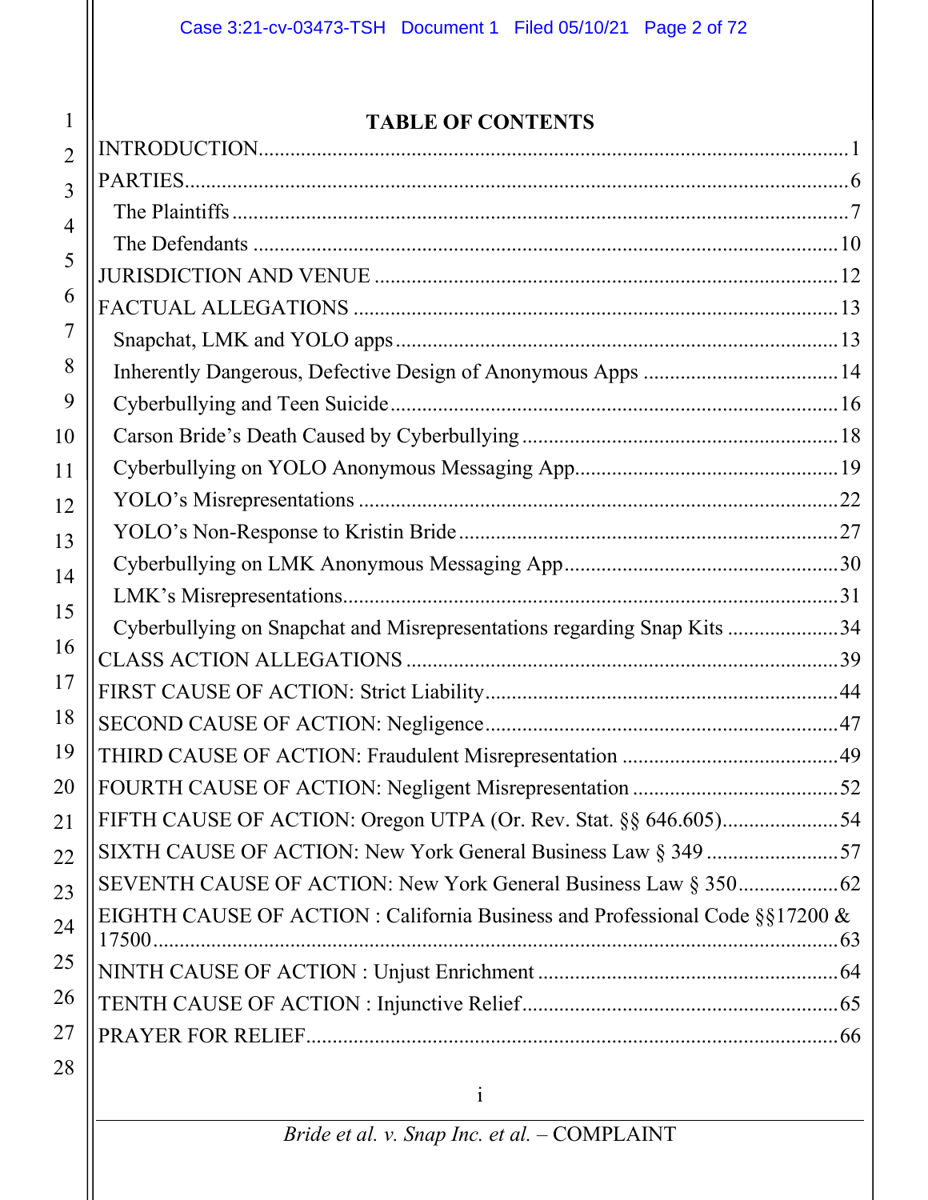# TABLE OF CONTENTS

INTRODUCTION ............................................................ 1

PARTIES ............................................................ 6

- The Plaintiffs ............................................................ 7
- The Defendants ............................................................ 10

JURISDICTION AND VENUE ............................................................ 12

FACTUAL ALLEGATIONS ............................................................ 13

- Snapchat, LMK and YOLO apps ............................................................ 13
- Inherently Dangerous, Defective Design of Anonymous Apps ............................................................ 14
- Cyberbullying and Teen Suicide ............................................................ 16
- Carson Bride's Death Caused by Cyberbullying ............................................................ 18
- Cyberbullying on YOLO Anonymous Messaging App ............................................................ 19
- YOLO's Misrepresentations ............................................................ 22
- YOLO's Non-Response to Kristin Bride ............................................................ 27
- Cyberbullying on LMK Anonymous Messaging App ............................................................ 30
- LMK's Misrepresentations ............................................................ 31
- Cyberbullying on Snapchat and Misrepresentations regarding Snap Kits ............................................................ 34

CLASS ACTION ALLEGATIONS ............................................................ 39

FIRST CAUSE OF ACTION: Strict Liability ............................................................ 44

SECOND CAUSE OF ACTION: Negligence ............................................................ 47

THIRD CAUSE OF ACTION: Fraudulent Misrepresentation ............................................................ 49

FOURTH CAUSE OF ACTION: Negligent Misrepresentation ............................................................ 52

FIFTH CAUSE OF ACTION: Oregon UTPA (Or. Rev. Stat. §§ 646.605) ............................................................ 54

SIXTH CAUSE OF ACTION: New York General Business Law § 349 ............................................................ 57

SEVENTH CAUSE OF ACTION: New York General Business Law § 350 ............................................................ 62

EIGHTH CAUSE OF ACTION : California Business and Professional Code §§17200 & 17500 ............................................................ 63

NINTH CAUSE OF ACTION : Unjust Enrichment ............................................................ 64

TENTH CAUSE OF ACTION : Injunctive Relief ............................................................ 65

PRAYER FOR RELIEF ............................................................ 66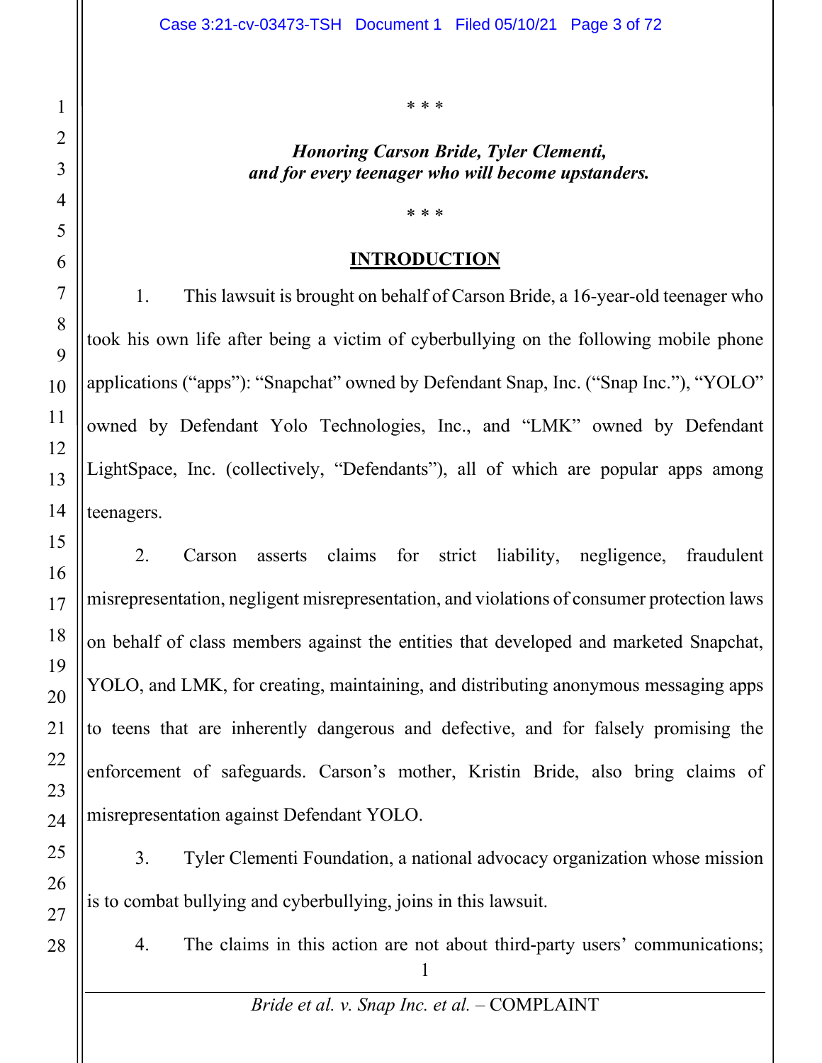\* \* \*

***Honoring Carson Bride, Tyler Clementi, and for every teenager who will become upstanders.***

\* \* \*

## INTRODUCTION

1. This lawsuit is brought on behalf of Carson Bride, a 16-year-old teenager who took his own life after being a victim of cyberbullying on the following mobile phone applications ("apps"): "Snapchat" owned by Defendant Snap, Inc. ("Snap Inc."), "YOLO" owned by Defendant Yolo Technologies, Inc., and "LMK" owned by Defendant LightSpace, Inc. (collectively, "Defendants"), all of which are popular apps among teenagers.

2. Carson asserts claims for strict liability, negligence, fraudulent misrepresentation, negligent misrepresentation, and violations of consumer protection laws on behalf of class members against the entities that developed and marketed Snapchat, YOLO, and LMK, for creating, maintaining, and distributing anonymous messaging apps to teens that are inherently dangerous and defective, and for falsely promising the enforcement of safeguards. Carson's mother, Kristin Bride, also bring claims of misrepresentation against Defendant YOLO.

3. Tyler Clementi Foundation, a national advocacy organization whose mission is to combat bullying and cyberbullying, joins in this lawsuit.

4. The claims in this action are not about third-party users' communications;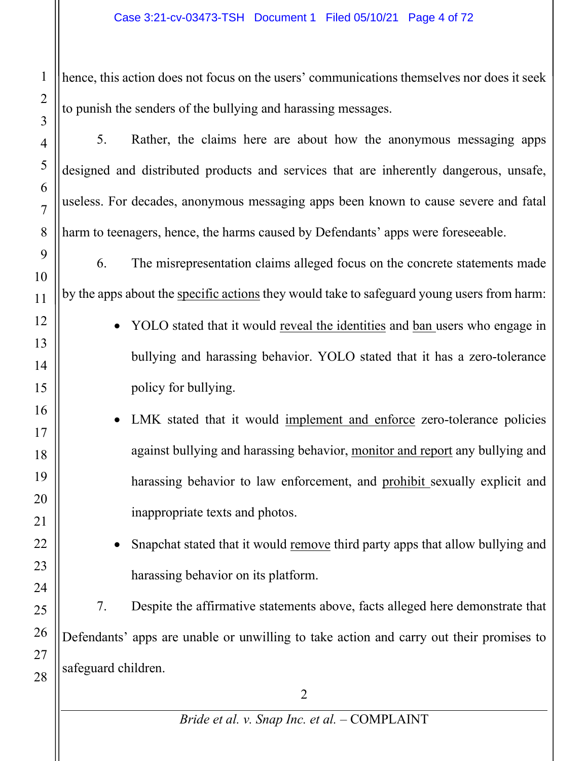hence, this action does not focus on the users' communications themselves nor does it seek to punish the senders of the bullying and harassing messages.

5. Rather, the claims here are about how the anonymous messaging apps designed and distributed products and services that are inherently dangerous, unsafe, useless. For decades, anonymous messaging apps been known to cause severe and fatal harm to teenagers, hence, the harms caused by Defendants' apps were foreseeable.

6. The misrepresentation claims alleged focus on the concrete statements made by the apps about the <u>specific actions</u> they would take to safeguard young users from harm:

- YOLO stated that it would <u>reveal the identities</u> and <u>ban</u> users who engage in bullying and harassing behavior. YOLO stated that it has a zero-tolerance policy for bullying.
- LMK stated that it would <u>implement and enforce</u> zero-tolerance policies against bullying and harassing behavior, <u>monitor and report</u> any bullying and harassing behavior to law enforcement, and <u>prohibit</u> sexually explicit and inappropriate texts and photos.
- Snapchat stated that it would <u>remove</u> third party apps that allow bullying and harassing behavior on its platform.

7. Despite the affirmative statements above, facts alleged here demonstrate that Defendants' apps are unable or unwilling to take action and carry out their promises to safeguard children.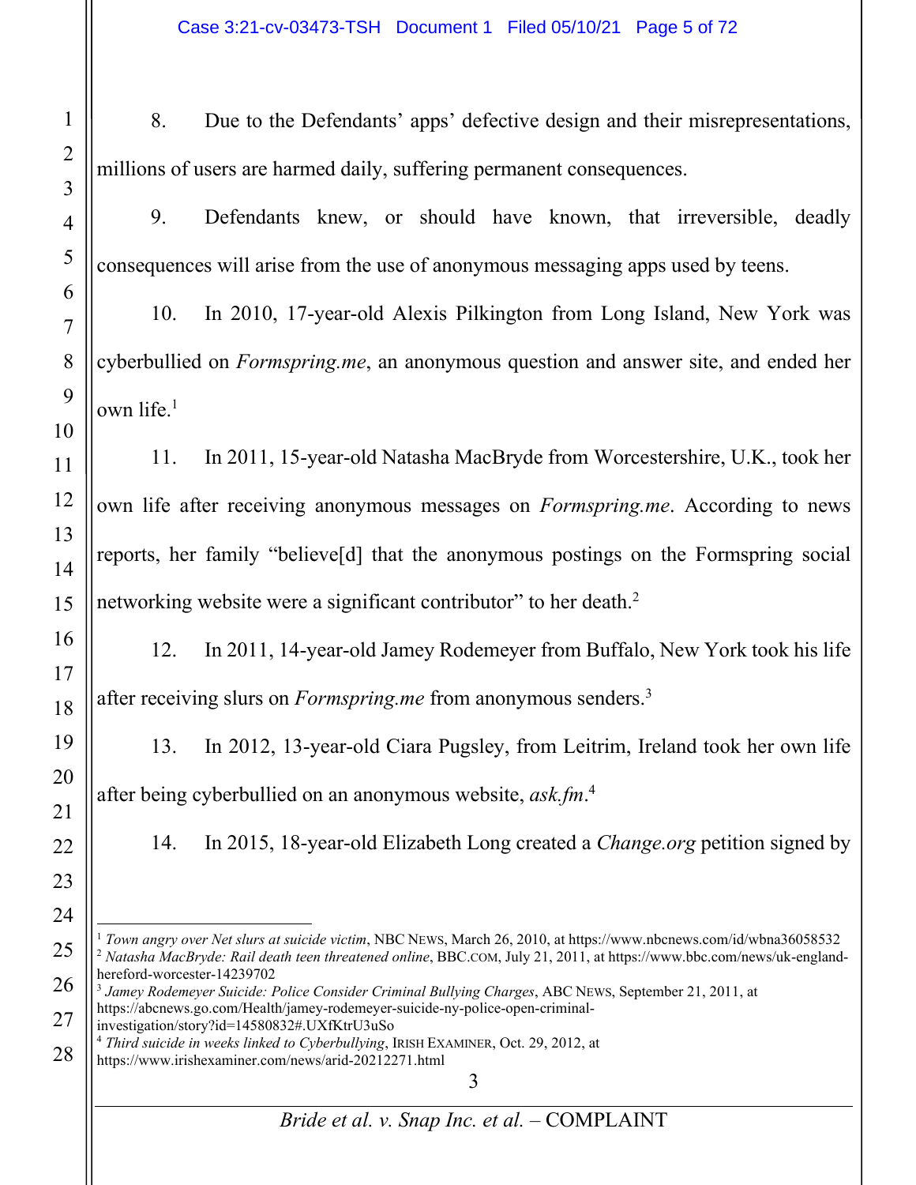8. Due to the Defendants' apps' defective design and their misrepresentations, millions of users are harmed daily, suffering permanent consequences.

9. Defendants knew, or should have known, that irreversible, deadly consequences will arise from the use of anonymous messaging apps used by teens.

10. In 2010, 17-year-old Alexis Pilkington from Long Island, New York was cyberbullied on *Formspring.me*, an anonymous question and answer site, and ended her own life.[1]

11. In 2011, 15-year-old Natasha MacBryde from Worcestershire, U.K., took her own life after receiving anonymous messages on *Formspring.me*. According to news reports, her family "believe[d] that the anonymous postings on the Formspring social networking website were a significant contributor" to her death.[2]

12. In 2011, 14-year-old Jamey Rodemeyer from Buffalo, New York took his life after receiving slurs on *Formspring.me* from anonymous senders.[3]

13. In 2012, 13-year-old Ciara Pugsley, from Leitrim, Ireland took her own life after being cyberbullied on an anonymous website, *ask.fm*.[4]

14. In 2015, 18-year-old Elizabeth Long created a *Change.org* petition signed by

---

[1] *Town angry over Net slurs at suicide victim*, NBC NEWS, March 26, 2010, at https://www.nbcnews.com/id/wbna36058532

[2] *Natasha MacBryde: Rail death teen threatened online*, BBC.COM, July 21, 2011, at https://www.bbc.com/news/uk-england-hereford-worcester-14239702

[3] *Jamey Rodemeyer Suicide: Police Consider Criminal Bullying Charges*, ABC NEWS, September 21, 2011, at https://abcnews.go.com/Health/jamey-rodemeyer-suicide-ny-police-open-criminal-investigation/story?id=14580832#.UXfKtrU3uSo

[4] *Third suicide in weeks linked to Cyberbullying*, IRISH EXAMINER, Oct. 29, 2012, at https://www.irishexaminer.com/news/arid-20212271.html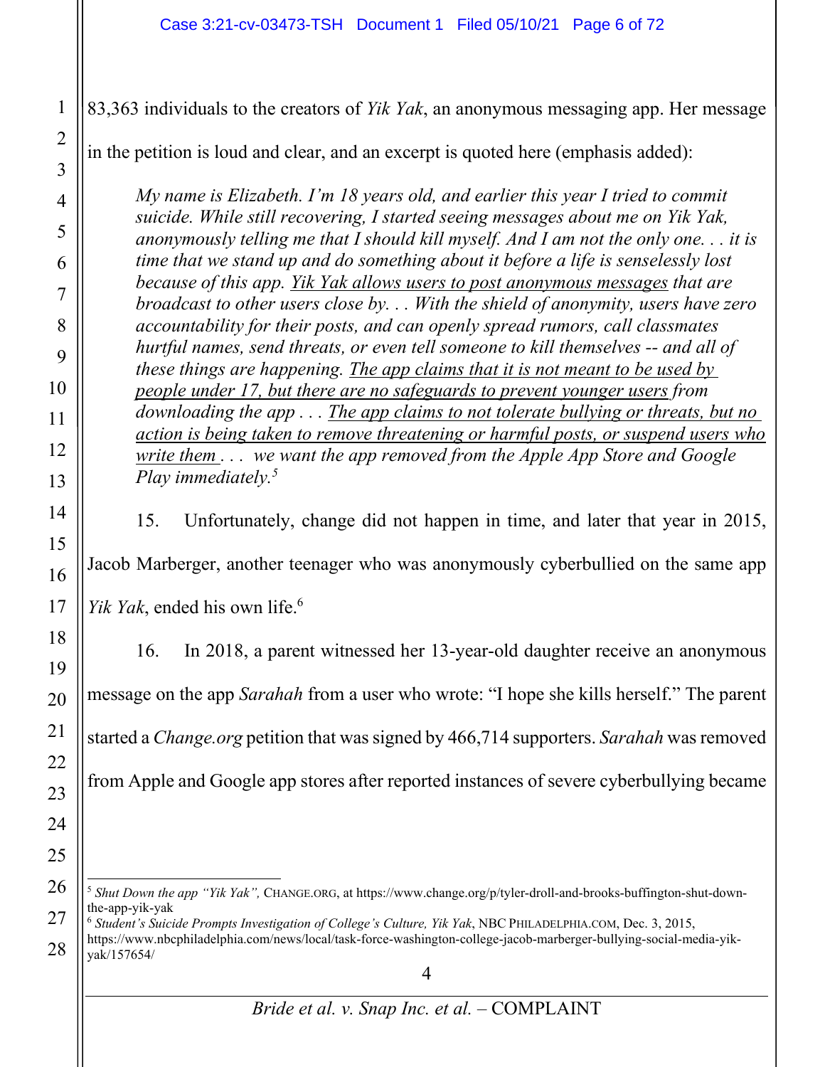83,363 individuals to the creators of *Yik Yak*, an anonymous messaging app. Her message in the petition is loud and clear, and an excerpt is quoted here (emphasis added):

> *My name is Elizabeth. I'm 18 years old, and earlier this year I tried to commit suicide. While still recovering, I started seeing messages about me on Yik Yak, anonymously telling me that I should kill myself. And I am not the only one. . . it is time that we stand up and do something about it before a life is senselessly lost because of this app. <u>Yik Yak allows users to post anonymous messages</u> that are broadcast to other users close by. . . With the shield of anonymity, users have zero accountability for their posts, and can openly spread rumors, call classmates hurtful names, send threats, or even tell someone to kill themselves -- and all of these things are happening. <u>The app claims that it is not meant to be used by people under 17, but there are no safeguards to prevent younger users</u> from downloading the app . . . <u>The app claims to not tolerate bullying or threats, but no action is being taken to remove threatening or harmful posts, or suspend users who write them</u> . . . we want the app removed from the Apple App Store and Google Play immediately.*[5]

15. Unfortunately, change did not happen in time, and later that year in 2015, Jacob Marberger, another teenager who was anonymously cyberbullied on the same app *Yik Yak*, ended his own life.[6]

16. In 2018, a parent witnessed her 13-year-old daughter receive an anonymous message on the app *Sarahah* from a user who wrote: "I hope she kills herself." The parent started a *Change.org* petition that was signed by 466,714 supporters. *Sarahah* was removed from Apple and Google app stores after reported instances of severe cyberbullying became

---

[5] *Shut Down the app "Yik Yak",* CHANGE.ORG, at https://www.change.org/p/tyler-droll-and-brooks-buffington-shut-down-the-app-yik-yak

[6] *Student's Suicide Prompts Investigation of College's Culture, Yik Yak*, NBC PHILADELPHIA.COM, Dec. 3, 2015, https://www.nbcphiladelphia.com/news/local/task-force-washington-college-jacob-marberger-bullying-social-media-yik-yak/157654/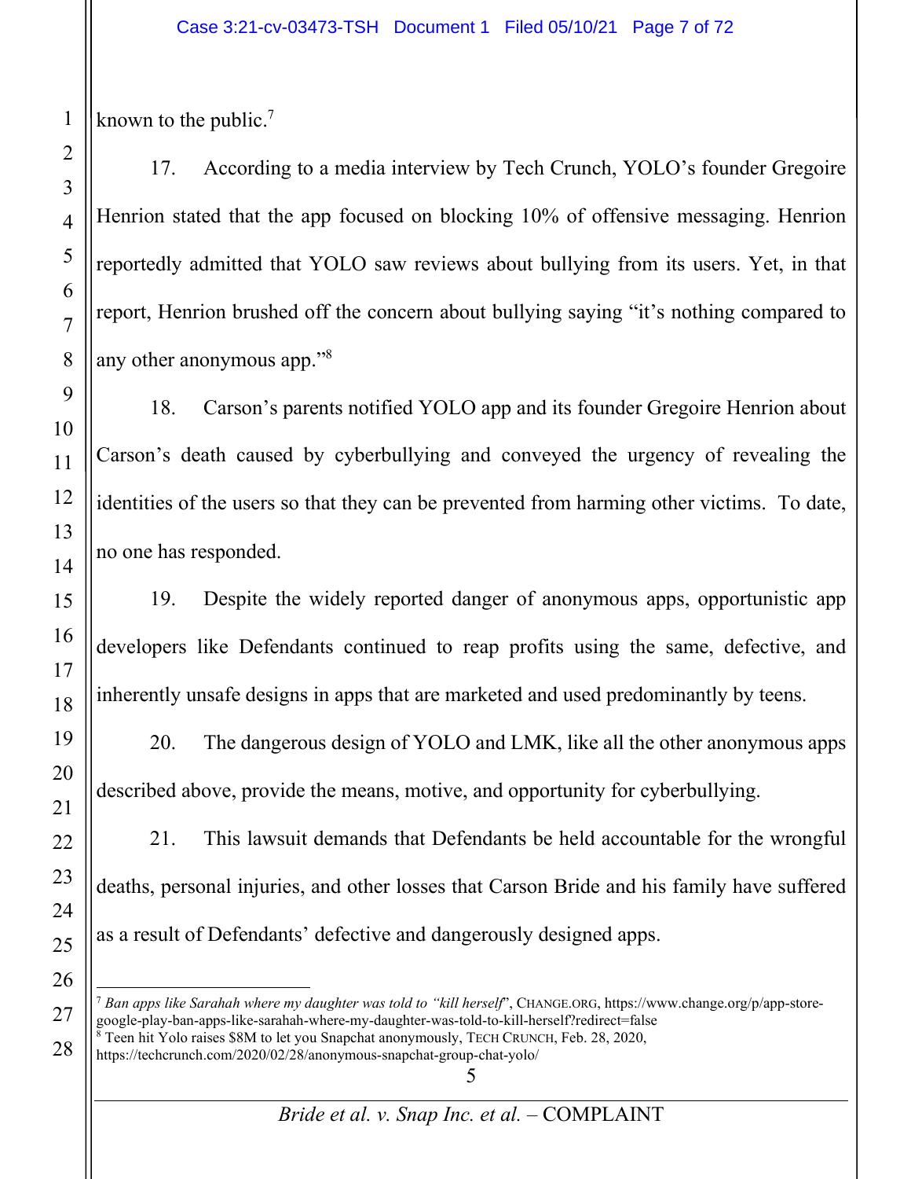known to the public.[7]

17. According to a media interview by Tech Crunch, YOLO's founder Gregoire Henrion stated that the app focused on blocking 10% of offensive messaging. Henrion reportedly admitted that YOLO saw reviews about bullying from its users. Yet, in that report, Henrion brushed off the concern about bullying saying "it's nothing compared to any other anonymous app."[8]

18. Carson's parents notified YOLO app and its founder Gregoire Henrion about Carson's death caused by cyberbullying and conveyed the urgency of revealing the identities of the users so that they can be prevented from harming other victims. To date, no one has responded.

19. Despite the widely reported danger of anonymous apps, opportunistic app developers like Defendants continued to reap profits using the same, defective, and inherently unsafe designs in apps that are marketed and used predominantly by teens.

20. The dangerous design of YOLO and LMK, like all the other anonymous apps described above, provide the means, motive, and opportunity for cyberbullying.

21. This lawsuit demands that Defendants be held accountable for the wrongful deaths, personal injuries, and other losses that Carson Bride and his family have suffered as a result of Defendants' defective and dangerously designed apps.

---

[7] *Ban apps like Sarahah where my daughter was told to "kill herself"*, CHANGE.ORG, https://www.change.org/p/app-store-google-play-ban-apps-like-sarahah-where-my-daughter-was-told-to-kill-herself?redirect=false

[8] Teen hit Yolo raises $8M to let you Snapchat anonymously, TECH CRUNCH, Feb. 28, 2020, https://techcrunch.com/2020/02/28/anonymous-snapchat-group-chat-yolo/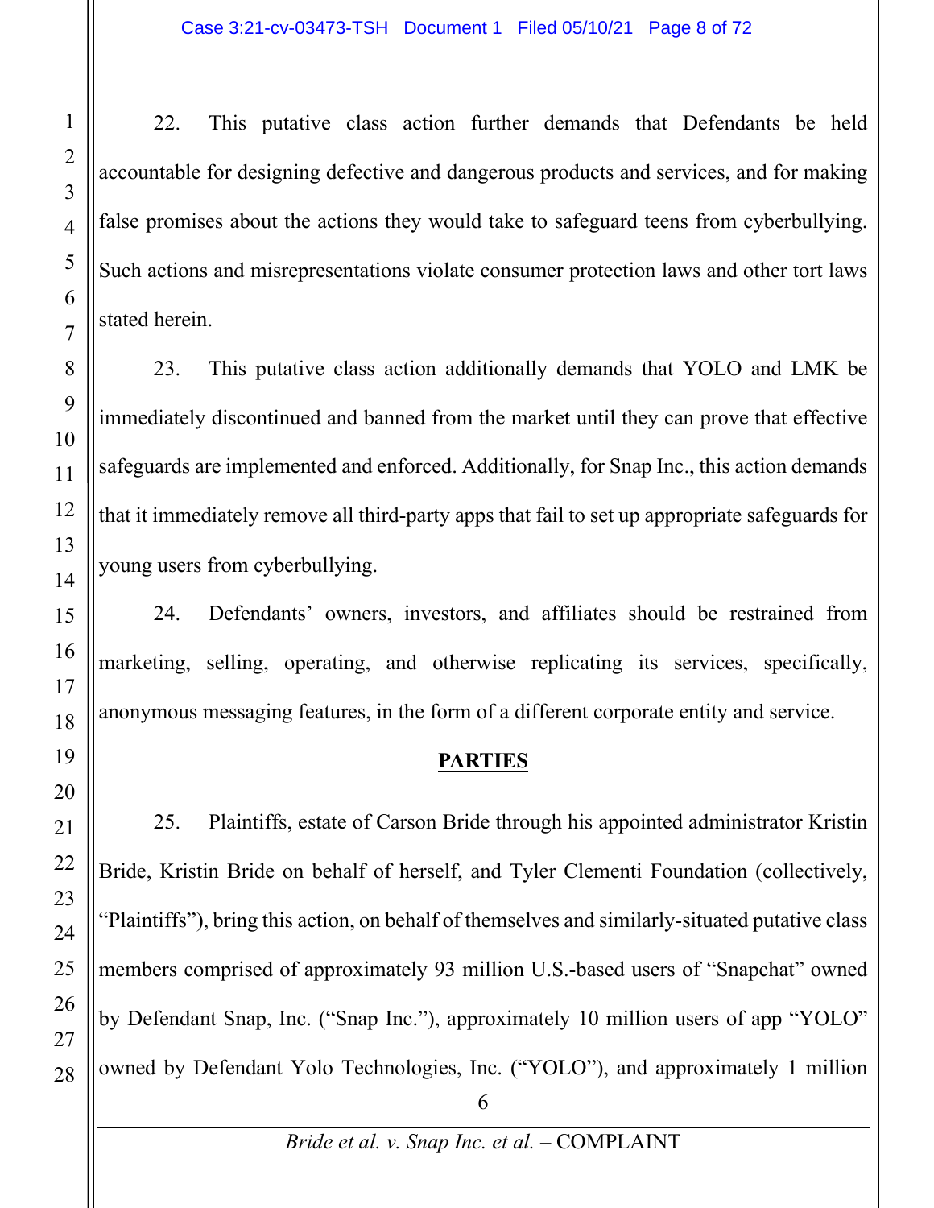22. This putative class action further demands that Defendants be held accountable for designing defective and dangerous products and services, and for making false promises about the actions they would take to safeguard teens from cyberbullying. Such actions and misrepresentations violate consumer protection laws and other tort laws stated herein.

23. This putative class action additionally demands that YOLO and LMK be immediately discontinued and banned from the market until they can prove that effective safeguards are implemented and enforced. Additionally, for Snap Inc., this action demands that it immediately remove all third-party apps that fail to set up appropriate safeguards for young users from cyberbullying.

24. Defendants' owners, investors, and affiliates should be restrained from marketing, selling, operating, and otherwise replicating its services, specifically, anonymous messaging features, in the form of a different corporate entity and service.

## PARTIES

25. Plaintiffs, estate of Carson Bride through his appointed administrator Kristin Bride, Kristin Bride on behalf of herself, and Tyler Clementi Foundation (collectively, "Plaintiffs"), bring this action, on behalf of themselves and similarly-situated putative class members comprised of approximately 93 million U.S.-based users of "Snapchat" owned by Defendant Snap, Inc. ("Snap Inc."), approximately 10 million users of app "YOLO" owned by Defendant Yolo Technologies, Inc. ("YOLO"), and approximately 1 million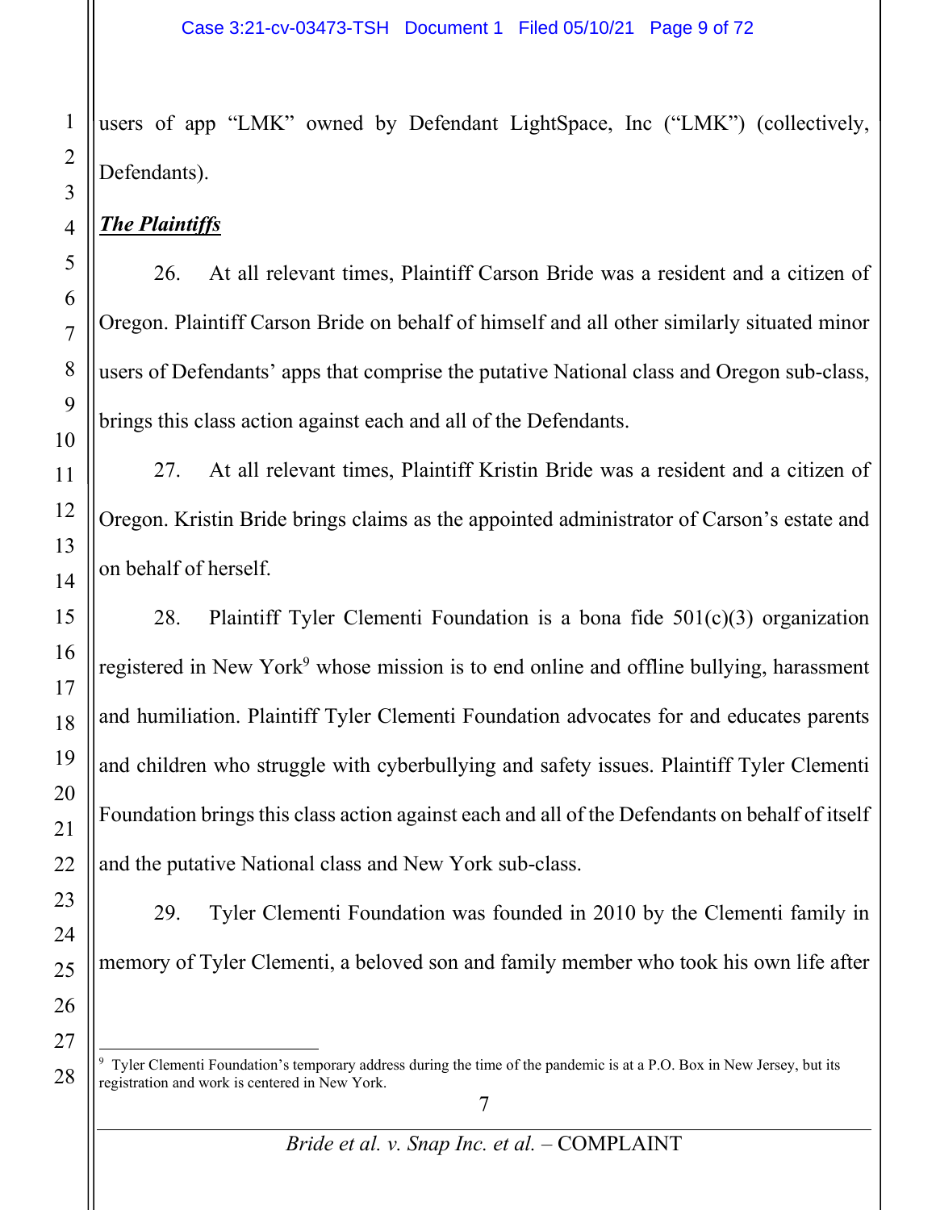users of app "LMK" owned by Defendant LightSpace, Inc ("LMK") (collectively, Defendants).

***The Plaintiffs***

26. At all relevant times, Plaintiff Carson Bride was a resident and a citizen of Oregon. Plaintiff Carson Bride on behalf of himself and all other similarly situated minor users of Defendants' apps that comprise the putative National class and Oregon sub-class, brings this class action against each and all of the Defendants.

27. At all relevant times, Plaintiff Kristin Bride was a resident and a citizen of Oregon. Kristin Bride brings claims as the appointed administrator of Carson's estate and on behalf of herself.

28. Plaintiff Tyler Clementi Foundation is a bona fide 501(c)(3) organization registered in New York[9] whose mission is to end online and offline bullying, harassment and humiliation. Plaintiff Tyler Clementi Foundation advocates for and educates parents and children who struggle with cyberbullying and safety issues. Plaintiff Tyler Clementi Foundation brings this class action against each and all of the Defendants on behalf of itself and the putative National class and New York sub-class.

29. Tyler Clementi Foundation was founded in 2010 by the Clementi family in memory of Tyler Clementi, a beloved son and family member who took his own life after

---

[9] Tyler Clementi Foundation's temporary address during the time of the pandemic is at a P.O. Box in New Jersey, but its registration and work is centered in New York.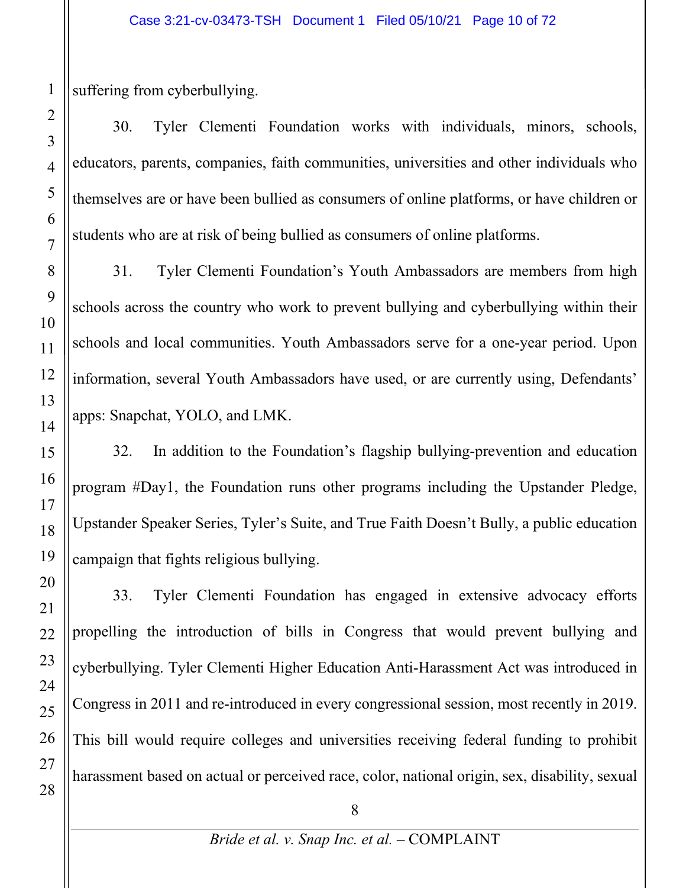suffering from cyberbullying.

30. Tyler Clementi Foundation works with individuals, minors, schools, educators, parents, companies, faith communities, universities and other individuals who themselves are or have been bullied as consumers of online platforms, or have children or students who are at risk of being bullied as consumers of online platforms.

31. Tyler Clementi Foundation's Youth Ambassadors are members from high schools across the country who work to prevent bullying and cyberbullying within their schools and local communities. Youth Ambassadors serve for a one-year period. Upon information, several Youth Ambassadors have used, or are currently using, Defendants' apps: Snapchat, YOLO, and LMK.

32. In addition to the Foundation's flagship bullying-prevention and education program #Day1, the Foundation runs other programs including the Upstander Pledge, Upstander Speaker Series, Tyler's Suite, and True Faith Doesn't Bully, a public education campaign that fights religious bullying.

33. Tyler Clementi Foundation has engaged in extensive advocacy efforts propelling the introduction of bills in Congress that would prevent bullying and cyberbullying. Tyler Clementi Higher Education Anti-Harassment Act was introduced in Congress in 2011 and re-introduced in every congressional session, most recently in 2019. This bill would require colleges and universities receiving federal funding to prohibit harassment based on actual or perceived race, color, national origin, sex, disability, sexual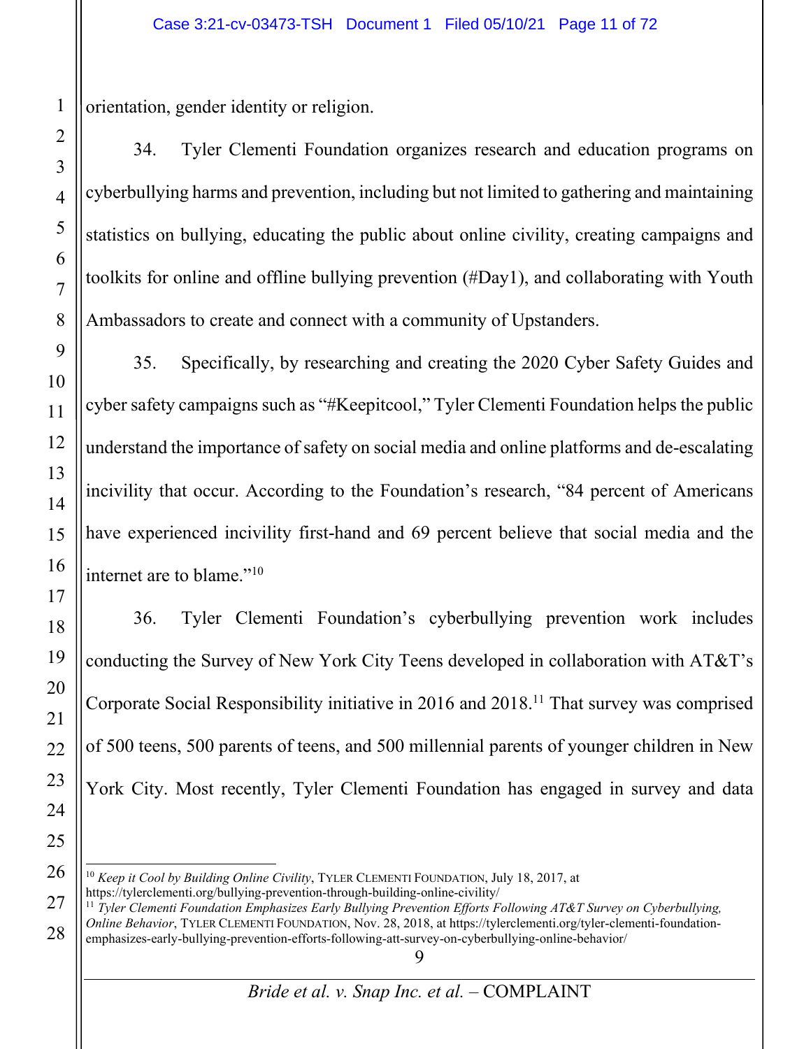orientation, gender identity or religion.

34. Tyler Clementi Foundation organizes research and education programs on cyberbullying harms and prevention, including but not limited to gathering and maintaining statistics on bullying, educating the public about online civility, creating campaigns and toolkits for online and offline bullying prevention (#Day1), and collaborating with Youth Ambassadors to create and connect with a community of Upstanders.

35. Specifically, by researching and creating the 2020 Cyber Safety Guides and cyber safety campaigns such as "#Keepitcool," Tyler Clementi Foundation helps the public understand the importance of safety on social media and online platforms and de-escalating incivility that occur. According to the Foundation's research, "84 percent of Americans have experienced incivility first-hand and 69 percent believe that social media and the internet are to blame."[10]

36. Tyler Clementi Foundation's cyberbullying prevention work includes conducting the Survey of New York City Teens developed in collaboration with AT&T's Corporate Social Responsibility initiative in 2016 and 2018.[11] That survey was comprised of 500 teens, 500 parents of teens, and 500 millennial parents of younger children in New York City. Most recently, Tyler Clementi Foundation has engaged in survey and data

---

[10] *Keep it Cool by Building Online Civility*, TYLER CLEMENTI FOUNDATION, July 18, 2017, at https://tylerclementi.org/bullying-prevention-through-building-online-civility/

[11] *Tyler Clementi Foundation Emphasizes Early Bullying Prevention Efforts Following AT&T Survey on Cyberbullying, Online Behavior*, TYLER CLEMENTI FOUNDATION, Nov. 28, 2018, at https://tylerclementi.org/tyler-clementi-foundation-emphasizes-early-bullying-prevention-efforts-following-att-survey-on-cyberbullying-online-behavior/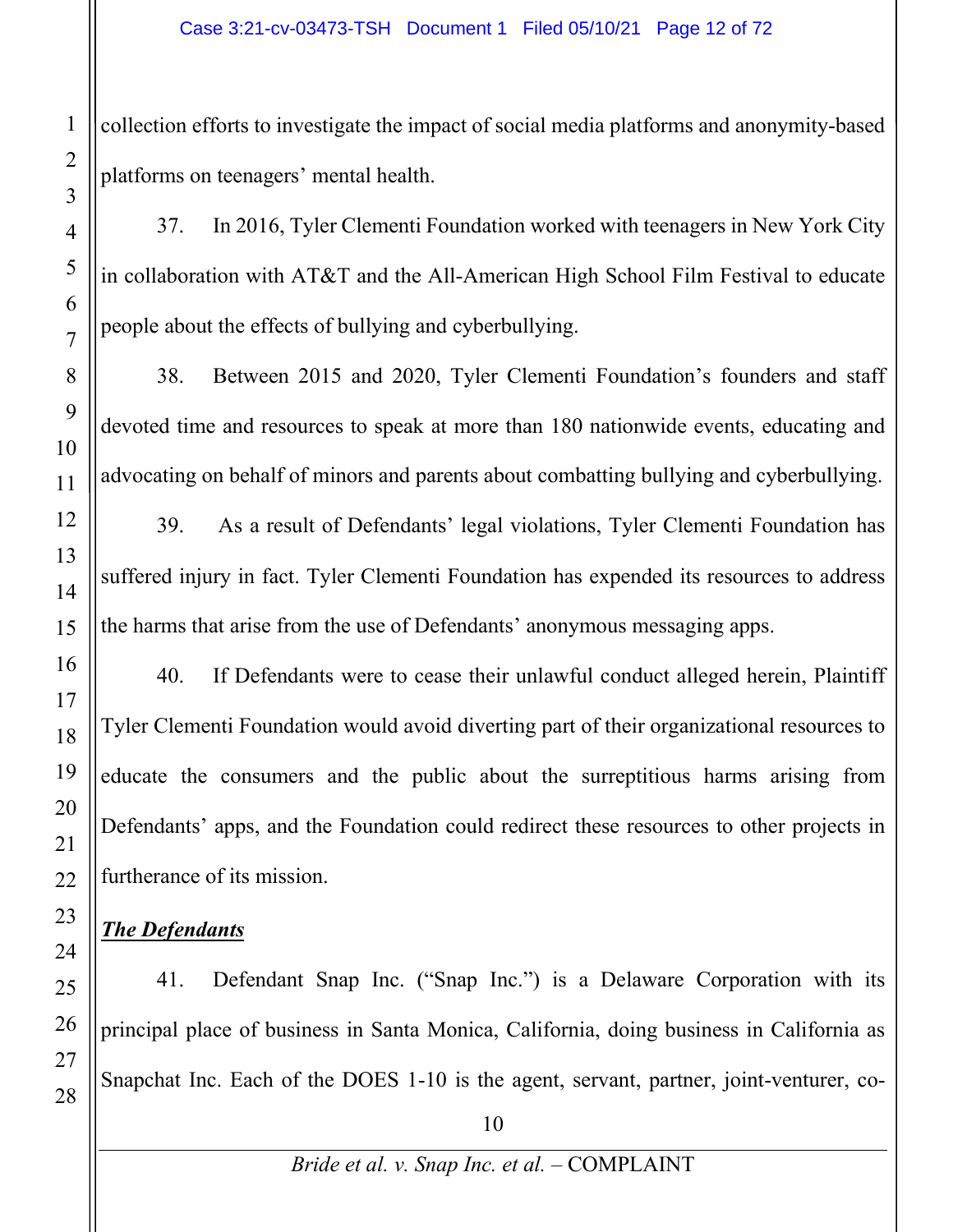collection efforts to investigate the impact of social media platforms and anonymity-based platforms on teenagers' mental health.

37. In 2016, Tyler Clementi Foundation worked with teenagers in New York City in collaboration with AT&T and the All-American High School Film Festival to educate people about the effects of bullying and cyberbullying.

38. Between 2015 and 2020, Tyler Clementi Foundation's founders and staff devoted time and resources to speak at more than 180 nationwide events, educating and advocating on behalf of minors and parents about combatting bullying and cyberbullying.

39. As a result of Defendants' legal violations, Tyler Clementi Foundation has suffered injury in fact. Tyler Clementi Foundation has expended its resources to address the harms that arise from the use of Defendants' anonymous messaging apps.

40. If Defendants were to cease their unlawful conduct alleged herein, Plaintiff Tyler Clementi Foundation would avoid diverting part of their organizational resources to educate the consumers and the public about the surreptitious harms arising from Defendants' apps, and the Foundation could redirect these resources to other projects in furtherance of its mission.

***The Defendants***

41. Defendant Snap Inc. ("Snap Inc.") is a Delaware Corporation with its principal place of business in Santa Monica, California, doing business in California as Snapchat Inc. Each of the DOES 1-10 is the agent, servant, partner, joint-venturer, co-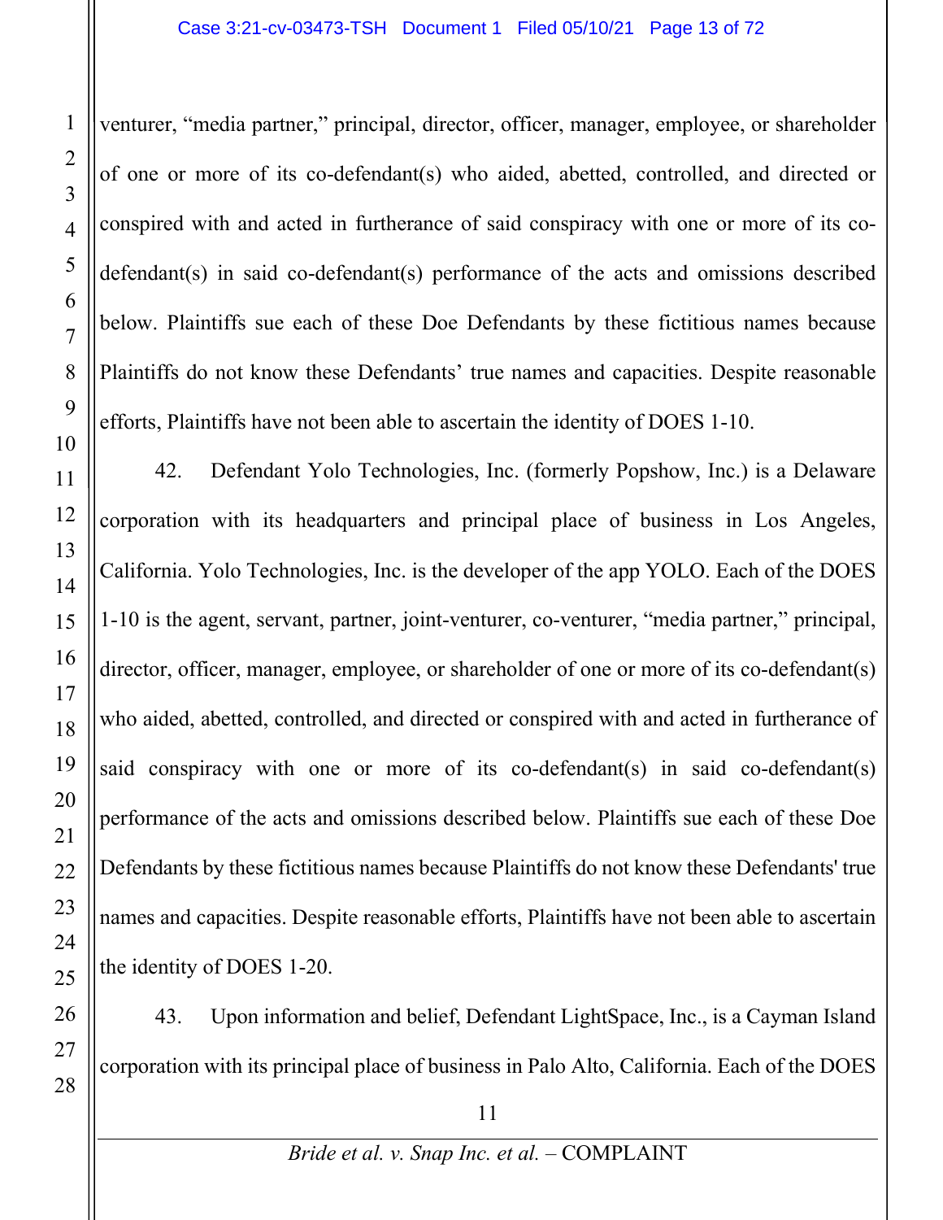venturer, "media partner," principal, director, officer, manager, employee, or shareholder of one or more of its co-defendant(s) who aided, abetted, controlled, and directed or conspired with and acted in furtherance of said conspiracy with one or more of its co-defendant(s) in said co-defendant(s) performance of the acts and omissions described below. Plaintiffs sue each of these Doe Defendants by these fictitious names because Plaintiffs do not know these Defendants' true names and capacities. Despite reasonable efforts, Plaintiffs have not been able to ascertain the identity of DOES 1-10.

42. Defendant Yolo Technologies, Inc. (formerly Popshow, Inc.) is a Delaware corporation with its headquarters and principal place of business in Los Angeles, California. Yolo Technologies, Inc. is the developer of the app YOLO. Each of the DOES 1-10 is the agent, servant, partner, joint-venturer, co-venturer, "media partner," principal, director, officer, manager, employee, or shareholder of one or more of its co-defendant(s) who aided, abetted, controlled, and directed or conspired with and acted in furtherance of said conspiracy with one or more of its co-defendant(s) in said co-defendant(s) performance of the acts and omissions described below. Plaintiffs sue each of these Doe Defendants by these fictitious names because Plaintiffs do not know these Defendants' true names and capacities. Despite reasonable efforts, Plaintiffs have not been able to ascertain the identity of DOES 1-20.

43. Upon information and belief, Defendant LightSpace, Inc., is a Cayman Island corporation with its principal place of business in Palo Alto, California. Each of the DOES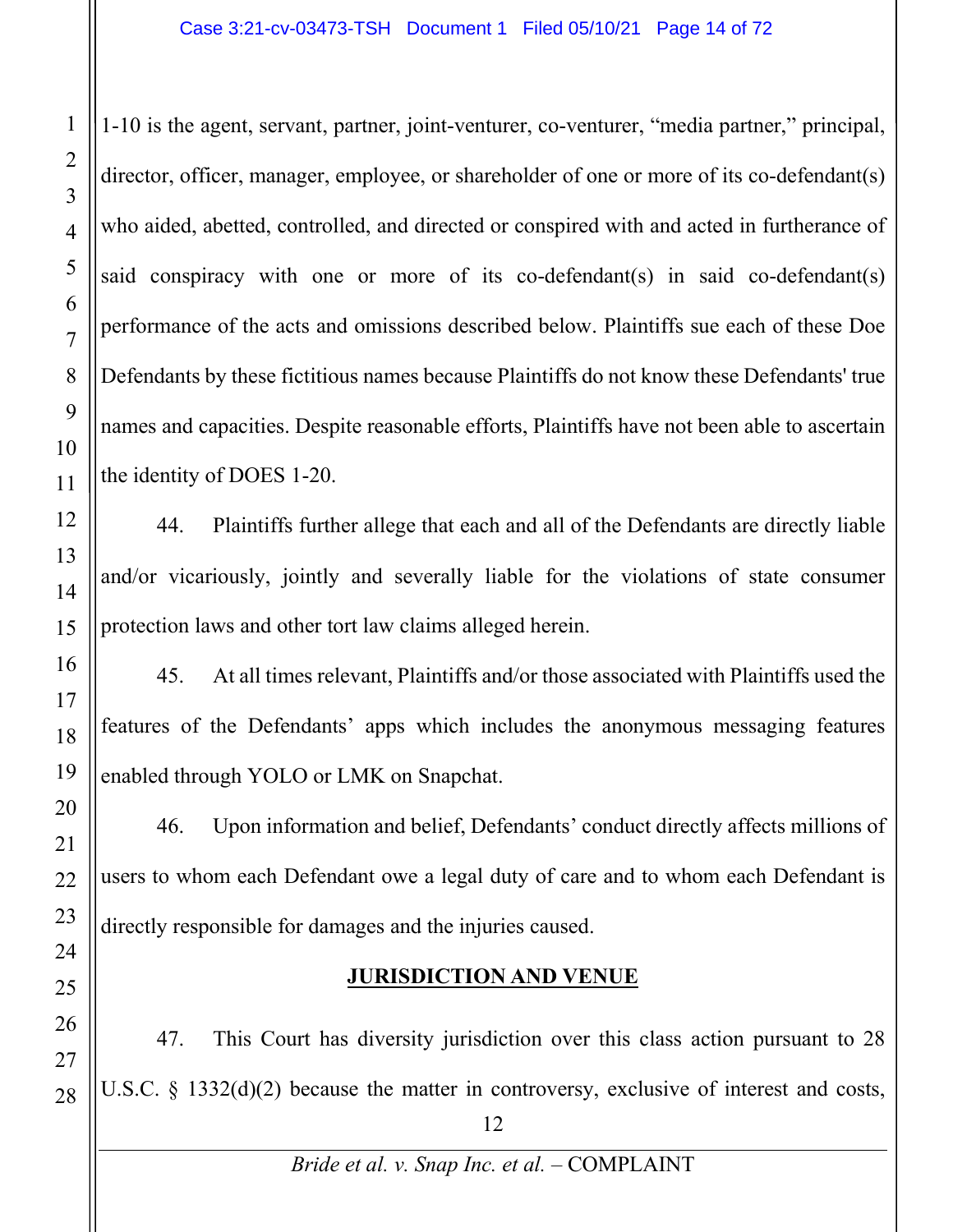1-10 is the agent, servant, partner, joint-venturer, co-venturer, "media partner," principal, director, officer, manager, employee, or shareholder of one or more of its co-defendant(s) who aided, abetted, controlled, and directed or conspired with and acted in furtherance of said conspiracy with one or more of its co-defendant(s) in said co-defendant(s) performance of the acts and omissions described below. Plaintiffs sue each of these Doe Defendants by these fictitious names because Plaintiffs do not know these Defendants' true names and capacities. Despite reasonable efforts, Plaintiffs have not been able to ascertain the identity of DOES 1-20.

44. Plaintiffs further allege that each and all of the Defendants are directly liable and/or vicariously, jointly and severally liable for the violations of state consumer protection laws and other tort law claims alleged herein.

45. At all times relevant, Plaintiffs and/or those associated with Plaintiffs used the features of the Defendants' apps which includes the anonymous messaging features enabled through YOLO or LMK on Snapchat.

46. Upon information and belief, Defendants' conduct directly affects millions of users to whom each Defendant owe a legal duty of care and to whom each Defendant is directly responsible for damages and the injuries caused.

## JURISDICTION AND VENUE

47. This Court has diversity jurisdiction over this class action pursuant to 28 U.S.C. § 1332(d)(2) because the matter in controversy, exclusive of interest and costs,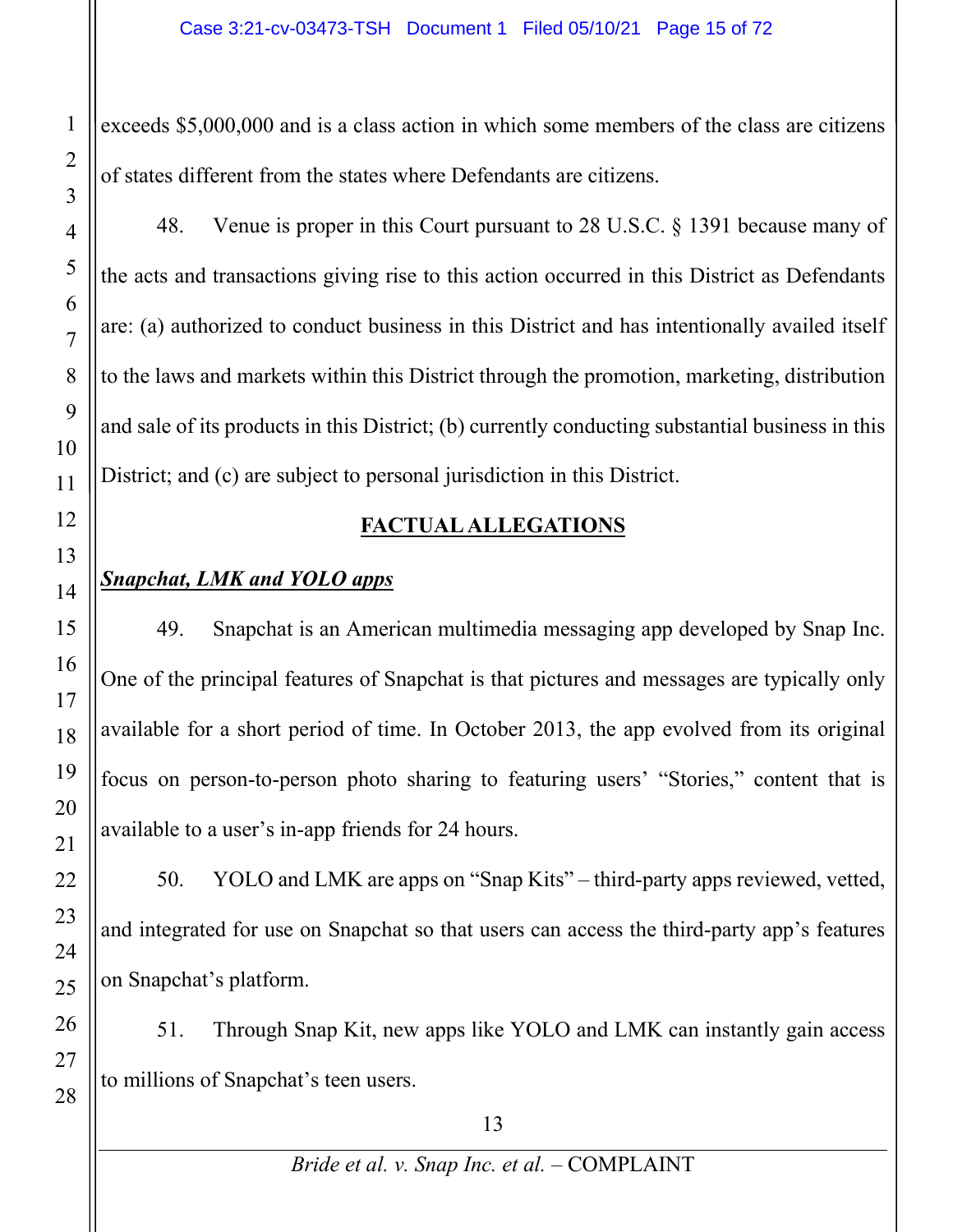exceeds $5,000,000 and is a class action in which some members of the class are citizens of states different from the states where Defendants are citizens.

48. Venue is proper in this Court pursuant to 28 U.S.C. § 1391 because many of the acts and transactions giving rise to this action occurred in this District as Defendants are: (a) authorized to conduct business in this District and has intentionally availed itself to the laws and markets within this District through the promotion, marketing, distribution and sale of its products in this District; (b) currently conducting substantial business in this District; and (c) are subject to personal jurisdiction in this District.

## FACTUAL ALLEGATIONS

***Snapchat, LMK and YOLO apps***

49. Snapchat is an American multimedia messaging app developed by Snap Inc. One of the principal features of Snapchat is that pictures and messages are typically only available for a short period of time. In October 2013, the app evolved from its original focus on person-to-person photo sharing to featuring users' "Stories," content that is available to a user's in-app friends for 24 hours.

50. YOLO and LMK are apps on "Snap Kits" – third-party apps reviewed, vetted, and integrated for use on Snapchat so that users can access the third-party app's features on Snapchat's platform.

51. Through Snap Kit, new apps like YOLO and LMK can instantly gain access to millions of Snapchat's teen users.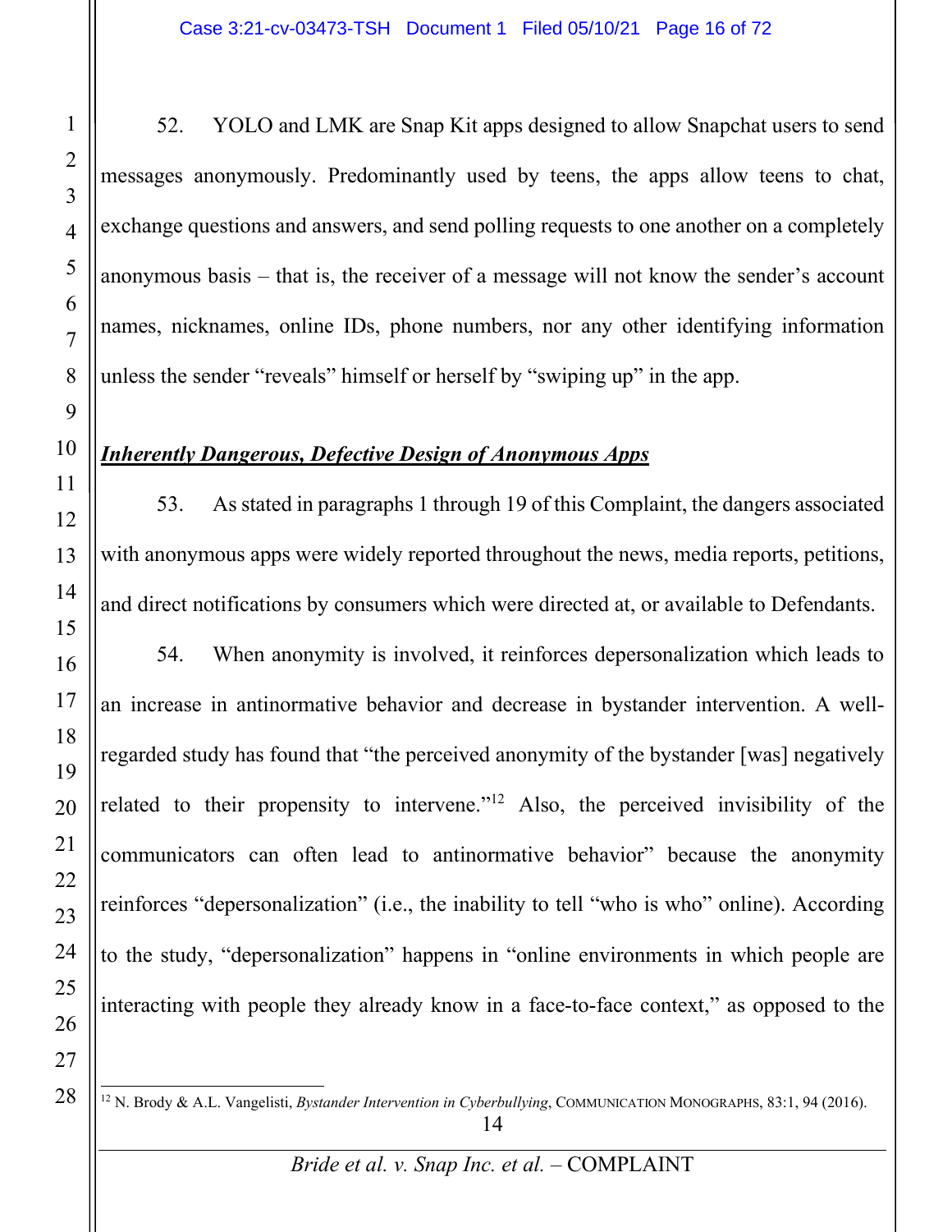52. YOLO and LMK are Snap Kit apps designed to allow Snapchat users to send messages anonymously. Predominantly used by teens, the apps allow teens to chat, exchange questions and answers, and send polling requests to one another on a completely anonymous basis – that is, the receiver of a message will not know the sender's account names, nicknames, online IDs, phone numbers, nor any other identifying information unless the sender "reveals" himself or herself by "swiping up" in the app.

***Inherently Dangerous, Defective Design of Anonymous Apps***

53. As stated in paragraphs 1 through 19 of this Complaint, the dangers associated with anonymous apps were widely reported throughout the news, media reports, petitions, and direct notifications by consumers which were directed at, or available to Defendants.

54. When anonymity is involved, it reinforces depersonalization which leads to an increase in antinormative behavior and decrease in bystander intervention. A well-regarded study has found that "the perceived anonymity of the bystander [was] negatively related to their propensity to intervene."[12] Also, the perceived invisibility of the communicators can often lead to antinormative behavior" because the anonymity reinforces "depersonalization" (i.e., the inability to tell "who is who" online). According to the study, "depersonalization" happens in "online environments in which people are interacting with people they already know in a face-to-face context," as opposed to the

---

[12] N. Brody & A.L. Vangelisti, *Bystander Intervention in Cyberbullying*, COMMUNICATION MONOGRAPHS, 83:1, 94 (2016).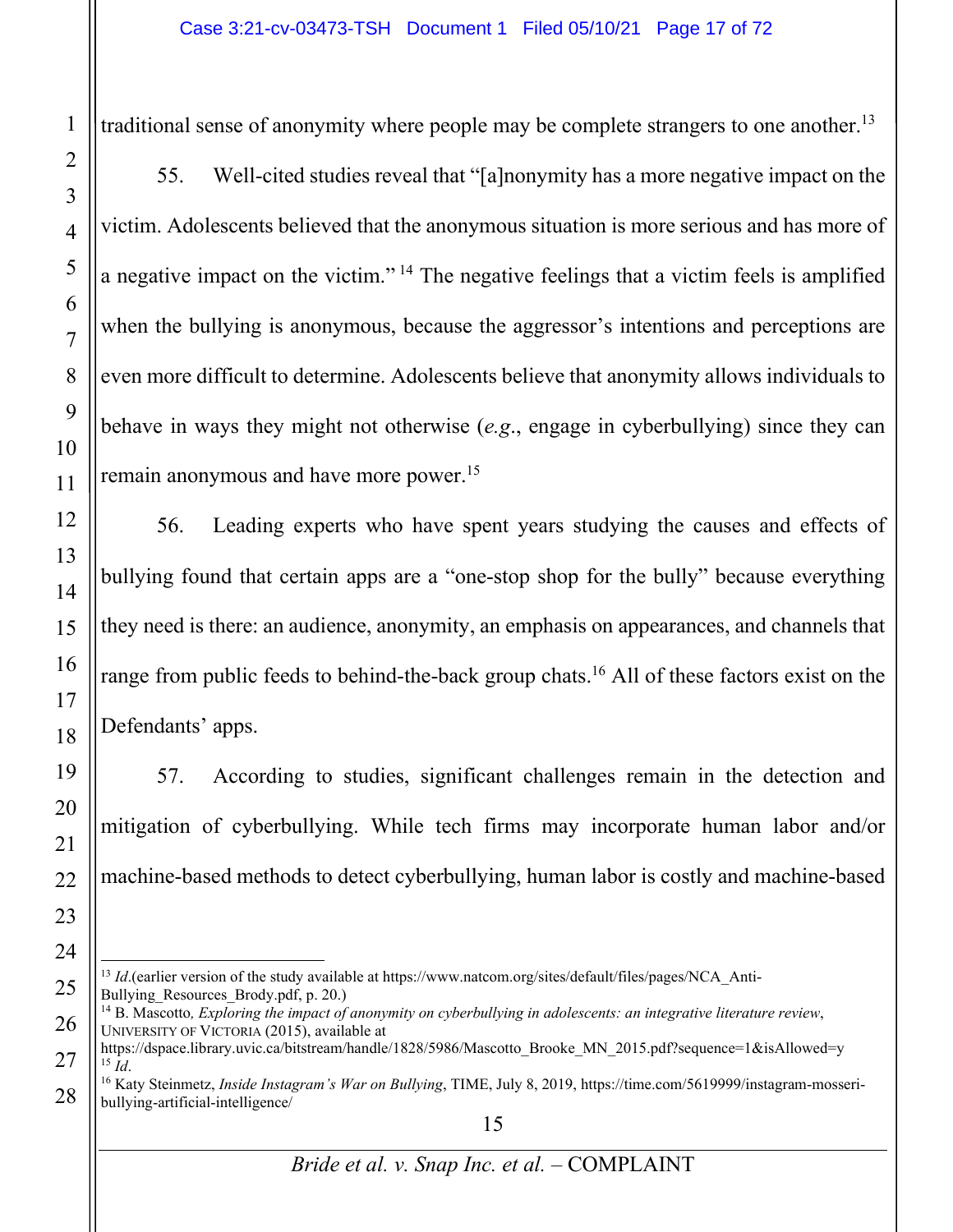traditional sense of anonymity where people may be complete strangers to one another.[13]

55. Well-cited studies reveal that "[a]nonymity has a more negative impact on the victim. Adolescents believed that the anonymous situation is more serious and has more of a negative impact on the victim."[14] The negative feelings that a victim feels is amplified when the bullying is anonymous, because the aggressor's intentions and perceptions are even more difficult to determine. Adolescents believe that anonymity allows individuals to behave in ways they might not otherwise (*e.g.*, engage in cyberbullying) since they can remain anonymous and have more power.[15]

56. Leading experts who have spent years studying the causes and effects of bullying found that certain apps are a "one-stop shop for the bully" because everything they need is there: an audience, anonymity, an emphasis on appearances, and channels that range from public feeds to behind-the-back group chats.[16] All of these factors exist on the Defendants' apps.

57. According to studies, significant challenges remain in the detection and mitigation of cyberbullying. While tech firms may incorporate human labor and/or machine-based methods to detect cyberbullying, human labor is costly and machine-based

---

[13] *Id.*(earlier version of the study available at https://www.natcom.org/sites/default/files/pages/NCA_Anti-Bullying_Resources_Brody.pdf, p. 20.)

[14] B. Mascotto*, Exploring the impact of anonymity on cyberbullying in adolescents: an integrative literature review*, University of Victoria (2015), available at https://dspace.library.uvic.ca/bitstream/handle/1828/5986/Mascotto_Brooke_MN_2015.pdf?sequence=1&isAllowed=y

[15] *Id*.

[16] Katy Steinmetz, *Inside Instagram's War on Bullying*, TIME, July 8, 2019, https://time.com/5619999/instagram-mosseri-bullying-artificial-intelligence/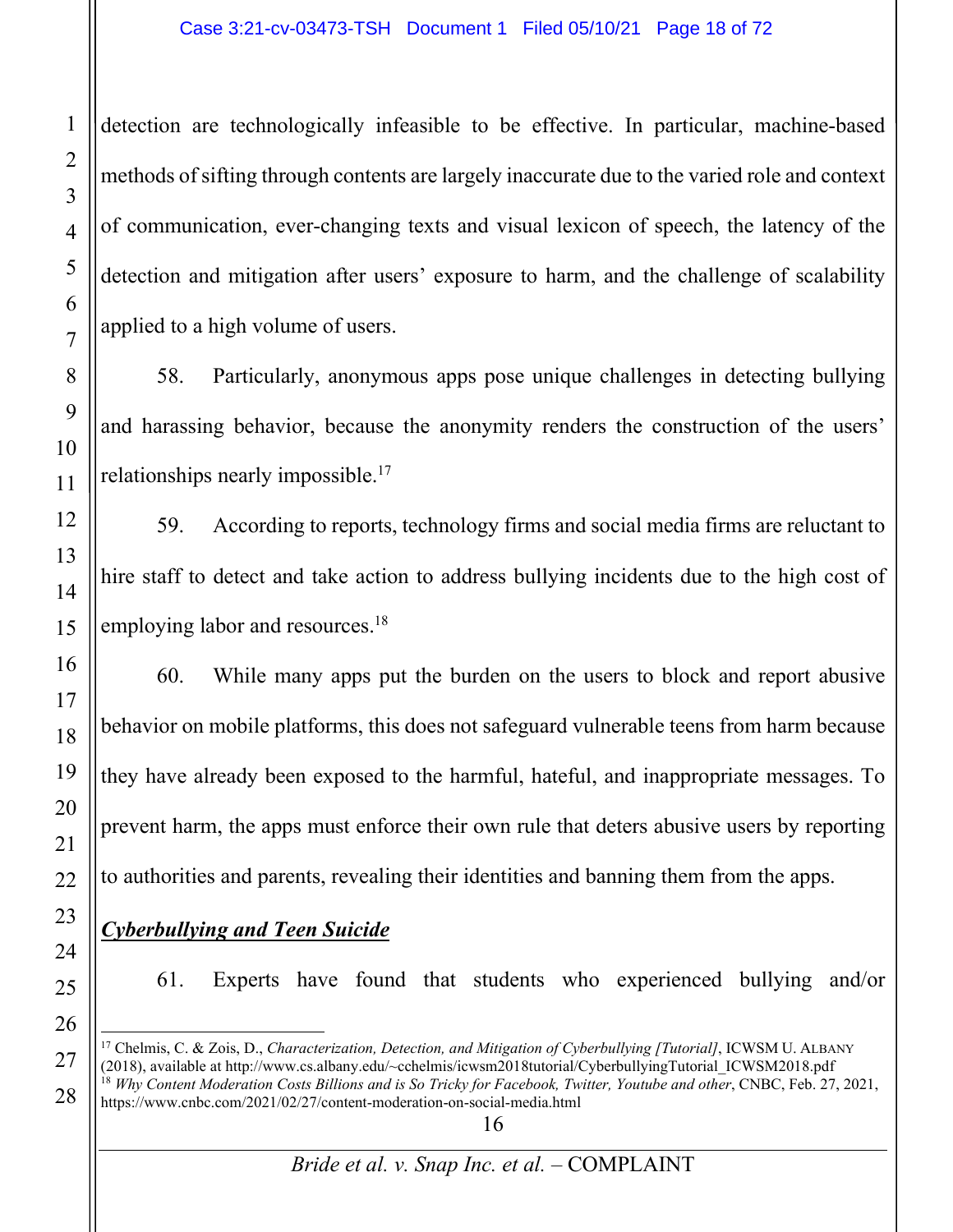detection are technologically infeasible to be effective. In particular, machine-based methods of sifting through contents are largely inaccurate due to the varied role and context of communication, ever-changing texts and visual lexicon of speech, the latency of the detection and mitigation after users' exposure to harm, and the challenge of scalability applied to a high volume of users.

58. Particularly, anonymous apps pose unique challenges in detecting bullying and harassing behavior, because the anonymity renders the construction of the users' relationships nearly impossible.[17]

59. According to reports, technology firms and social media firms are reluctant to hire staff to detect and take action to address bullying incidents due to the high cost of employing labor and resources.[18]

60. While many apps put the burden on the users to block and report abusive behavior on mobile platforms, this does not safeguard vulnerable teens from harm because they have already been exposed to the harmful, hateful, and inappropriate messages. To prevent harm, the apps must enforce their own rule that deters abusive users by reporting to authorities and parents, revealing their identities and banning them from the apps.

***Cyberbullying and Teen Suicide***

61. Experts have found that students who experienced bullying and/or

---

[17] Chelmis, C. & Zois, D., *Characterization, Detection, and Mitigation of Cyberbullying [Tutorial]*, ICWSM U. ALBANY (2018), available at http://www.cs.albany.edu/~cchelmis/icwsm2018tutorial/CyberbullyingTutorial_ICWSM2018.pdf

[18] *Why Content Moderation Costs Billions and is So Tricky for Facebook, Twitter, Youtube and other*, CNBC, Feb. 27, 2021, https://www.cnbc.com/2021/02/27/content-moderation-on-social-media.html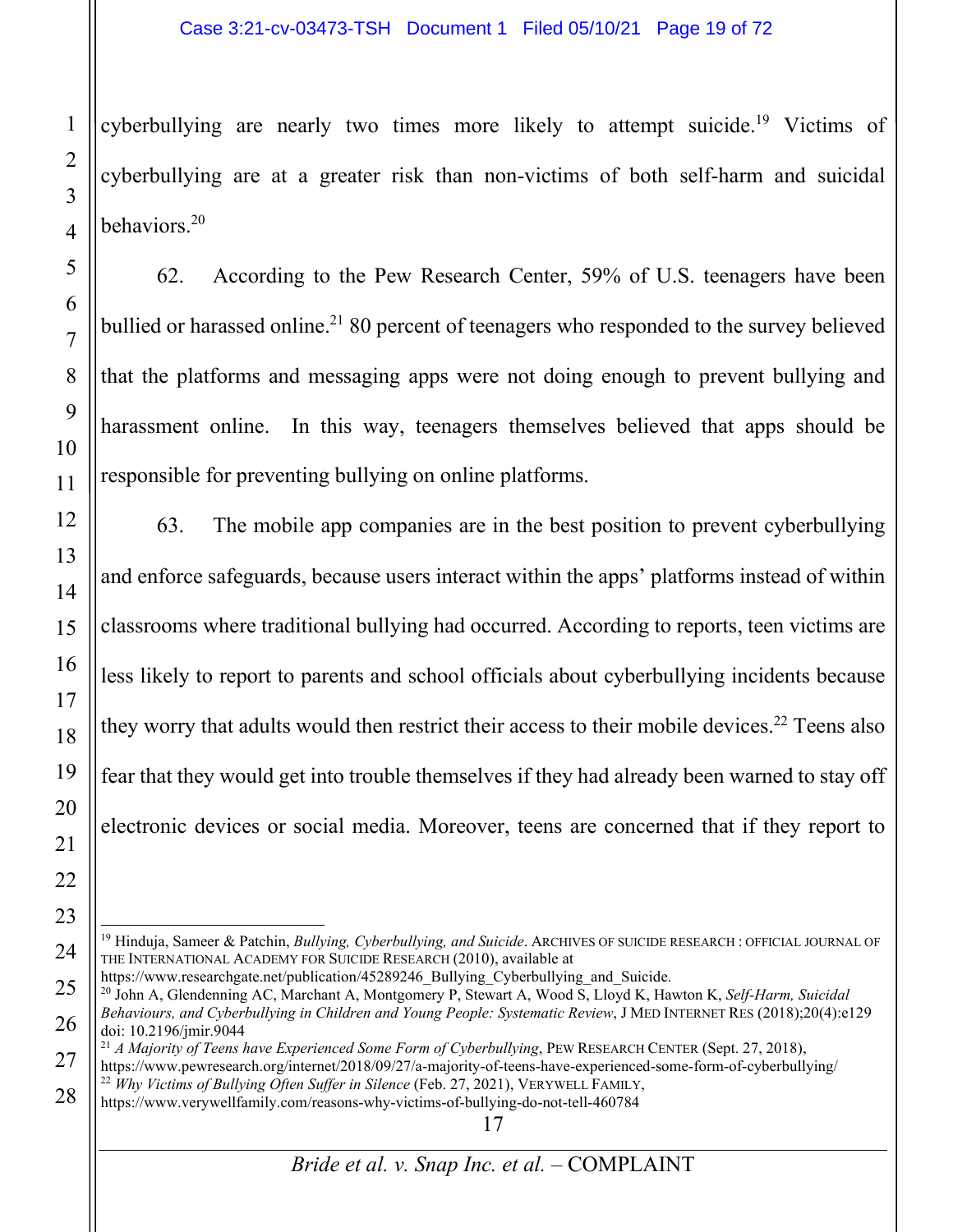cyberbullying are nearly two times more likely to attempt suicide.[19] Victims of cyberbullying are at a greater risk than non-victims of both self-harm and suicidal behaviors.[20]

62. According to the Pew Research Center, 59% of U.S. teenagers have been bullied or harassed online.[21] 80 percent of teenagers who responded to the survey believed that the platforms and messaging apps were not doing enough to prevent bullying and harassment online. In this way, teenagers themselves believed that apps should be responsible for preventing bullying on online platforms.

63. The mobile app companies are in the best position to prevent cyberbullying and enforce safeguards, because users interact within the apps' platforms instead of within classrooms where traditional bullying had occurred. According to reports, teen victims are less likely to report to parents and school officials about cyberbullying incidents because they worry that adults would then restrict their access to their mobile devices.[22] Teens also fear that they would get into trouble themselves if they had already been warned to stay off electronic devices or social media. Moreover, teens are concerned that if they report to

---

[19] Hinduja, Sameer & Patchin, *Bullying, Cyberbullying, and Suicide*. ARCHIVES OF SUICIDE RESEARCH : OFFICIAL JOURNAL OF THE INTERNATIONAL ACADEMY FOR SUICIDE RESEARCH (2010), available at https://www.researchgate.net/publication/45289246_Bullying_Cyberbullying_and_Suicide.

[20] John A, Glendenning AC, Marchant A, Montgomery P, Stewart A, Wood S, Lloyd K, Hawton K, *Self-Harm, Suicidal Behaviours, and Cyberbullying in Children and Young People: Systematic Review*, J MED INTERNET RES (2018);20(4):e129 doi: 10.2196/jmir.9044

[21] *A Majority of Teens have Experienced Some Form of Cyberbullying*, PEW RESEARCH CENTER (Sept. 27, 2018), https://www.pewresearch.org/internet/2018/09/27/a-majority-of-teens-have-experienced-some-form-of-cyberbullying/

[22] *Why Victims of Bullying Often Suffer in Silence* (Feb. 27, 2021), VERYWELL FAMILY, https://www.verywellfamily.com/reasons-why-victims-of-bullying-do-not-tell-460784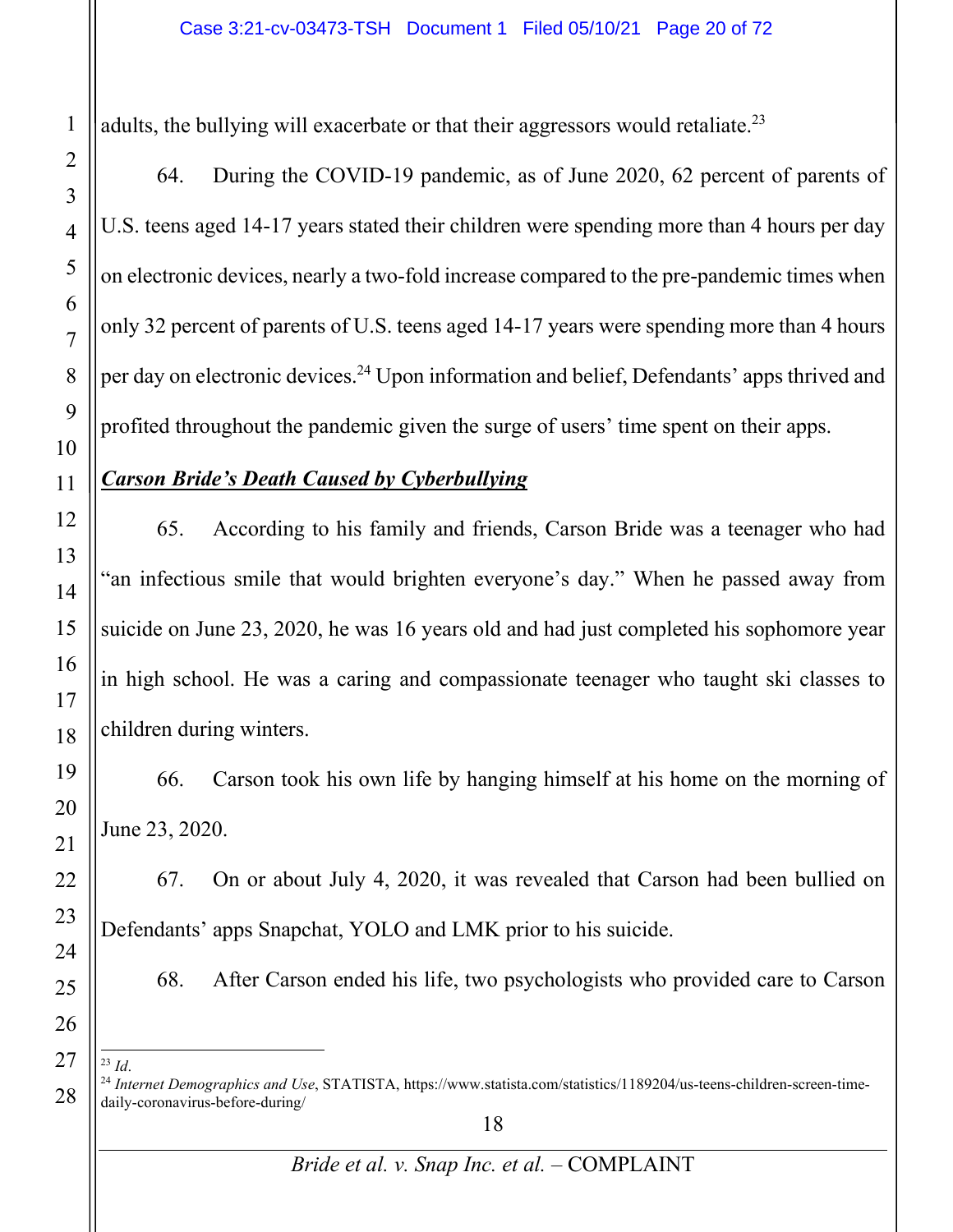adults, the bullying will exacerbate or that their aggressors would retaliate.[23]

64. During the COVID-19 pandemic, as of June 2020, 62 percent of parents of U.S. teens aged 14-17 years stated their children were spending more than 4 hours per day on electronic devices, nearly a two-fold increase compared to the pre-pandemic times when only 32 percent of parents of U.S. teens aged 14-17 years were spending more than 4 hours per day on electronic devices.[24] Upon information and belief, Defendants' apps thrived and profited throughout the pandemic given the surge of users' time spent on their apps.

***Carson Bride's Death Caused by Cyberbullying***

65. According to his family and friends, Carson Bride was a teenager who had "an infectious smile that would brighten everyone's day." When he passed away from suicide on June 23, 2020, he was 16 years old and had just completed his sophomore year in high school. He was a caring and compassionate teenager who taught ski classes to children during winters.

66. Carson took his own life by hanging himself at his home on the morning of June 23, 2020.

67. On or about July 4, 2020, it was revealed that Carson had been bullied on Defendants' apps Snapchat, YOLO and LMK prior to his suicide.

68. After Carson ended his life, two psychologists who provided care to Carson

---

[23] *Id*.

[24] *Internet Demographics and Use*, STATISTA, https://www.statista.com/statistics/1189204/us-teens-children-screen-time-daily-coronavirus-before-during/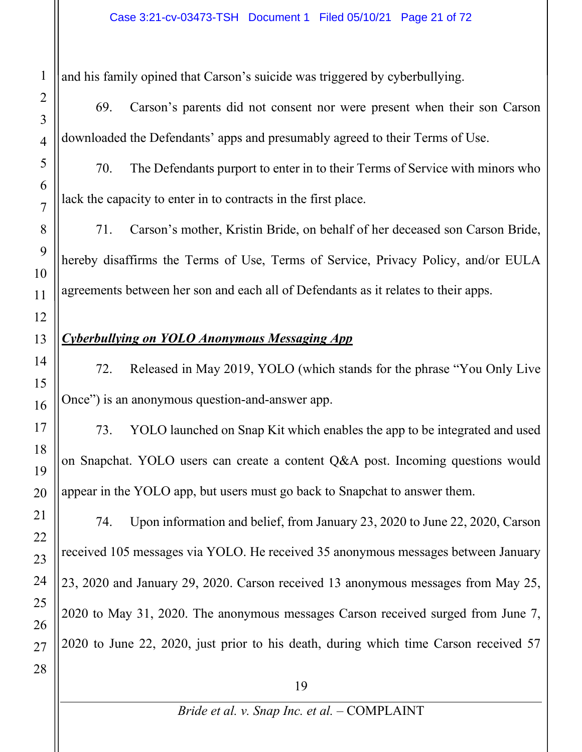and his family opined that Carson's suicide was triggered by cyberbullying.

69. Carson's parents did not consent nor were present when their son Carson downloaded the Defendants' apps and presumably agreed to their Terms of Use.

70. The Defendants purport to enter in to their Terms of Service with minors who lack the capacity to enter in to contracts in the first place.

71. Carson's mother, Kristin Bride, on behalf of her deceased son Carson Bride, hereby disaffirms the Terms of Use, Terms of Service, Privacy Policy, and/or EULA agreements between her son and each all of Defendants as it relates to their apps.

***Cyberbullying on YOLO Anonymous Messaging App***

72. Released in May 2019, YOLO (which stands for the phrase "You Only Live Once") is an anonymous question-and-answer app.

73. YOLO launched on Snap Kit which enables the app to be integrated and used on Snapchat. YOLO users can create a content Q&A post. Incoming questions would appear in the YOLO app, but users must go back to Snapchat to answer them.

74. Upon information and belief, from January 23, 2020 to June 22, 2020, Carson received 105 messages via YOLO. He received 35 anonymous messages between January 23, 2020 and January 29, 2020. Carson received 13 anonymous messages from May 25, 2020 to May 31, 2020. The anonymous messages Carson received surged from June 7, 2020 to June 22, 2020, just prior to his death, during which time Carson received 57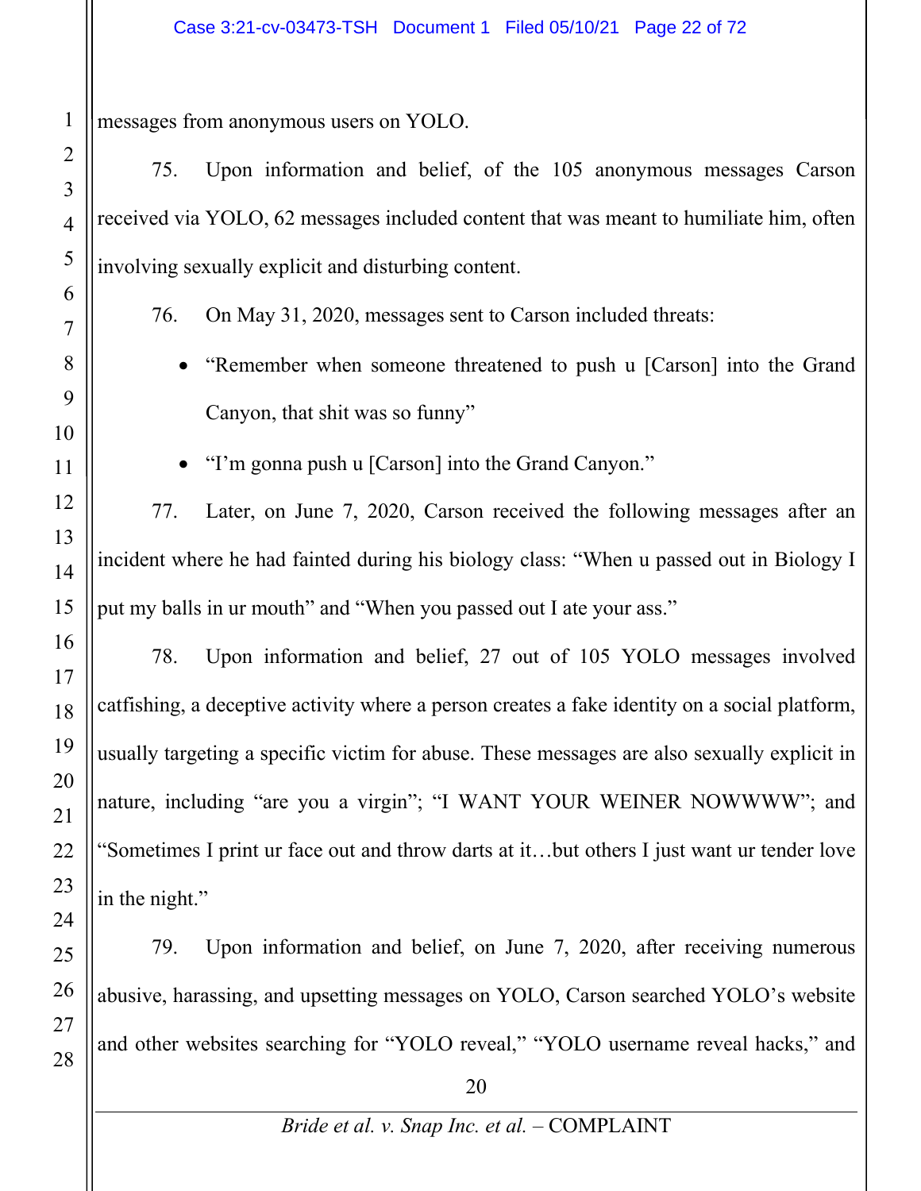messages from anonymous users on YOLO.

75. Upon information and belief, of the 105 anonymous messages Carson received via YOLO, 62 messages included content that was meant to humiliate him, often involving sexually explicit and disturbing content.

76. On May 31, 2020, messages sent to Carson included threats:

- "Remember when someone threatened to push u [Carson] into the Grand Canyon, that shit was so funny"
- "I'm gonna push u [Carson] into the Grand Canyon."

77. Later, on June 7, 2020, Carson received the following messages after an incident where he had fainted during his biology class: "When u passed out in Biology I put my balls in ur mouth" and "When you passed out I ate your ass."

78. Upon information and belief, 27 out of 105 YOLO messages involved catfishing, a deceptive activity where a person creates a fake identity on a social platform, usually targeting a specific victim for abuse. These messages are also sexually explicit in nature, including "are you a virgin"; "I WANT YOUR WEINER NOWWWW"; and "Sometimes I print ur face out and throw darts at it…but others I just want ur tender love in the night."

79. Upon information and belief, on June 7, 2020, after receiving numerous abusive, harassing, and upsetting messages on YOLO, Carson searched YOLO's website and other websites searching for "YOLO reveal," "YOLO username reveal hacks," and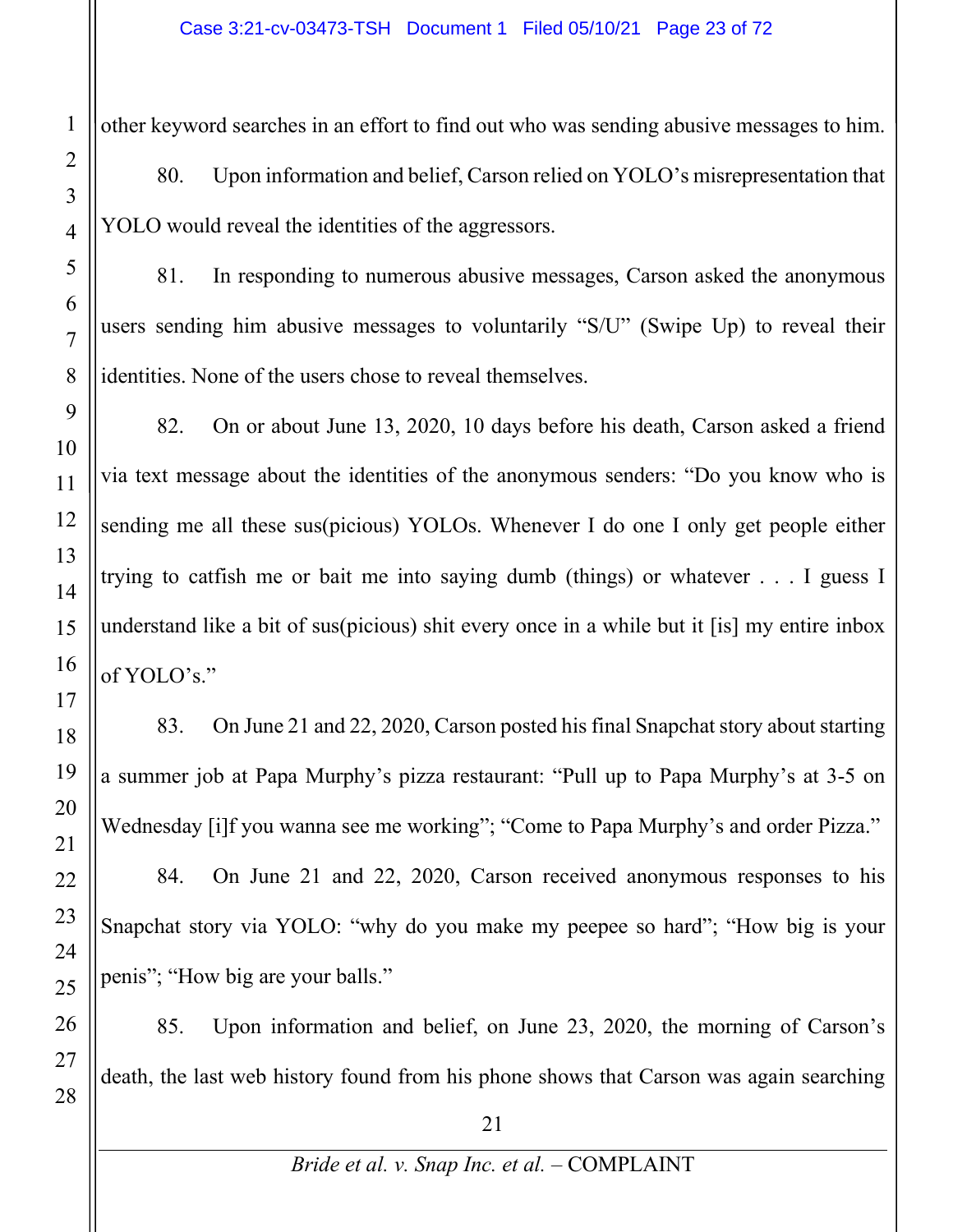other keyword searches in an effort to find out who was sending abusive messages to him.

80. Upon information and belief, Carson relied on YOLO's misrepresentation that YOLO would reveal the identities of the aggressors.

81. In responding to numerous abusive messages, Carson asked the anonymous users sending him abusive messages to voluntarily "S/U" (Swipe Up) to reveal their identities. None of the users chose to reveal themselves.

82. On or about June 13, 2020, 10 days before his death, Carson asked a friend via text message about the identities of the anonymous senders: "Do you know who is sending me all these sus(picious) YOLOs. Whenever I do one I only get people either trying to catfish me or bait me into saying dumb (things) or whatever . . . I guess I understand like a bit of sus(picious) shit every once in a while but it [is] my entire inbox of YOLO's."

83. On June 21 and 22, 2020, Carson posted his final Snapchat story about starting a summer job at Papa Murphy's pizza restaurant: "Pull up to Papa Murphy's at 3-5 on Wednesday [i]f you wanna see me working"; "Come to Papa Murphy's and order Pizza."

84. On June 21 and 22, 2020, Carson received anonymous responses to his Snapchat story via YOLO: "why do you make my peepee so hard"; "How big is your penis"; "How big are your balls."

85. Upon information and belief, on June 23, 2020, the morning of Carson's death, the last web history found from his phone shows that Carson was again searching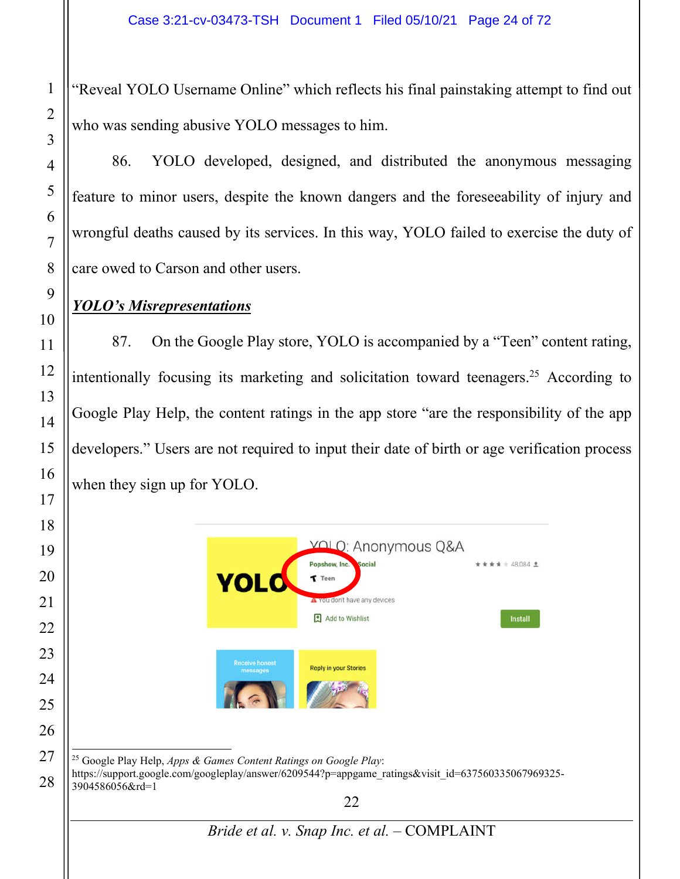"Reveal YOLO Username Online" which reflects his final painstaking attempt to find out who was sending abusive YOLO messages to him.

86. YOLO developed, designed, and distributed the anonymous messaging feature to minor users, despite the known dangers and the foreseeability of injury and wrongful deaths caused by its services. In this way, YOLO failed to exercise the duty of care owed to Carson and other users.

***YOLO's Misrepresentations***

87. On the Google Play store, YOLO is accompanied by a "Teen" content rating, intentionally focusing its marketing and solicitation toward teenagers.[25] According to Google Play Help, the content ratings in the app store "are the responsibility of the app developers." Users are not required to input their date of birth or age verification process when they sign up for YOLO.

[25] Google Play Help, *Apps & Games Content Ratings on Google Play*: https://support.google.com/googleplay/answer/6209544?p=appgame_ratings&visit_id=637560335067969325-3904586056&rd=1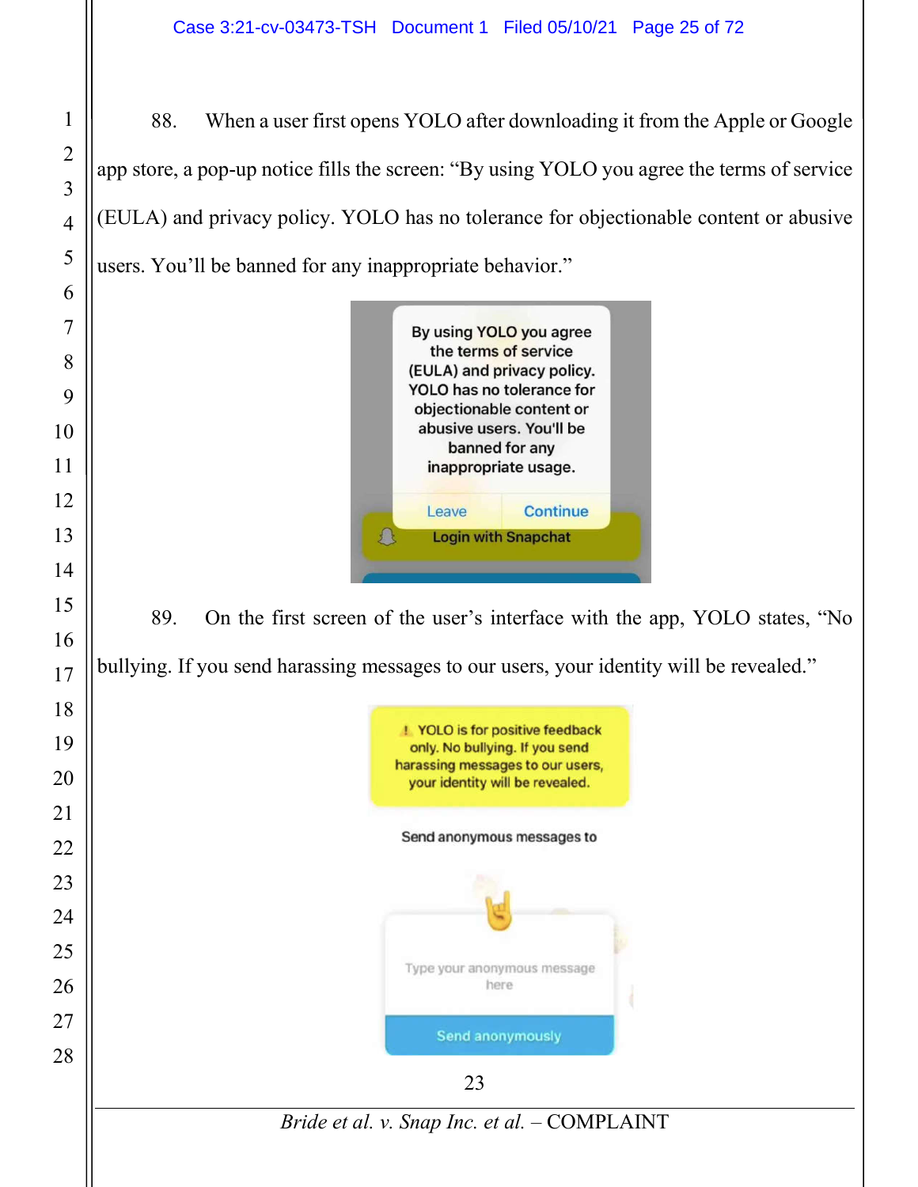88. When a user first opens YOLO after downloading it from the Apple or Google app store, a pop-up notice fills the screen: "By using YOLO you agree the terms of service (EULA) and privacy policy. YOLO has no tolerance for objectionable content or abusive users. You'll be banned for any inappropriate behavior."

89. On the first screen of the user's interface with the app, YOLO states, "No bullying. If you send harassing messages to our users, your identity will be revealed."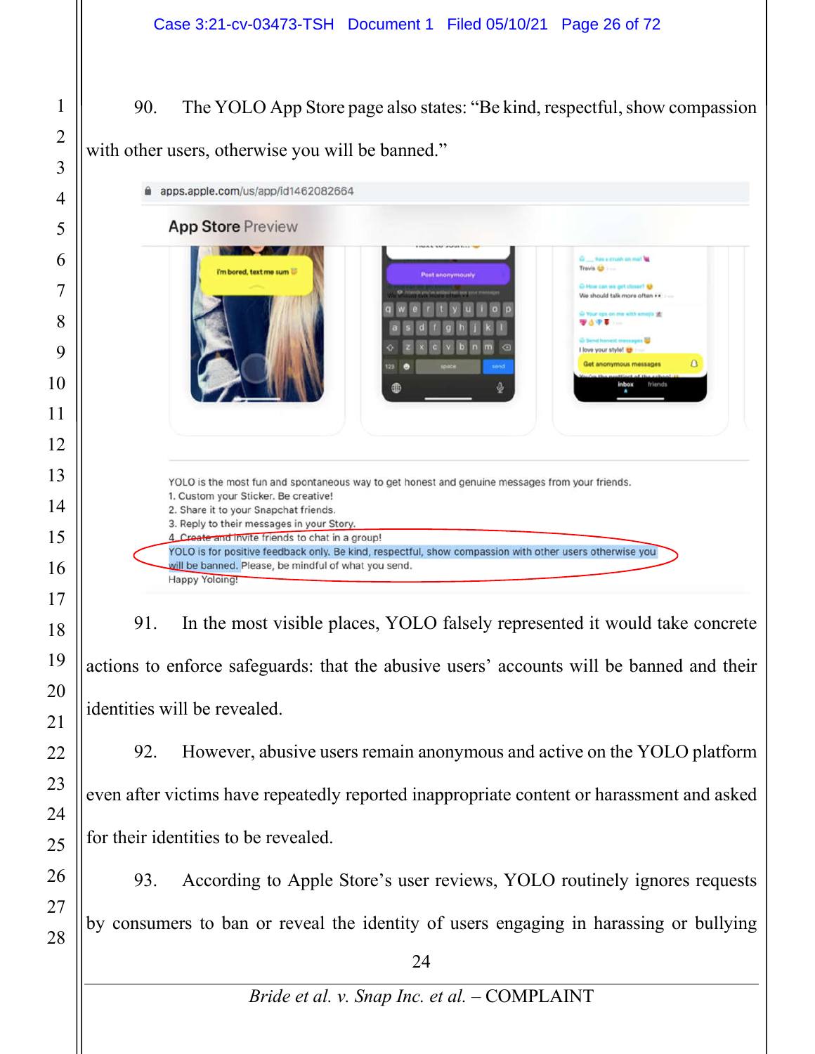90. The YOLO App Store page also states: "Be kind, respectful, show compassion with other users, otherwise you will be banned."

apps.apple.com/us/app/id1462082664

App Store Preview

YOLO is the most fun and spontaneous way to get honest and genuine messages from your friends.
1. Custom your Sticker. Be creative!
2. Share it to your Snapchat friends.
3. Reply to their messages in your Story.
4. Create and invite friends to chat in a group!
YOLO is for positive feedback only. Be kind, respectful, show compassion with other users otherwise you will be banned. Please, be mindful of what you send.
Happy Yoloing!

91. In the most visible places, YOLO falsely represented it would take concrete actions to enforce safeguards: that the abusive users' accounts will be banned and their identities will be revealed.

92. However, abusive users remain anonymous and active on the YOLO platform even after victims have repeatedly reported inappropriate content or harassment and asked for their identities to be revealed.

93. According to Apple Store's user reviews, YOLO routinely ignores requests by consumers to ban or reveal the identity of users engaging in harassing or bullying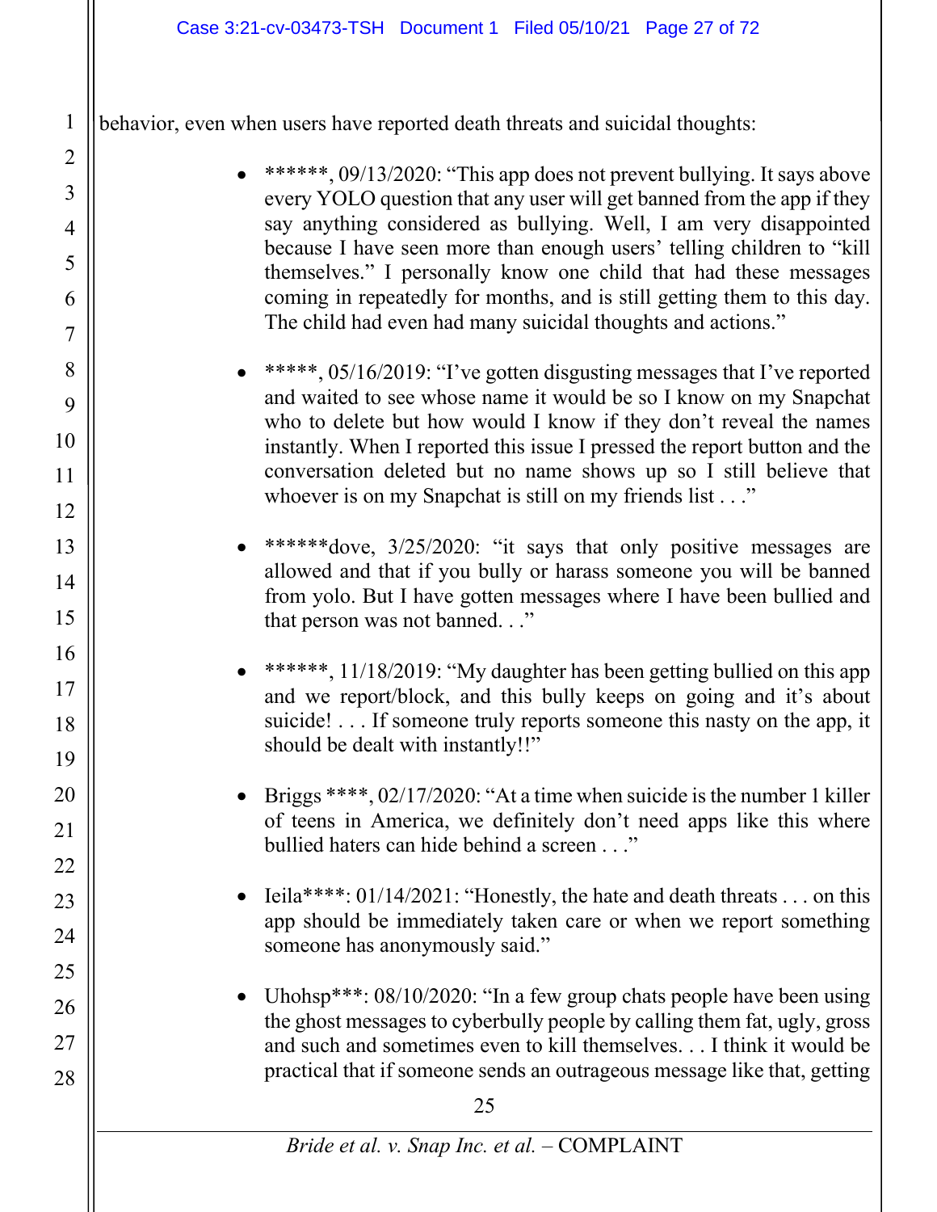behavior, even when users have reported death threats and suicidal thoughts:

- ******, 09/13/2020: "This app does not prevent bullying. It says above every YOLO question that any user will get banned from the app if they say anything considered as bullying. Well, I am very disappointed because I have seen more than enough users' telling children to "kill themselves." I personally know one child that had these messages coming in repeatedly for months, and is still getting them to this day. The child had even had many suicidal thoughts and actions."

- *****, 05/16/2019: "I've gotten disgusting messages that I've reported and waited to see whose name it would be so I know on my Snapchat who to delete but how would I know if they don't reveal the names instantly. When I reported this issue I pressed the report button and the conversation deleted but no name shows up so I still believe that whoever is on my Snapchat is still on my friends list . . ."

- ******dove, 3/25/2020: "it says that only positive messages are allowed and that if you bully or harass someone you will be banned from yolo. But I have gotten messages where I have been bullied and that person was not banned. . ."

- ******, 11/18/2019: "My daughter has been getting bullied on this app and we report/block, and this bully keeps on going and it's about suicide! . . . If someone truly reports someone this nasty on the app, it should be dealt with instantly!!"

- Briggs ****, 02/17/2020: "At a time when suicide is the number 1 killer of teens in America, we definitely don't need apps like this where bullied haters can hide behind a screen . . ."

- Ieila****: 01/14/2021: "Honestly, the hate and death threats . . . on this app should be immediately taken care or when we report something someone has anonymously said."

- Uhohsp***: 08/10/2020: "In a few group chats people have been using the ghost messages to cyberbully people by calling them fat, ugly, gross and such and sometimes even to kill themselves. . . I think it would be practical that if someone sends an outrageous message like that, getting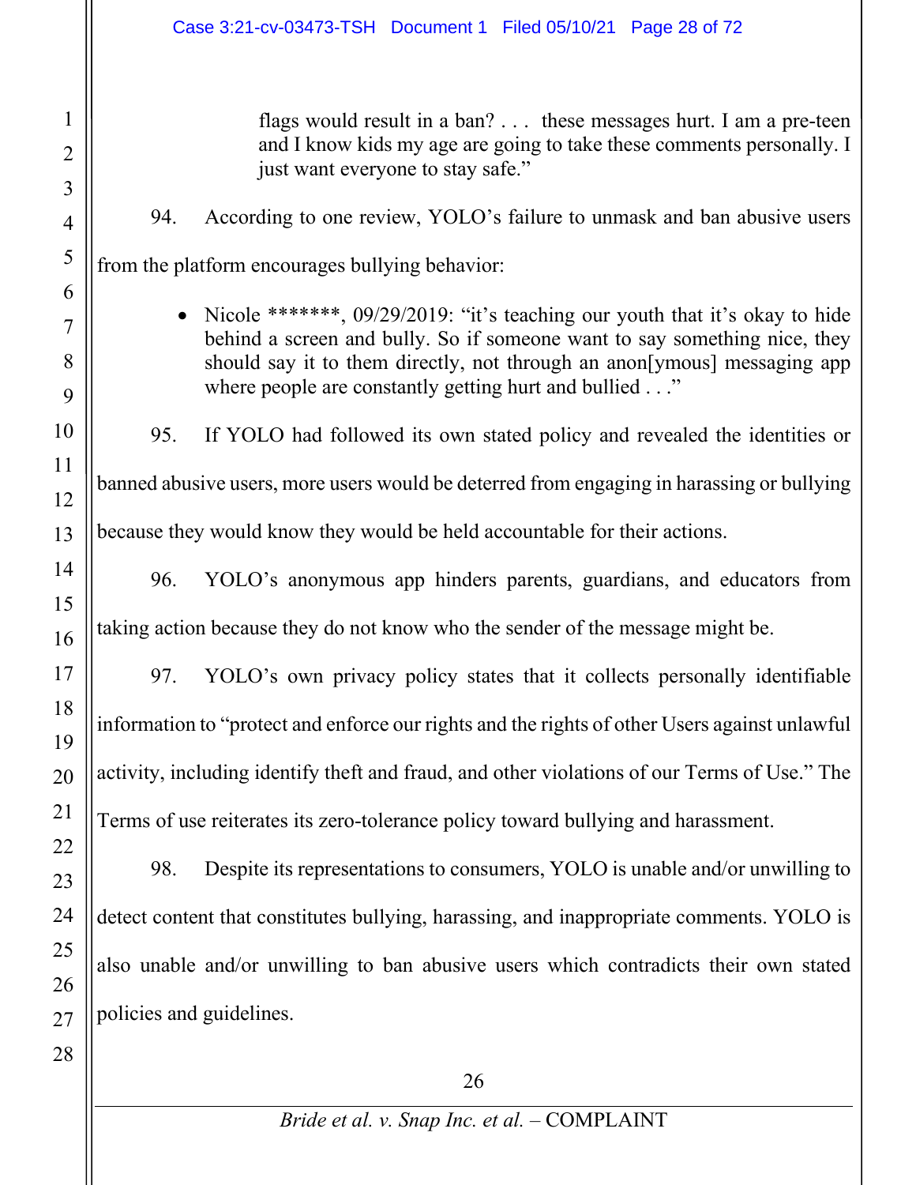> flags would result in a ban? . . .  these messages hurt. I am a pre-teen and I know kids my age are going to take these comments personally. I just want everyone to stay safe."

94. According to one review, YOLO's failure to unmask and ban abusive users from the platform encourages bullying behavior:

- Nicole *******, 09/29/2019: "it's teaching our youth that it's okay to hide behind a screen and bully. So if someone want to say something nice, they should say it to them directly, not through an anon[ymous] messaging app where people are constantly getting hurt and bullied . . ."

95. If YOLO had followed its own stated policy and revealed the identities or banned abusive users, more users would be deterred from engaging in harassing or bullying because they would know they would be held accountable for their actions.

96. YOLO's anonymous app hinders parents, guardians, and educators from taking action because they do not know who the sender of the message might be.

97. YOLO's own privacy policy states that it collects personally identifiable information to "protect and enforce our rights and the rights of other Users against unlawful activity, including identify theft and fraud, and other violations of our Terms of Use." The Terms of use reiterates its zero-tolerance policy toward bullying and harassment.

98. Despite its representations to consumers, YOLO is unable and/or unwilling to detect content that constitutes bullying, harassing, and inappropriate comments. YOLO is also unable and/or unwilling to ban abusive users which contradicts their own stated policies and guidelines.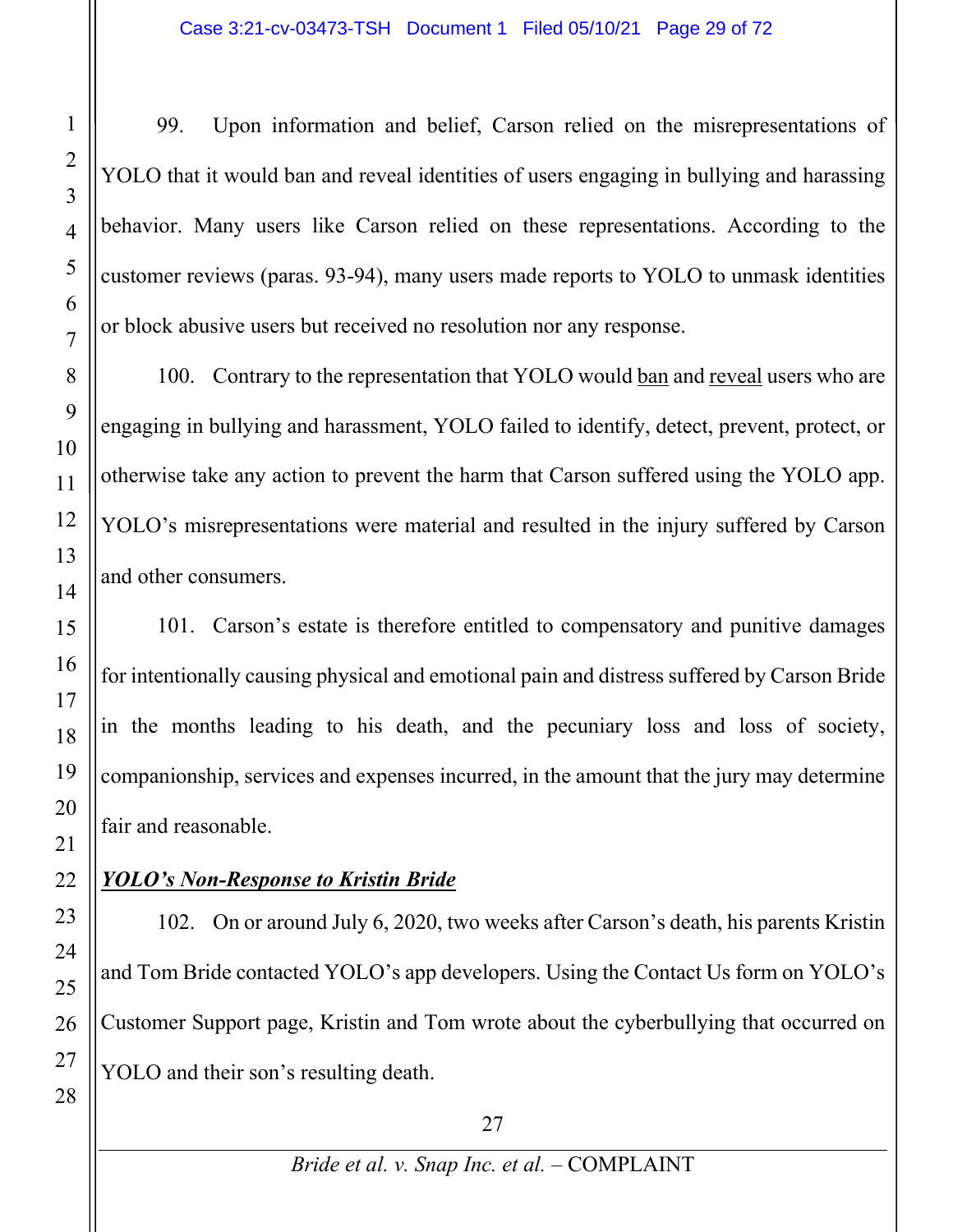99. Upon information and belief, Carson relied on the misrepresentations of YOLO that it would ban and reveal identities of users engaging in bullying and harassing behavior. Many users like Carson relied on these representations. According to the customer reviews (paras. 93-94), many users made reports to YOLO to unmask identities or block abusive users but received no resolution nor any response.

100. Contrary to the representation that YOLO would <u>ban</u> and <u>reveal</u> users who are engaging in bullying and harassment, YOLO failed to identify, detect, prevent, protect, or otherwise take any action to prevent the harm that Carson suffered using the YOLO app. YOLO's misrepresentations were material and resulted in the injury suffered by Carson and other consumers.

101. Carson's estate is therefore entitled to compensatory and punitive damages for intentionally causing physical and emotional pain and distress suffered by Carson Bride in the months leading to his death, and the pecuniary loss and loss of society, companionship, services and expenses incurred, in the amount that the jury may determine fair and reasonable.

***<u>YOLO's Non-Response to Kristin Bride</u>***

102. On or around July 6, 2020, two weeks after Carson's death, his parents Kristin and Tom Bride contacted YOLO's app developers. Using the Contact Us form on YOLO's Customer Support page, Kristin and Tom wrote about the cyberbullying that occurred on YOLO and their son's resulting death.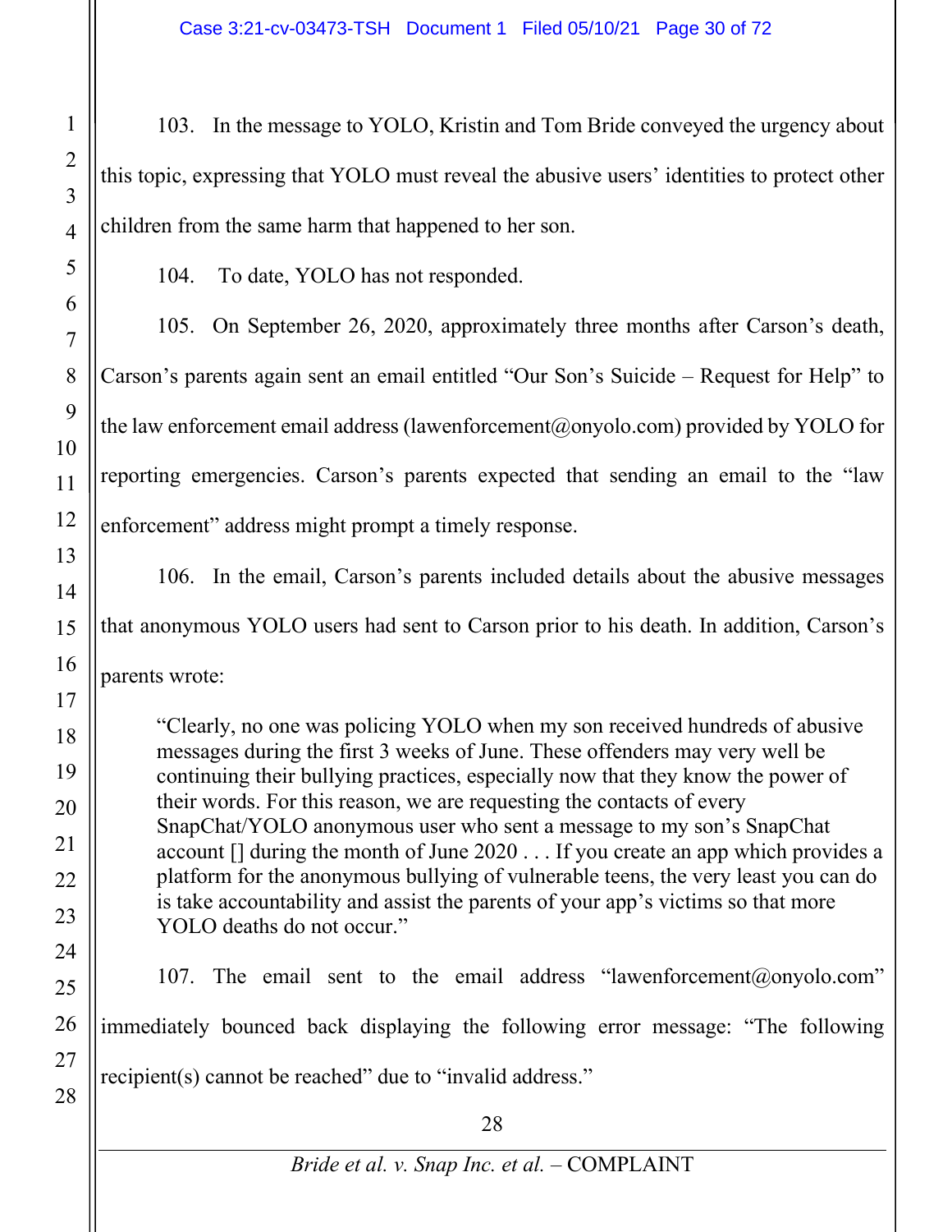103. In the message to YOLO, Kristin and Tom Bride conveyed the urgency about this topic, expressing that YOLO must reveal the abusive users' identities to protect other children from the same harm that happened to her son.

104. To date, YOLO has not responded.

105. On September 26, 2020, approximately three months after Carson's death, Carson's parents again sent an email entitled "Our Son's Suicide – Request for Help" to the law enforcement email address (lawenforcement@onyolo.com) provided by YOLO for reporting emergencies. Carson's parents expected that sending an email to the "law enforcement" address might prompt a timely response.

106. In the email, Carson's parents included details about the abusive messages that anonymous YOLO users had sent to Carson prior to his death. In addition, Carson's parents wrote:

> "Clearly, no one was policing YOLO when my son received hundreds of abusive messages during the first 3 weeks of June. These offenders may very well be continuing their bullying practices, especially now that they know the power of their words. For this reason, we are requesting the contacts of every SnapChat/YOLO anonymous user who sent a message to my son's SnapChat account [] during the month of June 2020 . . . If you create an app which provides a platform for the anonymous bullying of vulnerable teens, the very least you can do is take accountability and assist the parents of your app's victims so that more YOLO deaths do not occur."

107. The email sent to the email address "lawenforcement@onyolo.com" immediately bounced back displaying the following error message: "The following recipient(s) cannot be reached" due to "invalid address."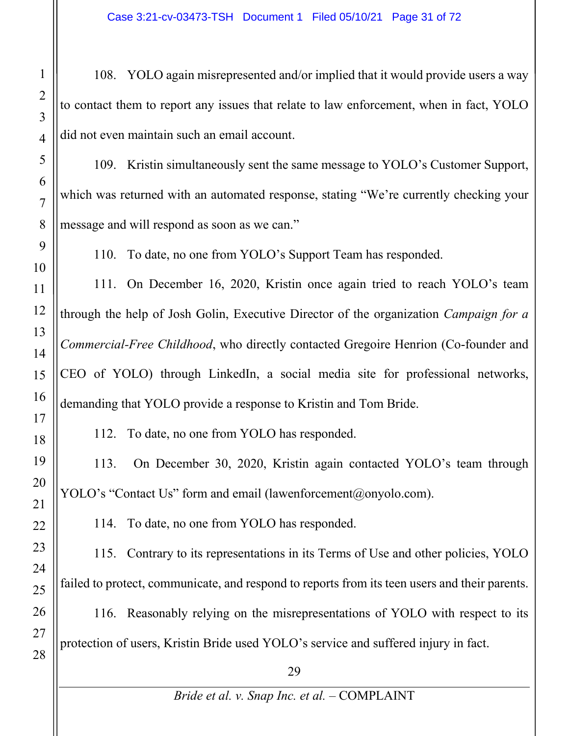108. YOLO again misrepresented and/or implied that it would provide users a way to contact them to report any issues that relate to law enforcement, when in fact, YOLO did not even maintain such an email account.

109. Kristin simultaneously sent the same message to YOLO's Customer Support, which was returned with an automated response, stating "We're currently checking your message and will respond as soon as we can."

110. To date, no one from YOLO's Support Team has responded.

111. On December 16, 2020, Kristin once again tried to reach YOLO's team through the help of Josh Golin, Executive Director of the organization *Campaign for a Commercial-Free Childhood*, who directly contacted Gregoire Henrion (Co-founder and CEO of YOLO) through LinkedIn, a social media site for professional networks, demanding that YOLO provide a response to Kristin and Tom Bride.

112. To date, no one from YOLO has responded.

113. On December 30, 2020, Kristin again contacted YOLO's team through YOLO's "Contact Us" form and email (lawenforcement@onyolo.com).

114. To date, no one from YOLO has responded.

115. Contrary to its representations in its Terms of Use and other policies, YOLO failed to protect, communicate, and respond to reports from its teen users and their parents.

116. Reasonably relying on the misrepresentations of YOLO with respect to its protection of users, Kristin Bride used YOLO's service and suffered injury in fact.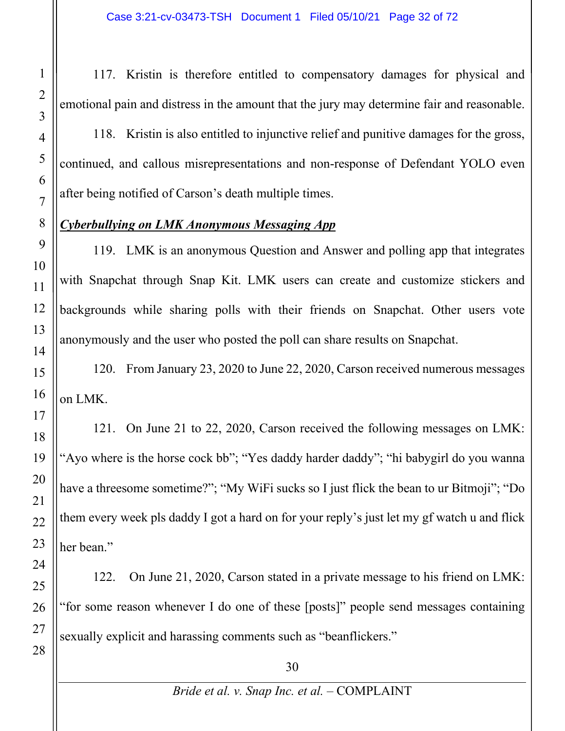117. Kristin is therefore entitled to compensatory damages for physical and emotional pain and distress in the amount that the jury may determine fair and reasonable.

118. Kristin is also entitled to injunctive relief and punitive damages for the gross, continued, and callous misrepresentations and non-response of Defendant YOLO even after being notified of Carson's death multiple times.

***Cyberbullying on LMK Anonymous Messaging App***

119. LMK is an anonymous Question and Answer and polling app that integrates with Snapchat through Snap Kit. LMK users can create and customize stickers and backgrounds while sharing polls with their friends on Snapchat. Other users vote anonymously and the user who posted the poll can share results on Snapchat.

120. From January 23, 2020 to June 22, 2020, Carson received numerous messages on LMK.

121. On June 21 to 22, 2020, Carson received the following messages on LMK: "Ayo where is the horse cock bb"; "Yes daddy harder daddy"; "hi babygirl do you wanna have a threesome sometime?"; "My WiFi sucks so I just flick the bean to ur Bitmoji"; "Do them every week pls daddy I got a hard on for your reply's just let my gf watch u and flick her bean."

122. On June 21, 2020, Carson stated in a private message to his friend on LMK: "for some reason whenever I do one of these [posts]" people send messages containing sexually explicit and harassing comments such as "beanflickers."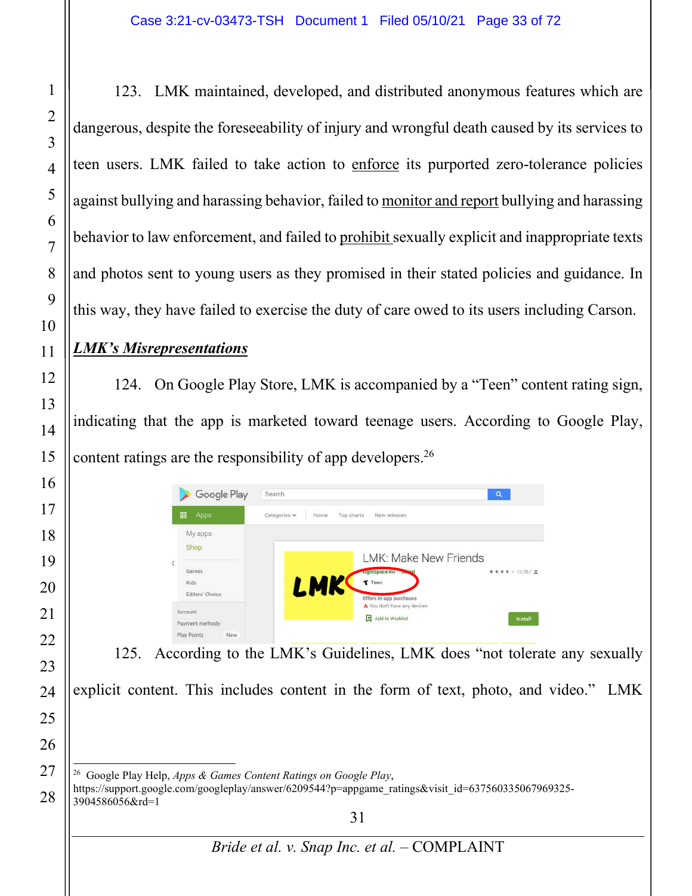123. LMK maintained, developed, and distributed anonymous features which are dangerous, despite the foreseeability of injury and wrongful death caused by its services to teen users. LMK failed to take action to enforce its purported zero-tolerance policies against bullying and harassing behavior, failed to monitor and report bullying and harassing behavior to law enforcement, and failed to prohibit sexually explicit and inappropriate texts and photos sent to young users as they promised in their stated policies and guidance. In this way, they have failed to exercise the duty of care owed to its users including Carson.

***LMK's Misrepresentations***

124. On Google Play Store, LMK is accompanied by a "Teen" content rating sign, indicating that the app is marketed toward teenage users. According to Google Play, content ratings are the responsibility of app developers.[26]

125. According to the LMK's Guidelines, LMK does "not tolerate any sexually explicit content. This includes content in the form of text, photo, and video." LMK

---

[26] Google Play Help, *Apps & Games Content Ratings on Google Play*, https://support.google.com/googleplay/answer/6209544?p=appgame_ratings&visit_id=637560335067969325-3904586056&rd=1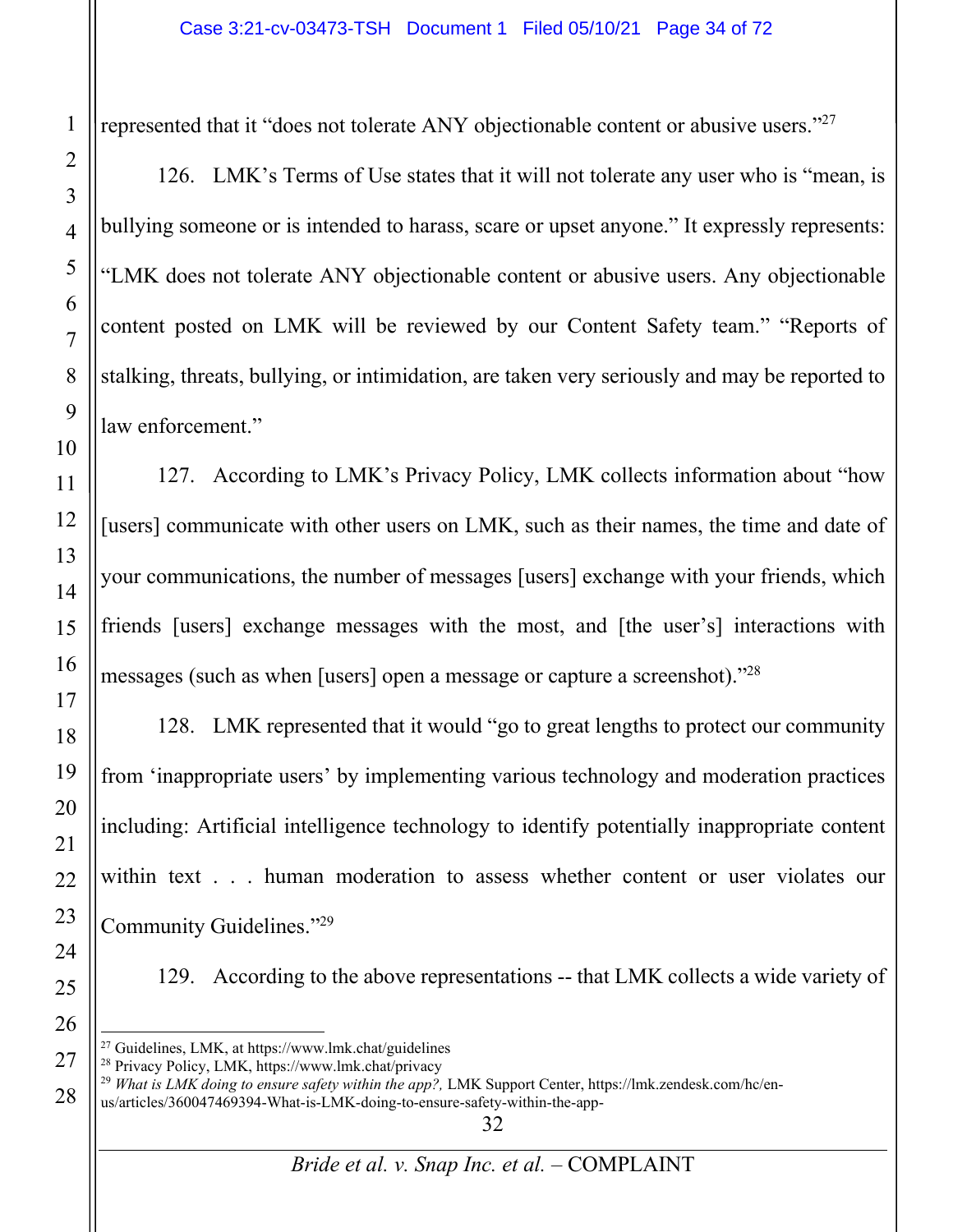represented that it "does not tolerate ANY objectionable content or abusive users."[27]

126. LMK's Terms of Use states that it will not tolerate any user who is "mean, is bullying someone or is intended to harass, scare or upset anyone." It expressly represents: "LMK does not tolerate ANY objectionable content or abusive users. Any objectionable content posted on LMK will be reviewed by our Content Safety team." "Reports of stalking, threats, bullying, or intimidation, are taken very seriously and may be reported to law enforcement."

127. According to LMK's Privacy Policy, LMK collects information about "how [users] communicate with other users on LMK, such as their names, the time and date of your communications, the number of messages [users] exchange with your friends, which friends [users] exchange messages with the most, and [the user's] interactions with messages (such as when [users] open a message or capture a screenshot)."[28]

128. LMK represented that it would "go to great lengths to protect our community from 'inappropriate users' by implementing various technology and moderation practices including: Artificial intelligence technology to identify potentially inappropriate content within text . . . human moderation to assess whether content or user violates our Community Guidelines."[29]

129. According to the above representations -- that LMK collects a wide variety of

---

[27] Guidelines, LMK, at https://www.lmk.chat/guidelines

[28] Privacy Policy, LMK, https://www.lmk.chat/privacy

[29] *What is LMK doing to ensure safety within the app?,* LMK Support Center, https://lmk.zendesk.com/hc/en-us/articles/360047469394-What-is-LMK-doing-to-ensure-safety-within-the-app-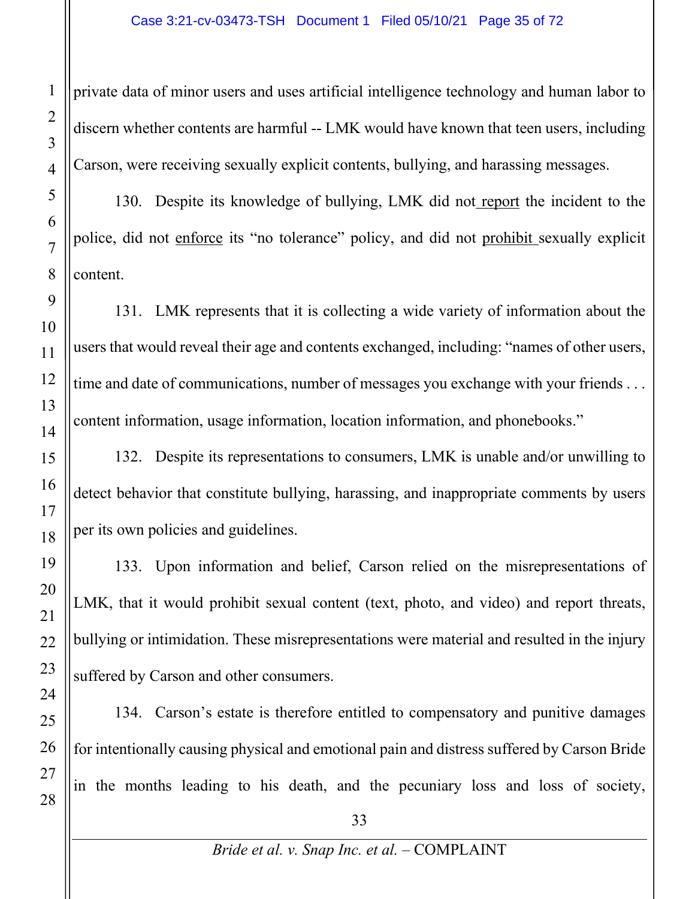private data of minor users and uses artificial intelligence technology and human labor to discern whether contents are harmful -- LMK would have known that teen users, including Carson, were receiving sexually explicit contents, bullying, and harassing messages.

130. Despite its knowledge of bullying, LMK did not report the incident to the police, did not enforce its "no tolerance" policy, and did not prohibit sexually explicit content.

131. LMK represents that it is collecting a wide variety of information about the users that would reveal their age and contents exchanged, including: "names of other users, time and date of communications, number of messages you exchange with your friends . . . content information, usage information, location information, and phonebooks."

132. Despite its representations to consumers, LMK is unable and/or unwilling to detect behavior that constitute bullying, harassing, and inappropriate comments by users per its own policies and guidelines.

133. Upon information and belief, Carson relied on the misrepresentations of LMK, that it would prohibit sexual content (text, photo, and video) and report threats, bullying or intimidation. These misrepresentations were material and resulted in the injury suffered by Carson and other consumers.

134. Carson's estate is therefore entitled to compensatory and punitive damages for intentionally causing physical and emotional pain and distress suffered by Carson Bride in the months leading to his death, and the pecuniary loss and loss of society,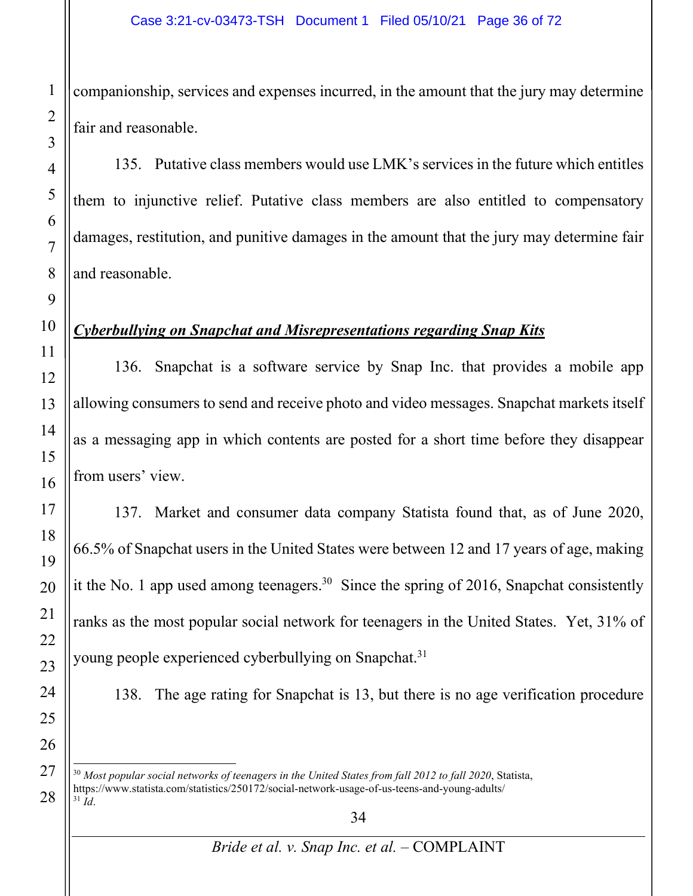companionship, services and expenses incurred, in the amount that the jury may determine fair and reasonable.

135. Putative class members would use LMK's services in the future which entitles them to injunctive relief. Putative class members are also entitled to compensatory damages, restitution, and punitive damages in the amount that the jury may determine fair and reasonable.

***Cyberbullying on Snapchat and Misrepresentations regarding Snap Kits***

136. Snapchat is a software service by Snap Inc. that provides a mobile app allowing consumers to send and receive photo and video messages. Snapchat markets itself as a messaging app in which contents are posted for a short time before they disappear from users' view.

137. Market and consumer data company Statista found that, as of June 2020, 66.5% of Snapchat users in the United States were between 12 and 17 years of age, making it the No. 1 app used among teenagers.[30] Since the spring of 2016, Snapchat consistently ranks as the most popular social network for teenagers in the United States. Yet, 31% of young people experienced cyberbullying on Snapchat.[31]

138. The age rating for Snapchat is 13, but there is no age verification procedure

---

[30] *Most popular social networks of teenagers in the United States from fall 2012 to fall 2020*, Statista, https://www.statista.com/statistics/250172/social-network-usage-of-us-teens-and-young-adults/

[31] *Id*.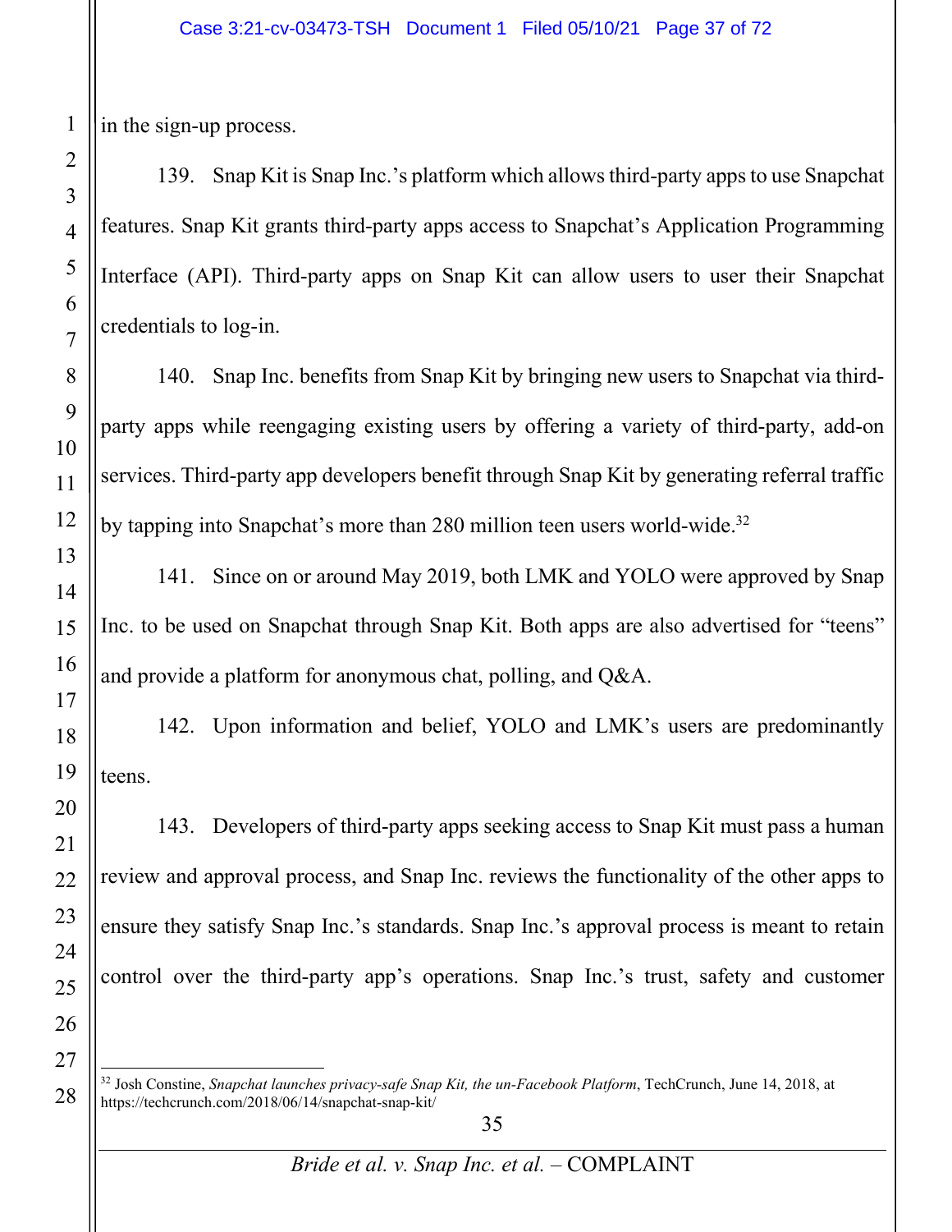in the sign-up process.

139. Snap Kit is Snap Inc.'s platform which allows third-party apps to use Snapchat features. Snap Kit grants third-party apps access to Snapchat's Application Programming Interface (API). Third-party apps on Snap Kit can allow users to user their Snapchat credentials to log-in.

140. Snap Inc. benefits from Snap Kit by bringing new users to Snapchat via third-party apps while reengaging existing users by offering a variety of third-party, add-on services. Third-party app developers benefit through Snap Kit by generating referral traffic by tapping into Snapchat's more than 280 million teen users world-wide.[32]

141. Since on or around May 2019, both LMK and YOLO were approved by Snap Inc. to be used on Snapchat through Snap Kit. Both apps are also advertised for "teens" and provide a platform for anonymous chat, polling, and Q&A.

142. Upon information and belief, YOLO and LMK's users are predominantly teens.

143. Developers of third-party apps seeking access to Snap Kit must pass a human review and approval process, and Snap Inc. reviews the functionality of the other apps to ensure they satisfy Snap Inc.'s standards. Snap Inc.'s approval process is meant to retain control over the third-party app's operations. Snap Inc.'s trust, safety and customer

---

[32] Josh Constine, *Snapchat launches privacy-safe Snap Kit, the un-Facebook Platform*, TechCrunch, June 14, 2018, at https://techcrunch.com/2018/06/14/snapchat-snap-kit/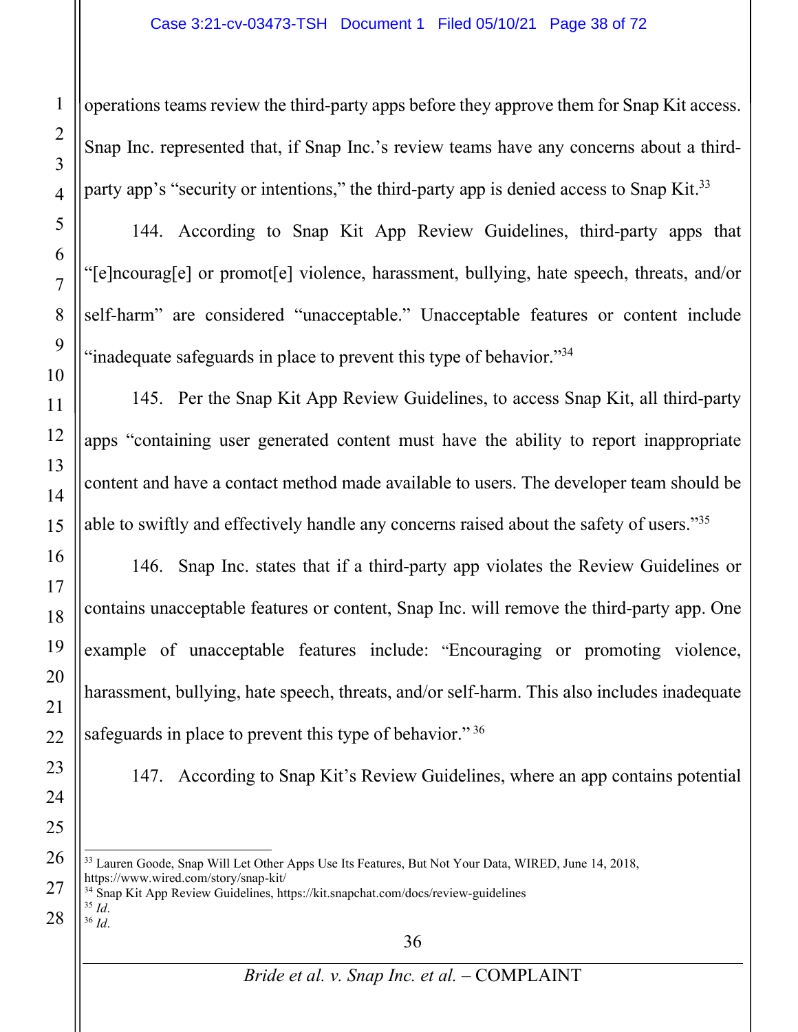operations teams review the third-party apps before they approve them for Snap Kit access. Snap Inc. represented that, if Snap Inc.'s review teams have any concerns about a third-party app's "security or intentions," the third-party app is denied access to Snap Kit.[33]

144. According to Snap Kit App Review Guidelines, third-party apps that "[e]ncourag[e] or promot[e] violence, harassment, bullying, hate speech, threats, and/or self-harm" are considered "unacceptable." Unacceptable features or content include "inadequate safeguards in place to prevent this type of behavior."[34]

145. Per the Snap Kit App Review Guidelines, to access Snap Kit, all third-party apps "containing user generated content must have the ability to report inappropriate content and have a contact method made available to users. The developer team should be able to swiftly and effectively handle any concerns raised about the safety of users."[35]

146. Snap Inc. states that if a third-party app violates the Review Guidelines or contains unacceptable features or content, Snap Inc. will remove the third-party app. One example of unacceptable features include: "Encouraging or promoting violence, harassment, bullying, hate speech, threats, and/or self-harm. This also includes inadequate safeguards in place to prevent this type of behavior." [36]

147. According to Snap Kit's Review Guidelines, where an app contains potential

---

[33] Lauren Goode, Snap Will Let Other Apps Use Its Features, But Not Your Data, WIRED, June 14, 2018, https://www.wired.com/story/snap-kit/

[34] Snap Kit App Review Guidelines, https://kit.snapchat.com/docs/review-guidelines

[35] *Id*.

[36] *Id*.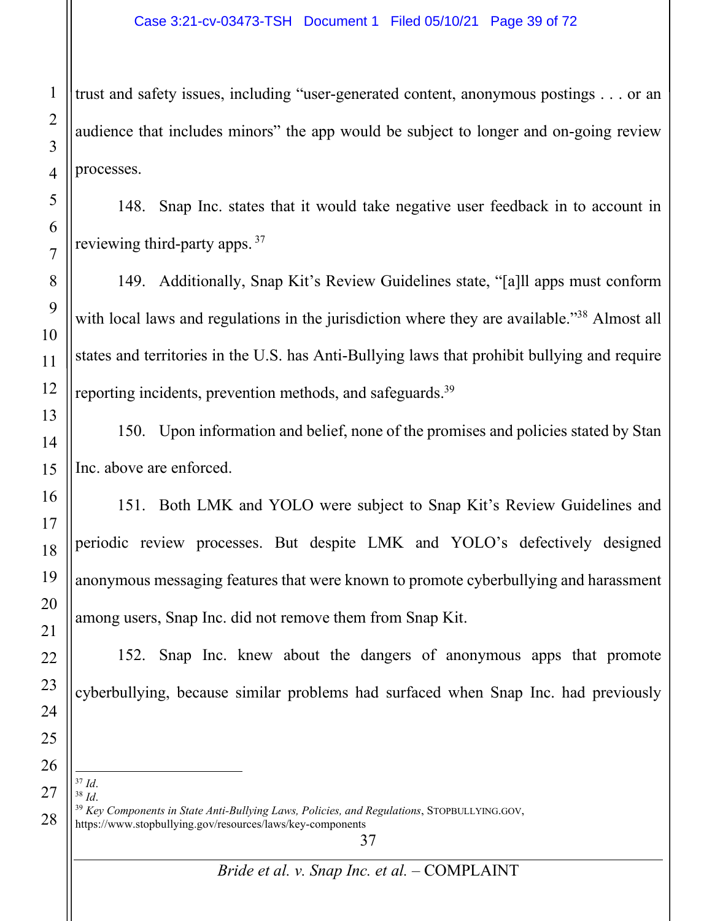trust and safety issues, including "user-generated content, anonymous postings . . . or an audience that includes minors" the app would be subject to longer and on-going review processes.

148. Snap Inc. states that it would take negative user feedback in to account in reviewing third-party apps. [37]

149. Additionally, Snap Kit's Review Guidelines state, "[a]ll apps must conform with local laws and regulations in the jurisdiction where they are available."[38] Almost all states and territories in the U.S. has Anti-Bullying laws that prohibit bullying and require reporting incidents, prevention methods, and safeguards.[39]

150. Upon information and belief, none of the promises and policies stated by Stan Inc. above are enforced.

151. Both LMK and YOLO were subject to Snap Kit's Review Guidelines and periodic review processes. But despite LMK and YOLO's defectively designed anonymous messaging features that were known to promote cyberbullying and harassment among users, Snap Inc. did not remove them from Snap Kit.

152. Snap Inc. knew about the dangers of anonymous apps that promote cyberbullying, because similar problems had surfaced when Snap Inc. had previously

---

[37] *Id.*

[38] *Id.*

[39] *Key Components in State Anti-Bullying Laws, Policies, and Regulations*, STOPBULLYING.GOV, https://www.stopbullying.gov/resources/laws/key-components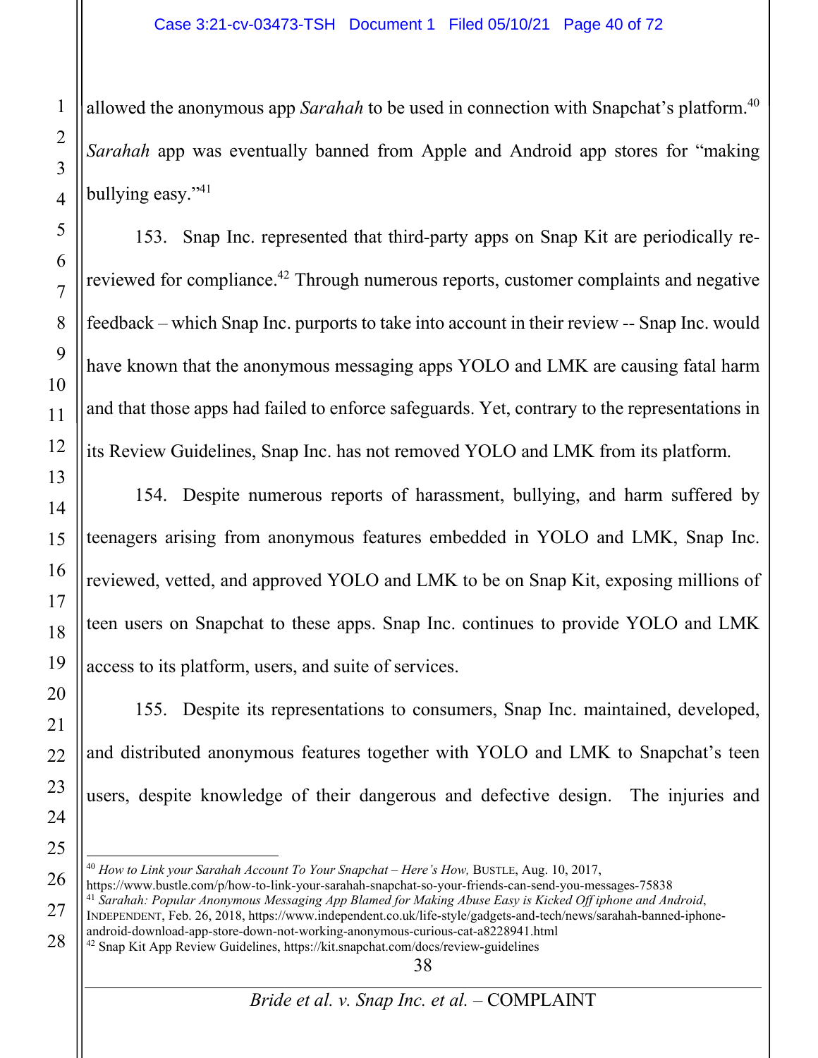allowed the anonymous app *Sarahah* to be used in connection with Snapchat's platform.[40] *Sarahah* app was eventually banned from Apple and Android app stores for "making bullying easy."[41]

153. Snap Inc. represented that third-party apps on Snap Kit are periodically re-reviewed for compliance.[42] Through numerous reports, customer complaints and negative feedback – which Snap Inc. purports to take into account in their review -- Snap Inc. would have known that the anonymous messaging apps YOLO and LMK are causing fatal harm and that those apps had failed to enforce safeguards. Yet, contrary to the representations in its Review Guidelines, Snap Inc. has not removed YOLO and LMK from its platform.

154. Despite numerous reports of harassment, bullying, and harm suffered by teenagers arising from anonymous features embedded in YOLO and LMK, Snap Inc. reviewed, vetted, and approved YOLO and LMK to be on Snap Kit, exposing millions of teen users on Snapchat to these apps. Snap Inc. continues to provide YOLO and LMK access to its platform, users, and suite of services.

155. Despite its representations to consumers, Snap Inc. maintained, developed, and distributed anonymous features together with YOLO and LMK to Snapchat's teen users, despite knowledge of their dangerous and defective design. The injuries and

---

[40] *How to Link your Sarahah Account To Your Snapchat – Here's How,* BUSTLE, Aug. 10, 2017, https://www.bustle.com/p/how-to-link-your-sarahah-snapchat-so-your-friends-can-send-you-messages-75838

[41] *Sarahah: Popular Anonymous Messaging App Blamed for Making Abuse Easy is Kicked Off iphone and Android*, INDEPENDENT, Feb. 26, 2018, https://www.independent.co.uk/life-style/gadgets-and-tech/news/sarahah-banned-iphone-android-download-app-store-down-not-working-anonymous-curious-cat-a8228941.html

[42] Snap Kit App Review Guidelines, https://kit.snapchat.com/docs/review-guidelines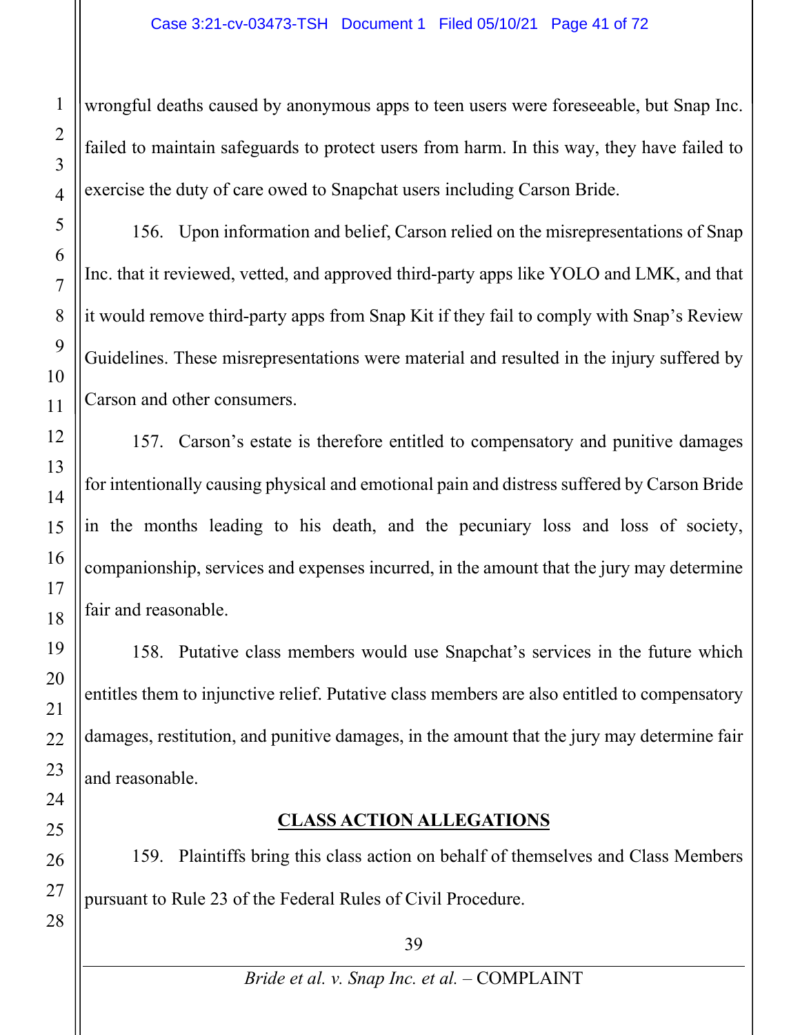wrongful deaths caused by anonymous apps to teen users were foreseeable, but Snap Inc. failed to maintain safeguards to protect users from harm. In this way, they have failed to exercise the duty of care owed to Snapchat users including Carson Bride.

156. Upon information and belief, Carson relied on the misrepresentations of Snap Inc. that it reviewed, vetted, and approved third-party apps like YOLO and LMK, and that it would remove third-party apps from Snap Kit if they fail to comply with Snap's Review Guidelines. These misrepresentations were material and resulted in the injury suffered by Carson and other consumers.

157. Carson's estate is therefore entitled to compensatory and punitive damages for intentionally causing physical and emotional pain and distress suffered by Carson Bride in the months leading to his death, and the pecuniary loss and loss of society, companionship, services and expenses incurred, in the amount that the jury may determine fair and reasonable.

158. Putative class members would use Snapchat's services in the future which entitles them to injunctive relief. Putative class members are also entitled to compensatory damages, restitution, and punitive damages, in the amount that the jury may determine fair and reasonable.

## CLASS ACTION ALLEGATIONS

159. Plaintiffs bring this class action on behalf of themselves and Class Members pursuant to Rule 23 of the Federal Rules of Civil Procedure.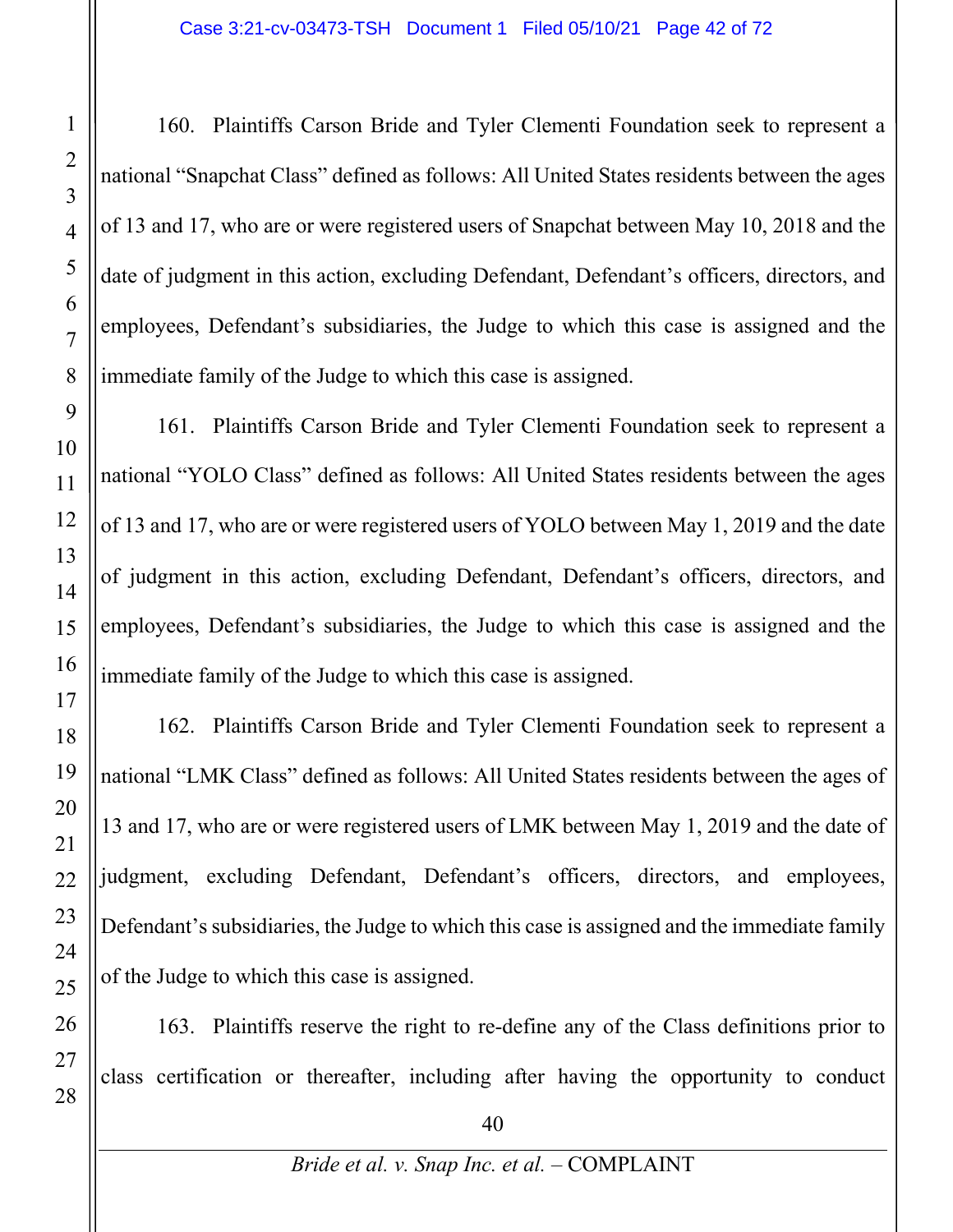160. Plaintiffs Carson Bride and Tyler Clementi Foundation seek to represent a national "Snapchat Class" defined as follows: All United States residents between the ages of 13 and 17, who are or were registered users of Snapchat between May 10, 2018 and the date of judgment in this action, excluding Defendant, Defendant's officers, directors, and employees, Defendant's subsidiaries, the Judge to which this case is assigned and the immediate family of the Judge to which this case is assigned.

161. Plaintiffs Carson Bride and Tyler Clementi Foundation seek to represent a national "YOLO Class" defined as follows: All United States residents between the ages of 13 and 17, who are or were registered users of YOLO between May 1, 2019 and the date of judgment in this action, excluding Defendant, Defendant's officers, directors, and employees, Defendant's subsidiaries, the Judge to which this case is assigned and the immediate family of the Judge to which this case is assigned.

162. Plaintiffs Carson Bride and Tyler Clementi Foundation seek to represent a national "LMK Class" defined as follows: All United States residents between the ages of 13 and 17, who are or were registered users of LMK between May 1, 2019 and the date of judgment, excluding Defendant, Defendant's officers, directors, and employees, Defendant's subsidiaries, the Judge to which this case is assigned and the immediate family of the Judge to which this case is assigned.

163. Plaintiffs reserve the right to re-define any of the Class definitions prior to class certification or thereafter, including after having the opportunity to conduct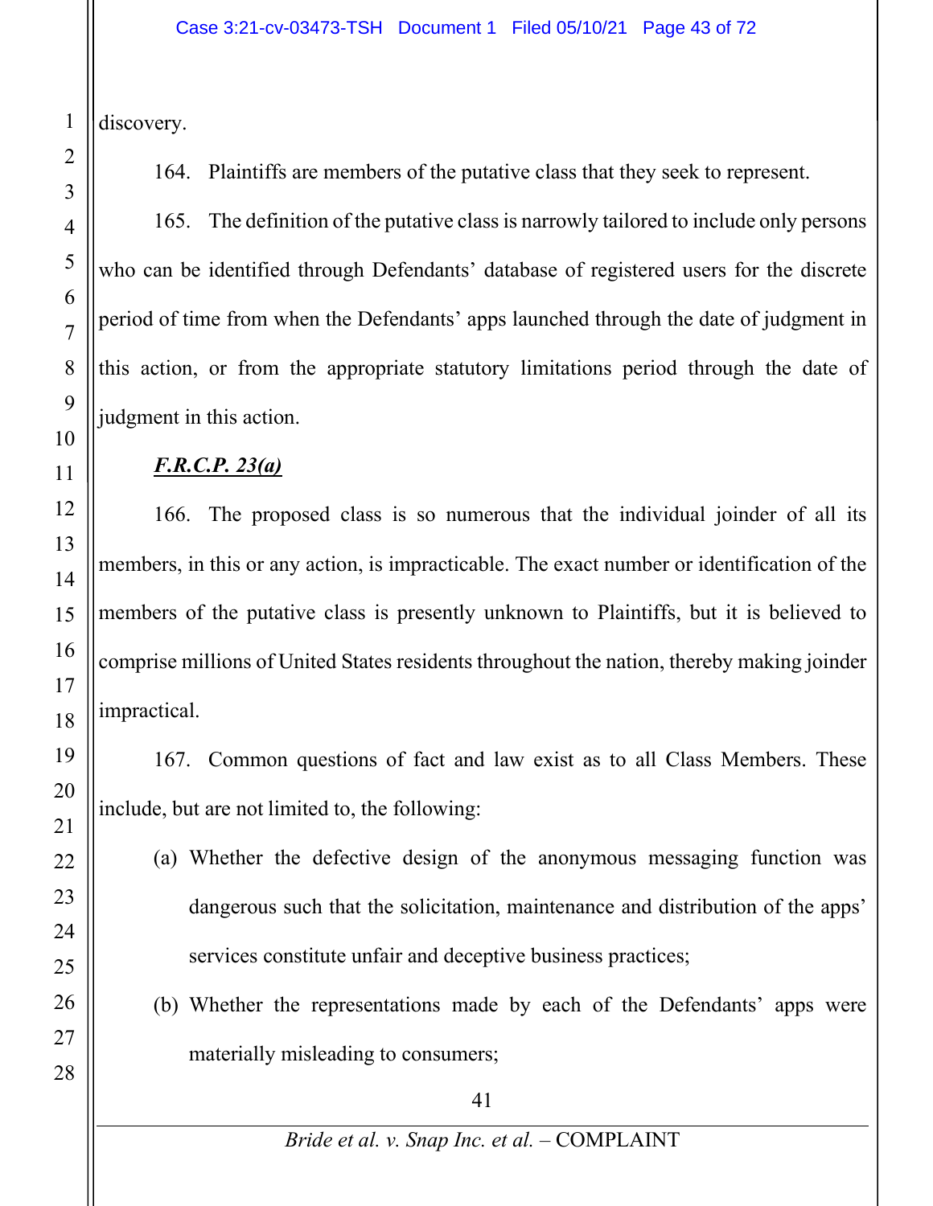discovery.

164. Plaintiffs are members of the putative class that they seek to represent.

165. The definition of the putative class is narrowly tailored to include only persons who can be identified through Defendants' database of registered users for the discrete period of time from when the Defendants' apps launched through the date of judgment in this action, or from the appropriate statutory limitations period through the date of judgment in this action.

***F.R.C.P. 23(a)***

166. The proposed class is so numerous that the individual joinder of all its members, in this or any action, is impracticable. The exact number or identification of the members of the putative class is presently unknown to Plaintiffs, but it is believed to comprise millions of United States residents throughout the nation, thereby making joinder impractical.

167. Common questions of fact and law exist as to all Class Members. These include, but are not limited to, the following:

(a) Whether the defective design of the anonymous messaging function was dangerous such that the solicitation, maintenance and distribution of the apps' services constitute unfair and deceptive business practices;

(b) Whether the representations made by each of the Defendants' apps were materially misleading to consumers;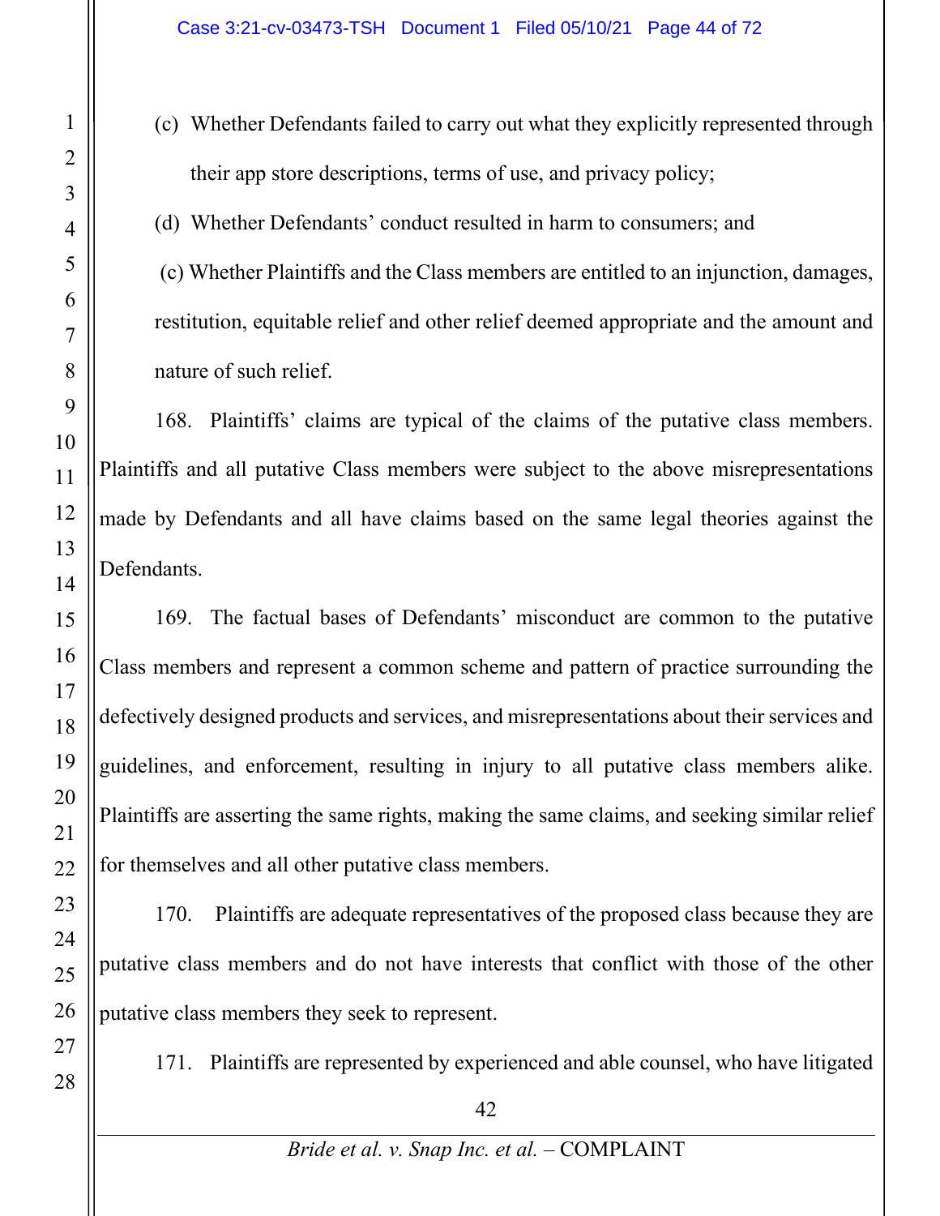(c) Whether Defendants failed to carry out what they explicitly represented through their app store descriptions, terms of use, and privacy policy;

(d) Whether Defendants' conduct resulted in harm to consumers; and

(c) Whether Plaintiffs and the Class members are entitled to an injunction, damages, restitution, equitable relief and other relief deemed appropriate and the amount and nature of such relief.

168. Plaintiffs' claims are typical of the claims of the putative class members. Plaintiffs and all putative Class members were subject to the above misrepresentations made by Defendants and all have claims based on the same legal theories against the Defendants.

169. The factual bases of Defendants' misconduct are common to the putative Class members and represent a common scheme and pattern of practice surrounding the defectively designed products and services, and misrepresentations about their services and guidelines, and enforcement, resulting in injury to all putative class members alike. Plaintiffs are asserting the same rights, making the same claims, and seeking similar relief for themselves and all other putative class members.

170. Plaintiffs are adequate representatives of the proposed class because they are putative class members and do not have interests that conflict with those of the other putative class members they seek to represent.

171. Plaintiffs are represented by experienced and able counsel, who have litigated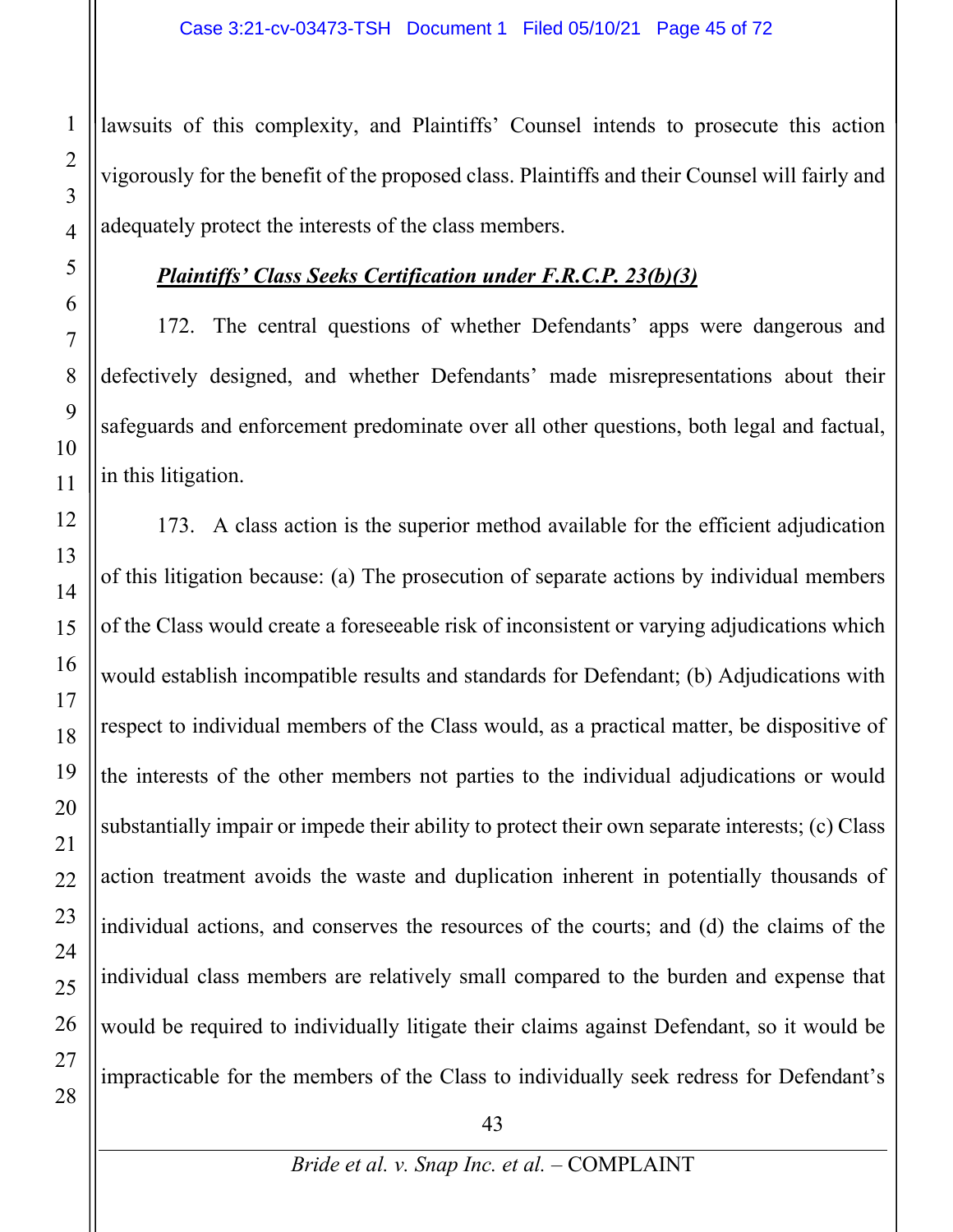lawsuits of this complexity, and Plaintiffs' Counsel intends to prosecute this action vigorously for the benefit of the proposed class. Plaintiffs and their Counsel will fairly and adequately protect the interests of the class members.

***Plaintiffs' Class Seeks Certification under F.R.C.P. 23(b)(3)***

172. The central questions of whether Defendants' apps were dangerous and defectively designed, and whether Defendants' made misrepresentations about their safeguards and enforcement predominate over all other questions, both legal and factual, in this litigation.

173. A class action is the superior method available for the efficient adjudication of this litigation because: (a) The prosecution of separate actions by individual members of the Class would create a foreseeable risk of inconsistent or varying adjudications which would establish incompatible results and standards for Defendant; (b) Adjudications with respect to individual members of the Class would, as a practical matter, be dispositive of the interests of the other members not parties to the individual adjudications or would substantially impair or impede their ability to protect their own separate interests; (c) Class action treatment avoids the waste and duplication inherent in potentially thousands of individual actions, and conserves the resources of the courts; and (d) the claims of the individual class members are relatively small compared to the burden and expense that would be required to individually litigate their claims against Defendant, so it would be impracticable for the members of the Class to individually seek redress for Defendant's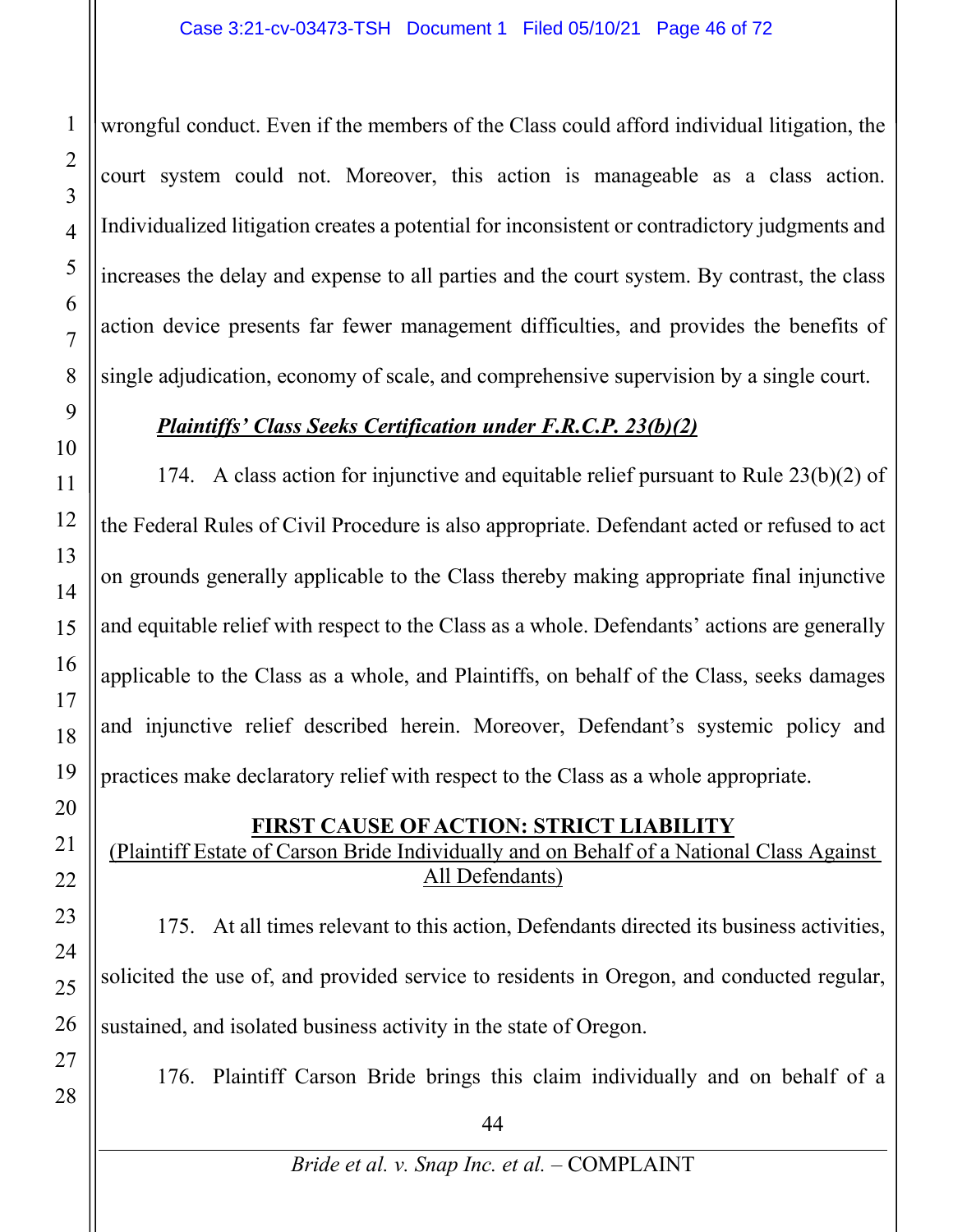wrongful conduct. Even if the members of the Class could afford individual litigation, the court system could not. Moreover, this action is manageable as a class action. Individualized litigation creates a potential for inconsistent or contradictory judgments and increases the delay and expense to all parties and the court system. By contrast, the class action device presents far fewer management difficulties, and provides the benefits of single adjudication, economy of scale, and comprehensive supervision by a single court.

***Plaintiffs' Class Seeks Certification under F.R.C.P. 23(b)(2)***

174. A class action for injunctive and equitable relief pursuant to Rule 23(b)(2) of the Federal Rules of Civil Procedure is also appropriate. Defendant acted or refused to act on grounds generally applicable to the Class thereby making appropriate final injunctive and equitable relief with respect to the Class as a whole. Defendants' actions are generally applicable to the Class as a whole, and Plaintiffs, on behalf of the Class, seeks damages and injunctive relief described herein. Moreover, Defendant's systemic policy and practices make declaratory relief with respect to the Class as a whole appropriate.

## FIRST CAUSE OF ACTION: STRICT LIABILITY

(Plaintiff Estate of Carson Bride Individually and on Behalf of a National Class Against All Defendants)

175. At all times relevant to this action, Defendants directed its business activities, solicited the use of, and provided service to residents in Oregon, and conducted regular, sustained, and isolated business activity in the state of Oregon.

176. Plaintiff Carson Bride brings this claim individually and on behalf of a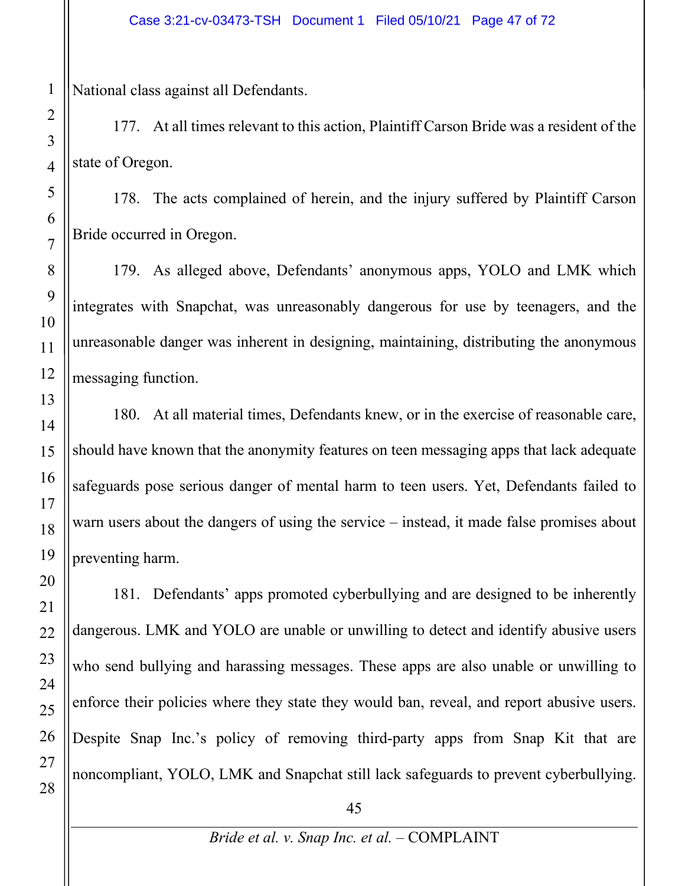National class against all Defendants.

177. At all times relevant to this action, Plaintiff Carson Bride was a resident of the state of Oregon.

178. The acts complained of herein, and the injury suffered by Plaintiff Carson Bride occurred in Oregon.

179. As alleged above, Defendants' anonymous apps, YOLO and LMK which integrates with Snapchat, was unreasonably dangerous for use by teenagers, and the unreasonable danger was inherent in designing, maintaining, distributing the anonymous messaging function.

180. At all material times, Defendants knew, or in the exercise of reasonable care, should have known that the anonymity features on teen messaging apps that lack adequate safeguards pose serious danger of mental harm to teen users. Yet, Defendants failed to warn users about the dangers of using the service – instead, it made false promises about preventing harm.

181. Defendants' apps promoted cyberbullying and are designed to be inherently dangerous. LMK and YOLO are unable or unwilling to detect and identify abusive users who send bullying and harassing messages. These apps are also unable or unwilling to enforce their policies where they state they would ban, reveal, and report abusive users. Despite Snap Inc.'s policy of removing third-party apps from Snap Kit that are noncompliant, YOLO, LMK and Snapchat still lack safeguards to prevent cyberbullying.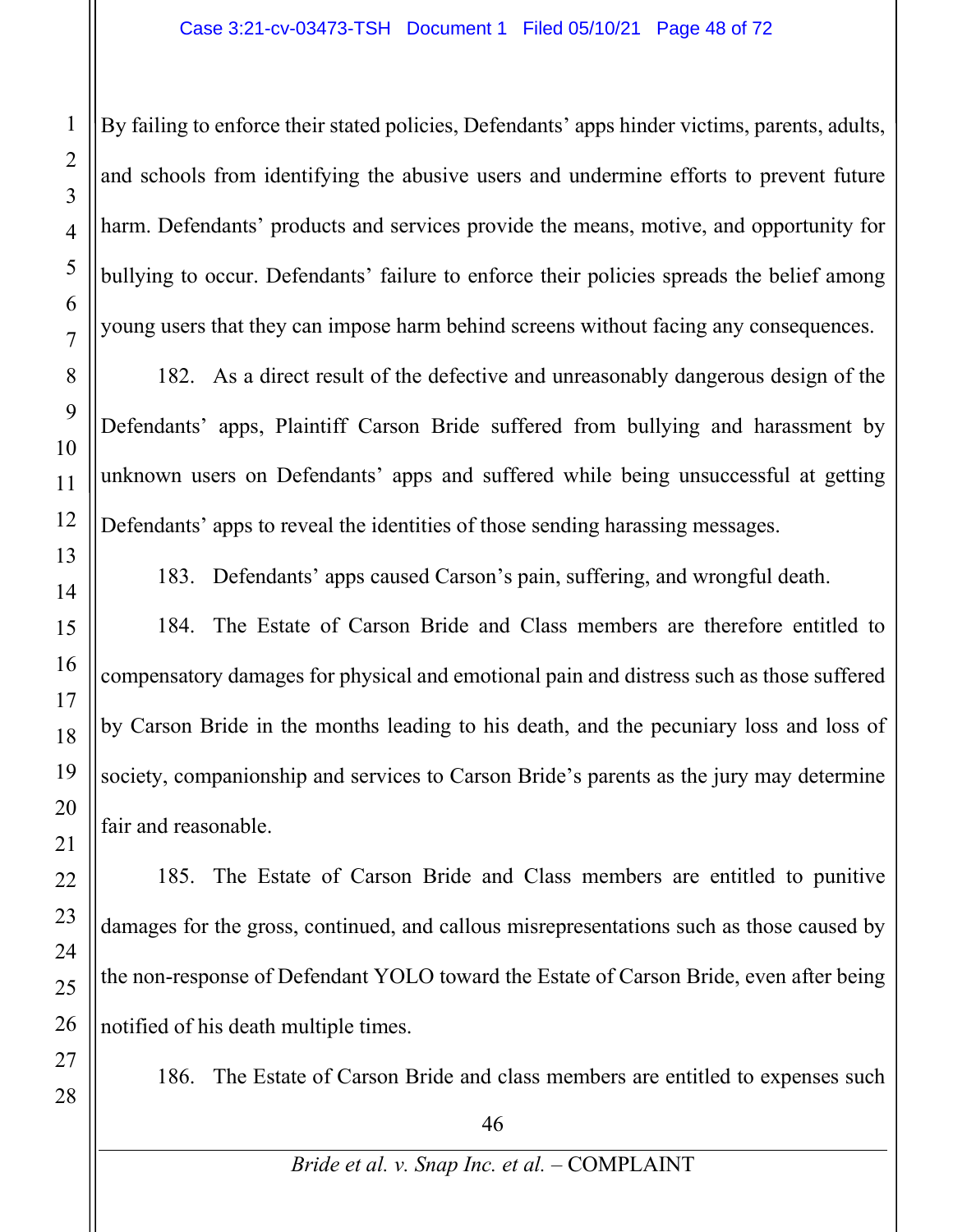By failing to enforce their stated policies, Defendants' apps hinder victims, parents, adults, and schools from identifying the abusive users and undermine efforts to prevent future harm. Defendants' products and services provide the means, motive, and opportunity for bullying to occur. Defendants' failure to enforce their policies spreads the belief among young users that they can impose harm behind screens without facing any consequences.

182. As a direct result of the defective and unreasonably dangerous design of the Defendants' apps, Plaintiff Carson Bride suffered from bullying and harassment by unknown users on Defendants' apps and suffered while being unsuccessful at getting Defendants' apps to reveal the identities of those sending harassing messages.

183. Defendants' apps caused Carson's pain, suffering, and wrongful death.

184. The Estate of Carson Bride and Class members are therefore entitled to compensatory damages for physical and emotional pain and distress such as those suffered by Carson Bride in the months leading to his death, and the pecuniary loss and loss of society, companionship and services to Carson Bride's parents as the jury may determine fair and reasonable.

185. The Estate of Carson Bride and Class members are entitled to punitive damages for the gross, continued, and callous misrepresentations such as those caused by the non-response of Defendant YOLO toward the Estate of Carson Bride, even after being notified of his death multiple times.

186. The Estate of Carson Bride and class members are entitled to expenses such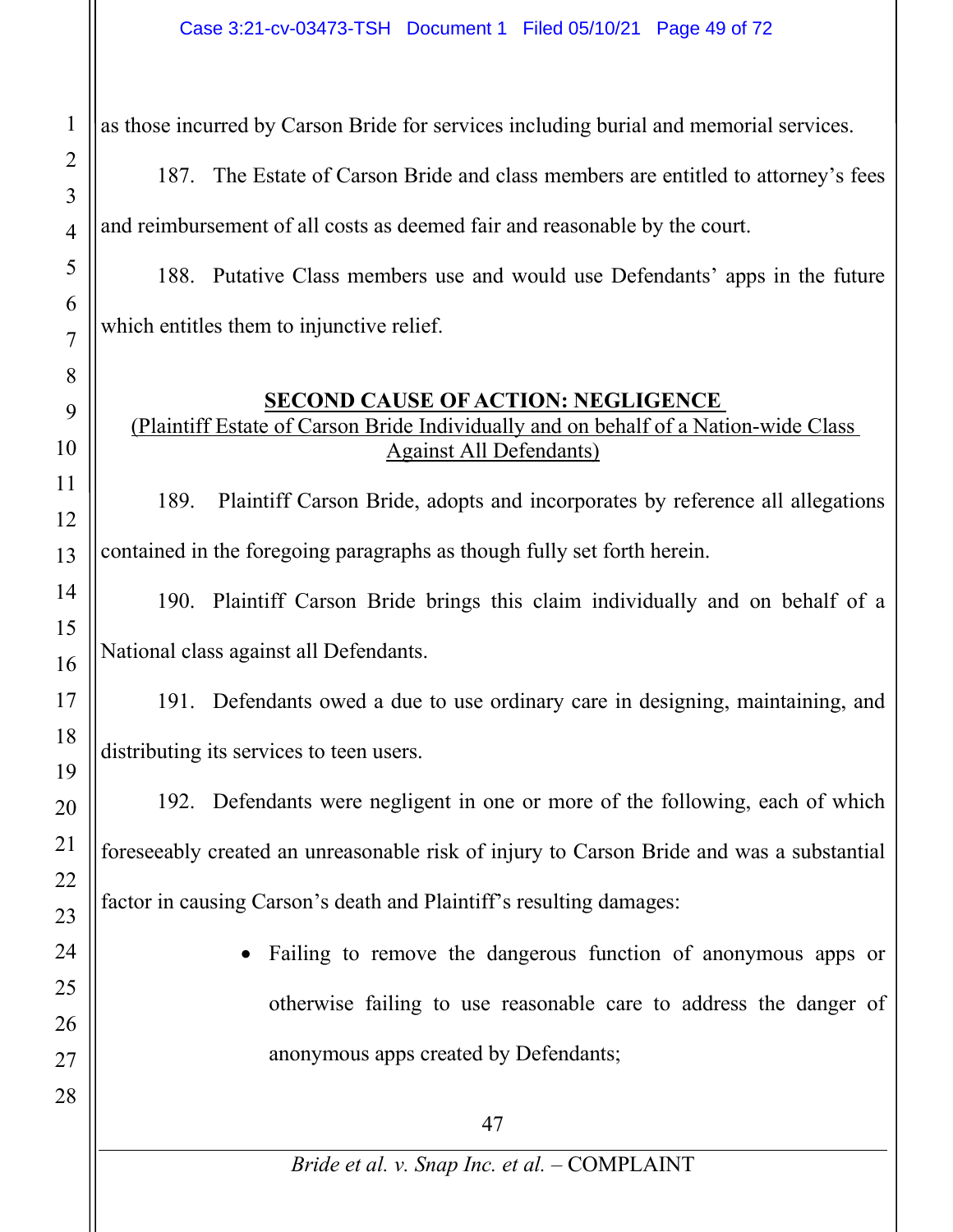as those incurred by Carson Bride for services including burial and memorial services.

187. The Estate of Carson Bride and class members are entitled to attorney's fees and reimbursement of all costs as deemed fair and reasonable by the court.

188. Putative Class members use and would use Defendants' apps in the future which entitles them to injunctive relief.

## SECOND CAUSE OF ACTION: NEGLIGENCE

(Plaintiff Estate of Carson Bride Individually and on behalf of a Nation-wide Class Against All Defendants)

189. Plaintiff Carson Bride, adopts and incorporates by reference all allegations contained in the foregoing paragraphs as though fully set forth herein.

190. Plaintiff Carson Bride brings this claim individually and on behalf of a National class against all Defendants.

191. Defendants owed a due to use ordinary care in designing, maintaining, and distributing its services to teen users.

192. Defendants were negligent in one or more of the following, each of which foreseeably created an unreasonable risk of injury to Carson Bride and was a substantial factor in causing Carson's death and Plaintiff's resulting damages:

- Failing to remove the dangerous function of anonymous apps or otherwise failing to use reasonable care to address the danger of anonymous apps created by Defendants;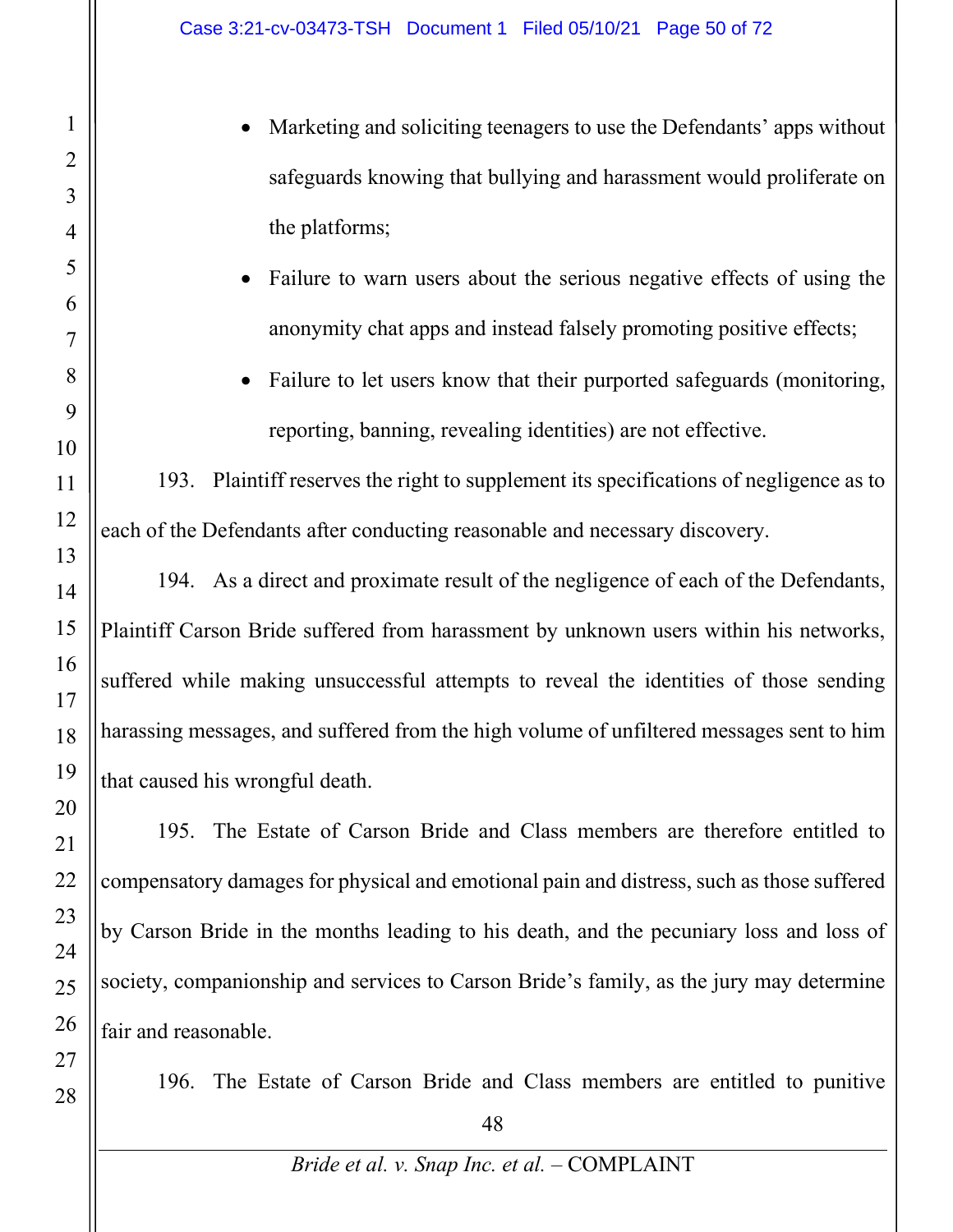- Marketing and soliciting teenagers to use the Defendants' apps without safeguards knowing that bullying and harassment would proliferate on the platforms;
- Failure to warn users about the serious negative effects of using the anonymity chat apps and instead falsely promoting positive effects;
- Failure to let users know that their purported safeguards (monitoring, reporting, banning, revealing identities) are not effective.

193. Plaintiff reserves the right to supplement its specifications of negligence as to each of the Defendants after conducting reasonable and necessary discovery.

194. As a direct and proximate result of the negligence of each of the Defendants, Plaintiff Carson Bride suffered from harassment by unknown users within his networks, suffered while making unsuccessful attempts to reveal the identities of those sending harassing messages, and suffered from the high volume of unfiltered messages sent to him that caused his wrongful death.

195. The Estate of Carson Bride and Class members are therefore entitled to compensatory damages for physical and emotional pain and distress, such as those suffered by Carson Bride in the months leading to his death, and the pecuniary loss and loss of society, companionship and services to Carson Bride's family, as the jury may determine fair and reasonable.

196. The Estate of Carson Bride and Class members are entitled to punitive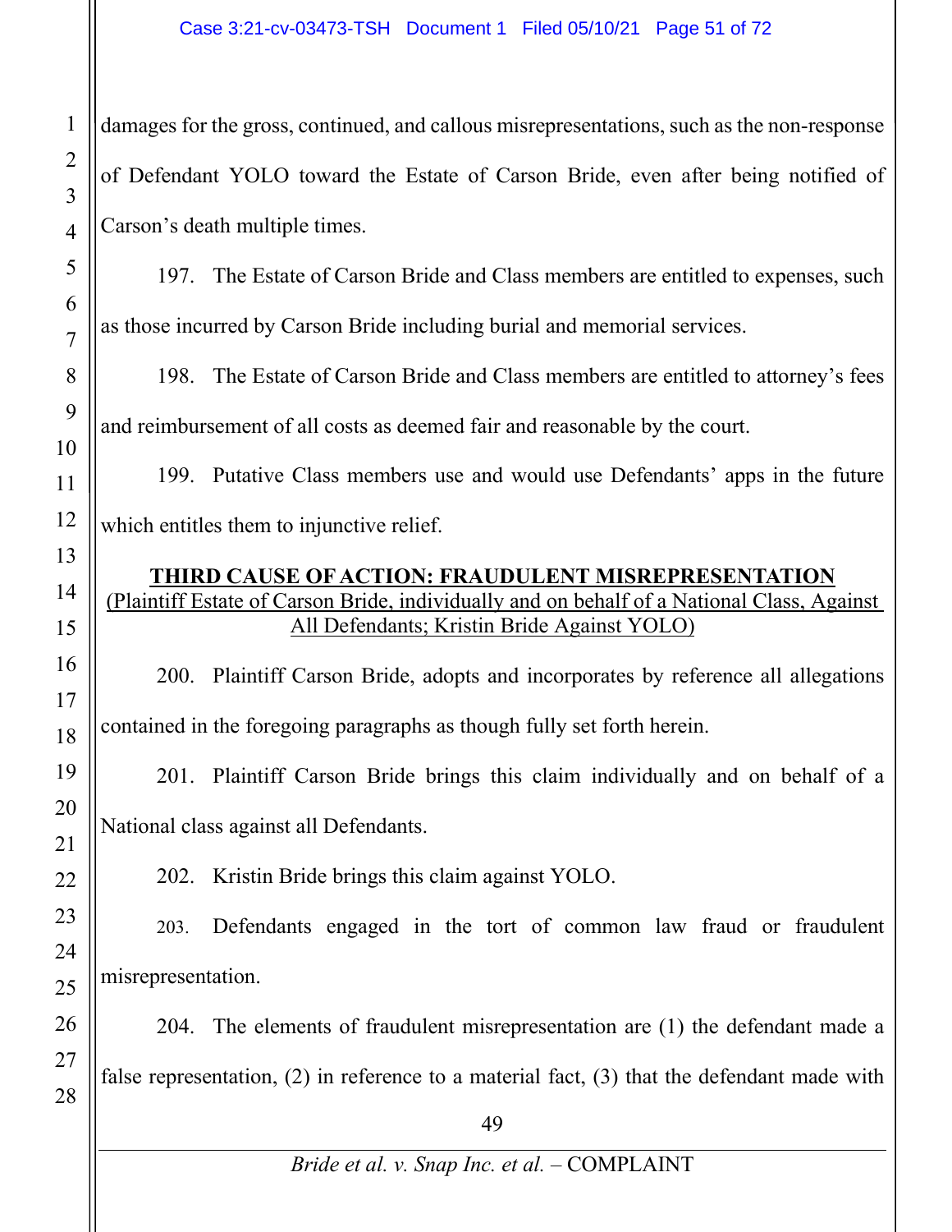damages for the gross, continued, and callous misrepresentations, such as the non-response of Defendant YOLO toward the Estate of Carson Bride, even after being notified of Carson's death multiple times.

197. The Estate of Carson Bride and Class members are entitled to expenses, such as those incurred by Carson Bride including burial and memorial services.

198. The Estate of Carson Bride and Class members are entitled to attorney's fees and reimbursement of all costs as deemed fair and reasonable by the court.

199. Putative Class members use and would use Defendants' apps in the future which entitles them to injunctive relief.

## THIRD CAUSE OF ACTION: FRAUDULENT MISREPRESENTATION

(Plaintiff Estate of Carson Bride, individually and on behalf of a National Class, Against All Defendants; Kristin Bride Against YOLO)

200. Plaintiff Carson Bride, adopts and incorporates by reference all allegations contained in the foregoing paragraphs as though fully set forth herein.

201. Plaintiff Carson Bride brings this claim individually and on behalf of a National class against all Defendants.

202. Kristin Bride brings this claim against YOLO.

203. Defendants engaged in the tort of common law fraud or fraudulent misrepresentation.

204. The elements of fraudulent misrepresentation are (1) the defendant made a false representation, (2) in reference to a material fact, (3) that the defendant made with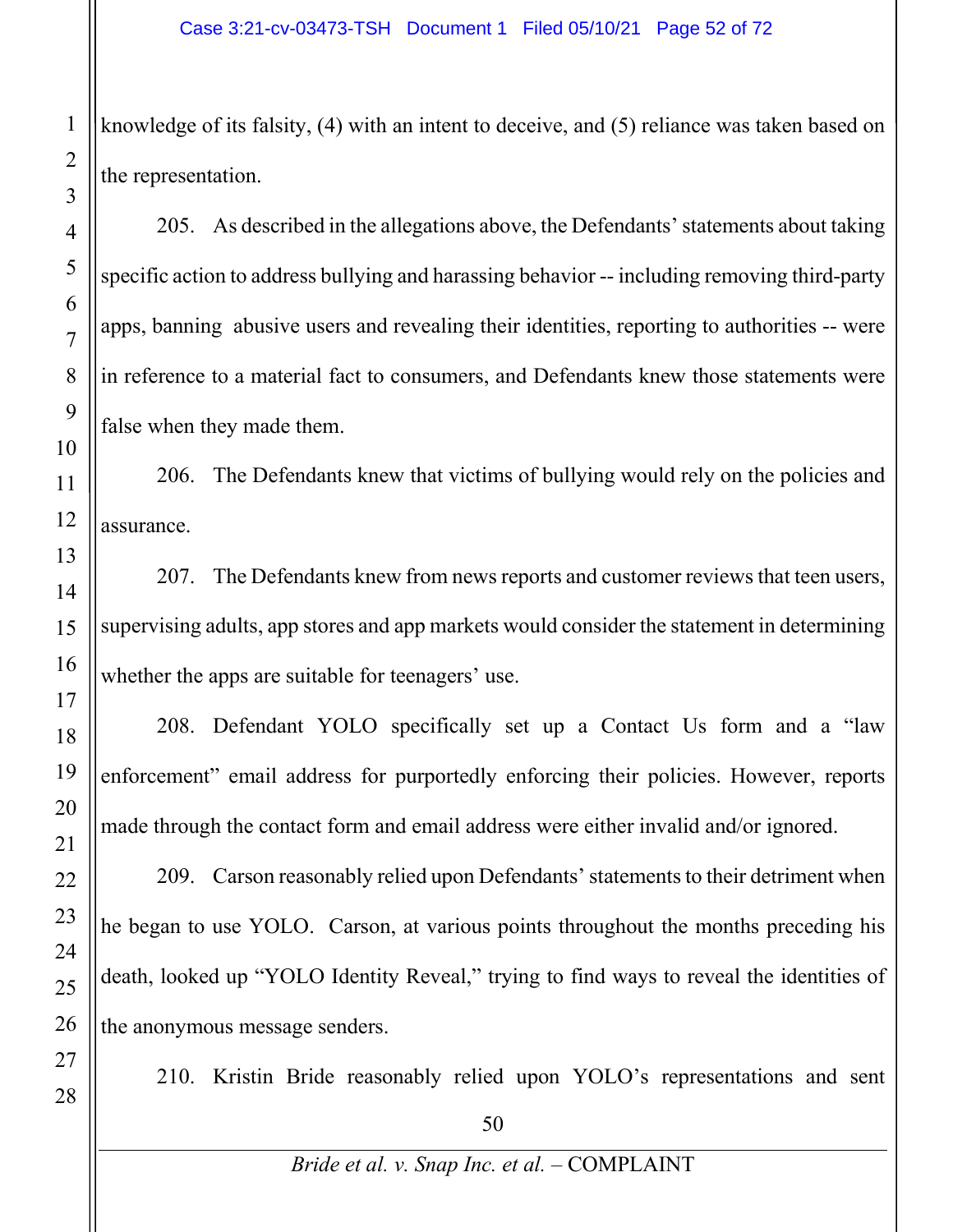knowledge of its falsity, (4) with an intent to deceive, and (5) reliance was taken based on the representation.

205. As described in the allegations above, the Defendants' statements about taking specific action to address bullying and harassing behavior -- including removing third-party apps, banning abusive users and revealing their identities, reporting to authorities -- were in reference to a material fact to consumers, and Defendants knew those statements were false when they made them.

206. The Defendants knew that victims of bullying would rely on the policies and assurance.

207. The Defendants knew from news reports and customer reviews that teen users, supervising adults, app stores and app markets would consider the statement in determining whether the apps are suitable for teenagers' use.

208. Defendant YOLO specifically set up a Contact Us form and a "law enforcement" email address for purportedly enforcing their policies. However, reports made through the contact form and email address were either invalid and/or ignored.

209. Carson reasonably relied upon Defendants' statements to their detriment when he began to use YOLO. Carson, at various points throughout the months preceding his death, looked up "YOLO Identity Reveal," trying to find ways to reveal the identities of the anonymous message senders.

210. Kristin Bride reasonably relied upon YOLO's representations and sent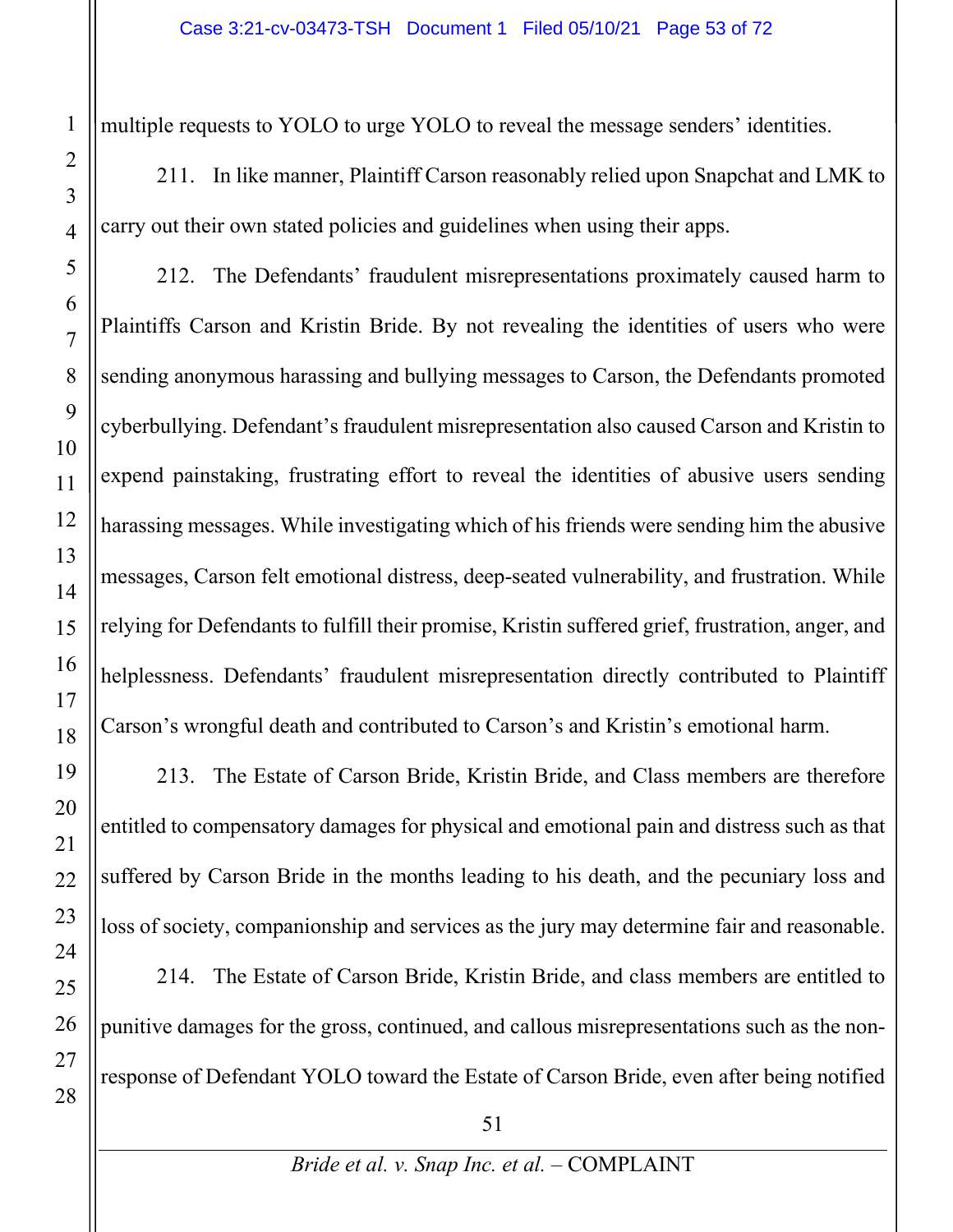multiple requests to YOLO to urge YOLO to reveal the message senders' identities.

211. In like manner, Plaintiff Carson reasonably relied upon Snapchat and LMK to carry out their own stated policies and guidelines when using their apps.

212. The Defendants' fraudulent misrepresentations proximately caused harm to Plaintiffs Carson and Kristin Bride. By not revealing the identities of users who were sending anonymous harassing and bullying messages to Carson, the Defendants promoted cyberbullying. Defendant's fraudulent misrepresentation also caused Carson and Kristin to expend painstaking, frustrating effort to reveal the identities of abusive users sending harassing messages. While investigating which of his friends were sending him the abusive messages, Carson felt emotional distress, deep-seated vulnerability, and frustration. While relying for Defendants to fulfill their promise, Kristin suffered grief, frustration, anger, and helplessness. Defendants' fraudulent misrepresentation directly contributed to Plaintiff Carson's wrongful death and contributed to Carson's and Kristin's emotional harm.

213. The Estate of Carson Bride, Kristin Bride, and Class members are therefore entitled to compensatory damages for physical and emotional pain and distress such as that suffered by Carson Bride in the months leading to his death, and the pecuniary loss and loss of society, companionship and services as the jury may determine fair and reasonable.

214. The Estate of Carson Bride, Kristin Bride, and class members are entitled to punitive damages for the gross, continued, and callous misrepresentations such as the non-response of Defendant YOLO toward the Estate of Carson Bride, even after being notified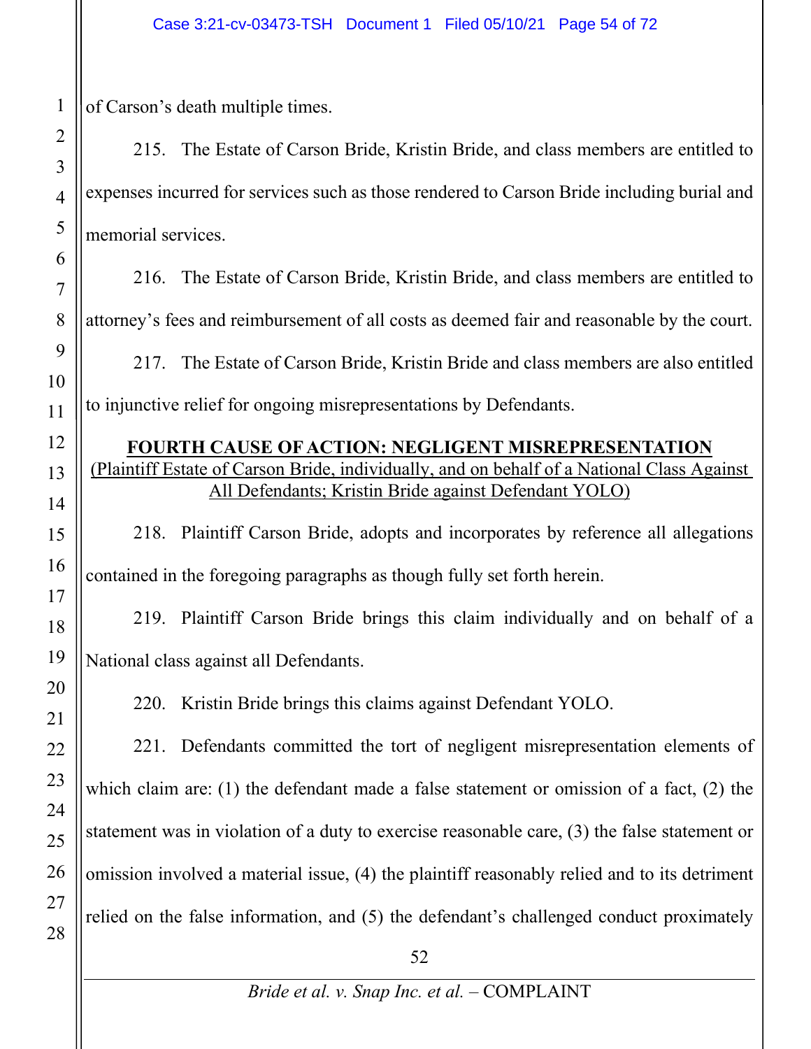of Carson's death multiple times.

215. The Estate of Carson Bride, Kristin Bride, and class members are entitled to expenses incurred for services such as those rendered to Carson Bride including burial and memorial services.

216. The Estate of Carson Bride, Kristin Bride, and class members are entitled to attorney's fees and reimbursement of all costs as deemed fair and reasonable by the court.

217. The Estate of Carson Bride, Kristin Bride and class members are also entitled to injunctive relief for ongoing misrepresentations by Defendants.

## FOURTH CAUSE OF ACTION: NEGLIGENT MISREPRESENTATION

(Plaintiff Estate of Carson Bride, individually, and on behalf of a National Class Against All Defendants; Kristin Bride against Defendant YOLO)

218. Plaintiff Carson Bride, adopts and incorporates by reference all allegations contained in the foregoing paragraphs as though fully set forth herein.

219. Plaintiff Carson Bride brings this claim individually and on behalf of a National class against all Defendants.

220. Kristin Bride brings this claims against Defendant YOLO.

221. Defendants committed the tort of negligent misrepresentation elements of which claim are: (1) the defendant made a false statement or omission of a fact, (2) the statement was in violation of a duty to exercise reasonable care, (3) the false statement or omission involved a material issue, (4) the plaintiff reasonably relied and to its detriment relied on the false information, and (5) the defendant's challenged conduct proximately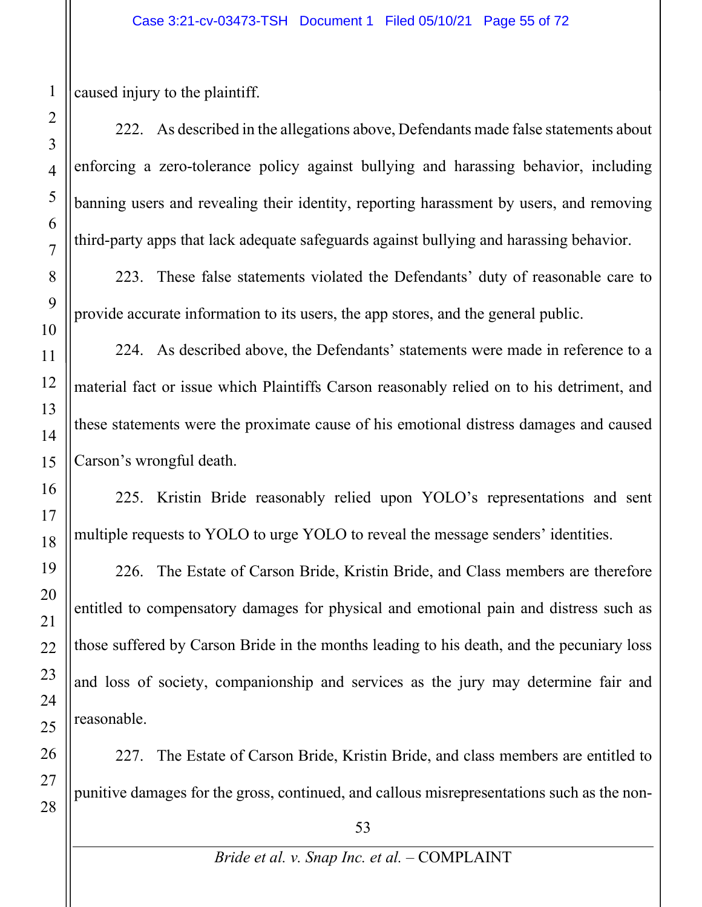caused injury to the plaintiff.

222. As described in the allegations above, Defendants made false statements about enforcing a zero-tolerance policy against bullying and harassing behavior, including banning users and revealing their identity, reporting harassment by users, and removing third-party apps that lack adequate safeguards against bullying and harassing behavior.

223. These false statements violated the Defendants' duty of reasonable care to provide accurate information to its users, the app stores, and the general public.

224. As described above, the Defendants' statements were made in reference to a material fact or issue which Plaintiffs Carson reasonably relied on to his detriment, and these statements were the proximate cause of his emotional distress damages and caused Carson's wrongful death.

225. Kristin Bride reasonably relied upon YOLO's representations and sent multiple requests to YOLO to urge YOLO to reveal the message senders' identities.

226. The Estate of Carson Bride, Kristin Bride, and Class members are therefore entitled to compensatory damages for physical and emotional pain and distress such as those suffered by Carson Bride in the months leading to his death, and the pecuniary loss and loss of society, companionship and services as the jury may determine fair and reasonable.

227. The Estate of Carson Bride, Kristin Bride, and class members are entitled to punitive damages for the gross, continued, and callous misrepresentations such as the non-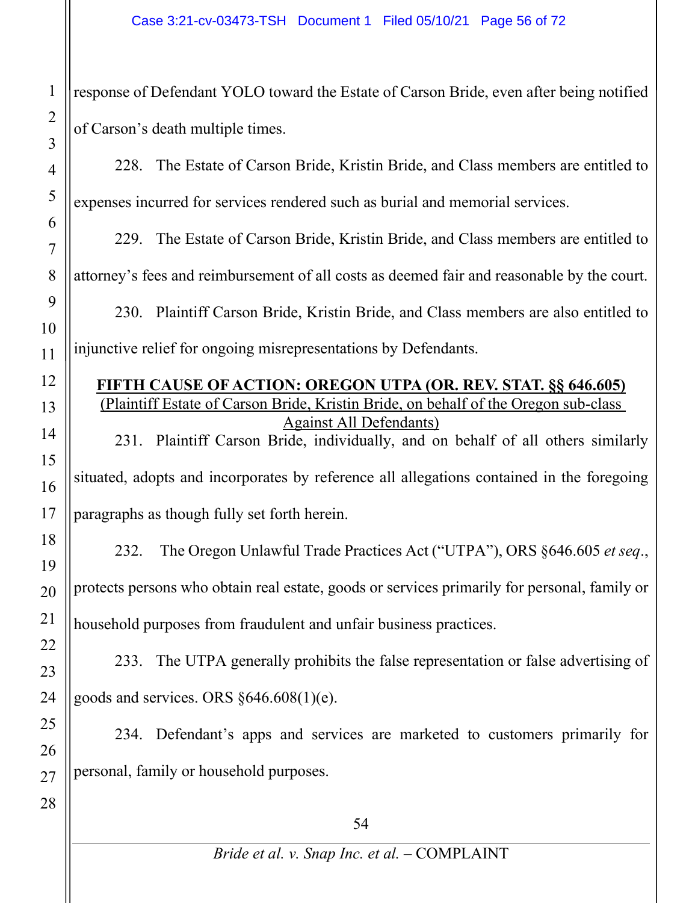response of Defendant YOLO toward the Estate of Carson Bride, even after being notified of Carson's death multiple times.

228. The Estate of Carson Bride, Kristin Bride, and Class members are entitled to expenses incurred for services rendered such as burial and memorial services.

229. The Estate of Carson Bride, Kristin Bride, and Class members are entitled to attorney's fees and reimbursement of all costs as deemed fair and reasonable by the court.

230. Plaintiff Carson Bride, Kristin Bride, and Class members are also entitled to injunctive relief for ongoing misrepresentations by Defendants.

**FIFTH CAUSE OF ACTION: OREGON UTPA (OR. REV. STAT. §§ 646.605)**
(Plaintiff Estate of Carson Bride, Kristin Bride, on behalf of the Oregon sub-class Against All Defendants)

231. Plaintiff Carson Bride, individually, and on behalf of all others similarly situated, adopts and incorporates by reference all allegations contained in the foregoing paragraphs as though fully set forth herein.

232. The Oregon Unlawful Trade Practices Act ("UTPA"), ORS §646.605 *et seq*., protects persons who obtain real estate, goods or services primarily for personal, family or household purposes from fraudulent and unfair business practices.

233. The UTPA generally prohibits the false representation or false advertising of goods and services. ORS §646.608(1)(e).

234. Defendant's apps and services are marketed to customers primarily for personal, family or household purposes.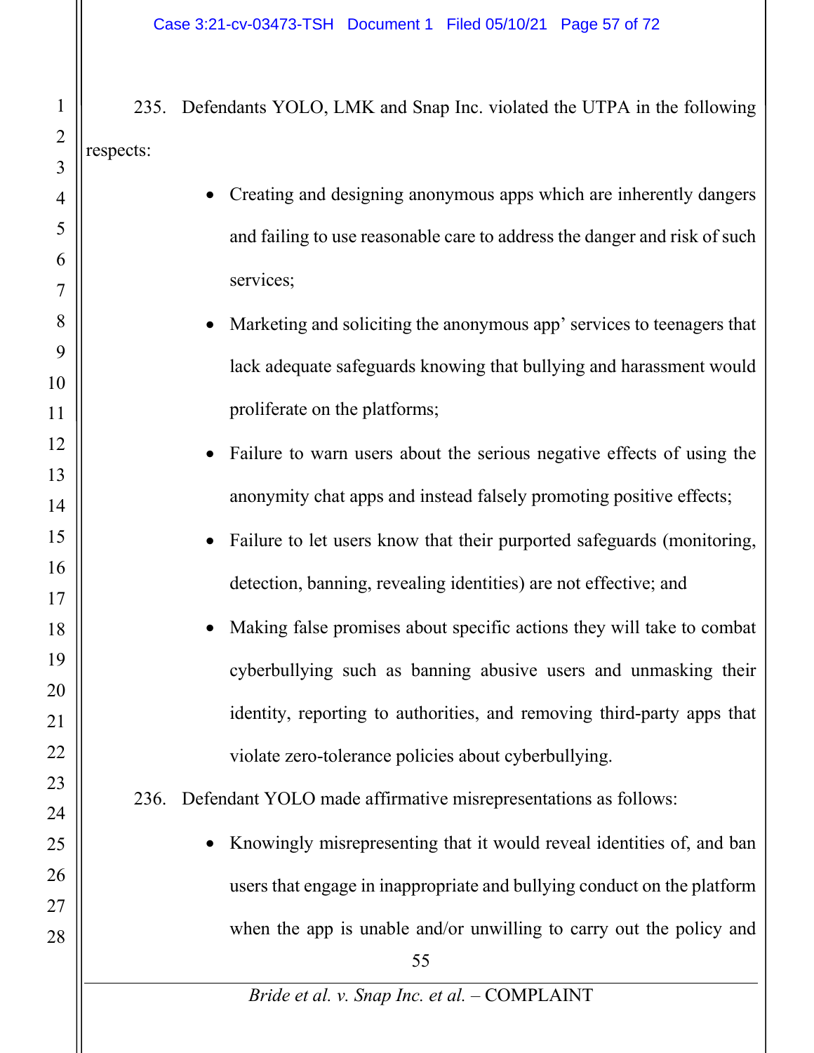235. Defendants YOLO, LMK and Snap Inc. violated the UTPA in the following respects:

- Creating and designing anonymous apps which are inherently dangers and failing to use reasonable care to address the danger and risk of such services;
- Marketing and soliciting the anonymous app' services to teenagers that lack adequate safeguards knowing that bullying and harassment would proliferate on the platforms;
- Failure to warn users about the serious negative effects of using the anonymity chat apps and instead falsely promoting positive effects;
- Failure to let users know that their purported safeguards (monitoring, detection, banning, revealing identities) are not effective; and
- Making false promises about specific actions they will take to combat cyberbullying such as banning abusive users and unmasking their identity, reporting to authorities, and removing third-party apps that violate zero-tolerance policies about cyberbullying.

236. Defendant YOLO made affirmative misrepresentations as follows:

- Knowingly misrepresenting that it would reveal identities of, and ban users that engage in inappropriate and bullying conduct on the platform when the app is unable and/or unwilling to carry out the policy and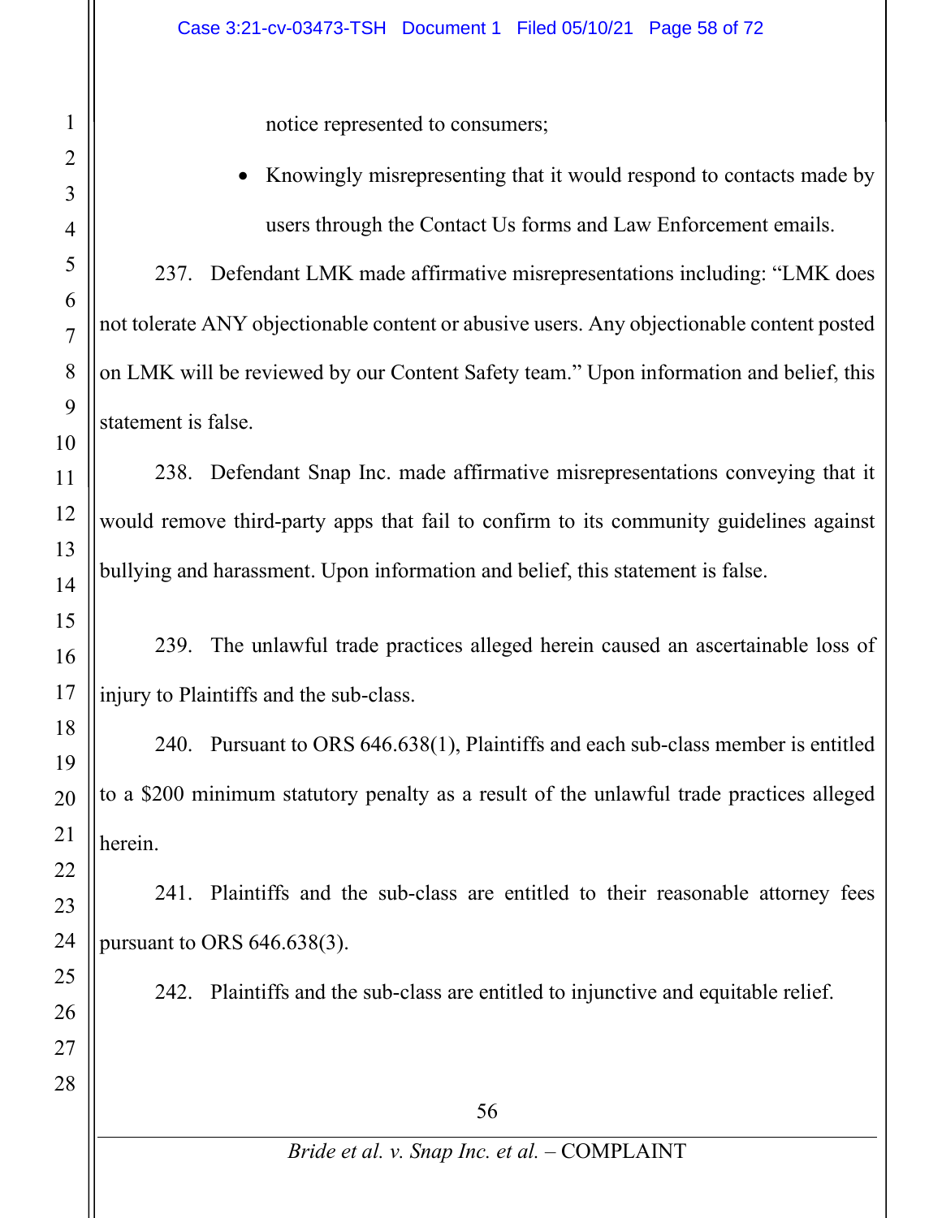notice represented to consumers;

- Knowingly misrepresenting that it would respond to contacts made by users through the Contact Us forms and Law Enforcement emails.

237. Defendant LMK made affirmative misrepresentations including: "LMK does not tolerate ANY objectionable content or abusive users. Any objectionable content posted on LMK will be reviewed by our Content Safety team." Upon information and belief, this statement is false.

238. Defendant Snap Inc. made affirmative misrepresentations conveying that it would remove third-party apps that fail to confirm to its community guidelines against bullying and harassment. Upon information and belief, this statement is false.

239. The unlawful trade practices alleged herein caused an ascertainable loss of injury to Plaintiffs and the sub-class.

240. Pursuant to ORS 646.638(1), Plaintiffs and each sub-class member is entitled to a $200 minimum statutory penalty as a result of the unlawful trade practices alleged herein.

241. Plaintiffs and the sub-class are entitled to their reasonable attorney fees pursuant to ORS 646.638(3).

242. Plaintiffs and the sub-class are entitled to injunctive and equitable relief.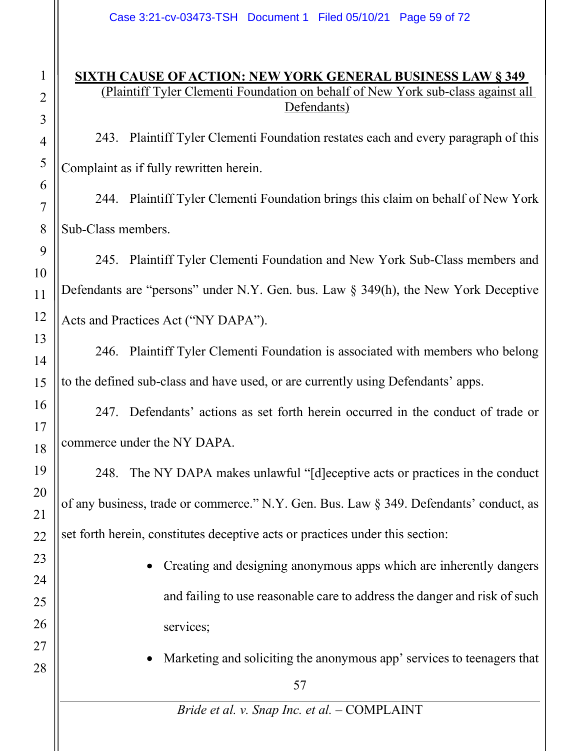## SIXTH CAUSE OF ACTION: NEW YORK GENERAL BUSINESS LAW § 349

(Plaintiff Tyler Clementi Foundation on behalf of New York sub-class against all Defendants)

243. Plaintiff Tyler Clementi Foundation restates each and every paragraph of this Complaint as if fully rewritten herein.

244. Plaintiff Tyler Clementi Foundation brings this claim on behalf of New York Sub-Class members.

245. Plaintiff Tyler Clementi Foundation and New York Sub-Class members and Defendants are "persons" under N.Y. Gen. bus. Law § 349(h), the New York Deceptive Acts and Practices Act ("NY DAPA").

246. Plaintiff Tyler Clementi Foundation is associated with members who belong to the defined sub-class and have used, or are currently using Defendants' apps.

247. Defendants' actions as set forth herein occurred in the conduct of trade or commerce under the NY DAPA.

248. The NY DAPA makes unlawful "[d]eceptive acts or practices in the conduct of any business, trade or commerce." N.Y. Gen. Bus. Law § 349. Defendants' conduct, as set forth herein, constitutes deceptive acts or practices under this section:

- Creating and designing anonymous apps which are inherently dangers and failing to use reasonable care to address the danger and risk of such services;
- Marketing and soliciting the anonymous app' services to teenagers that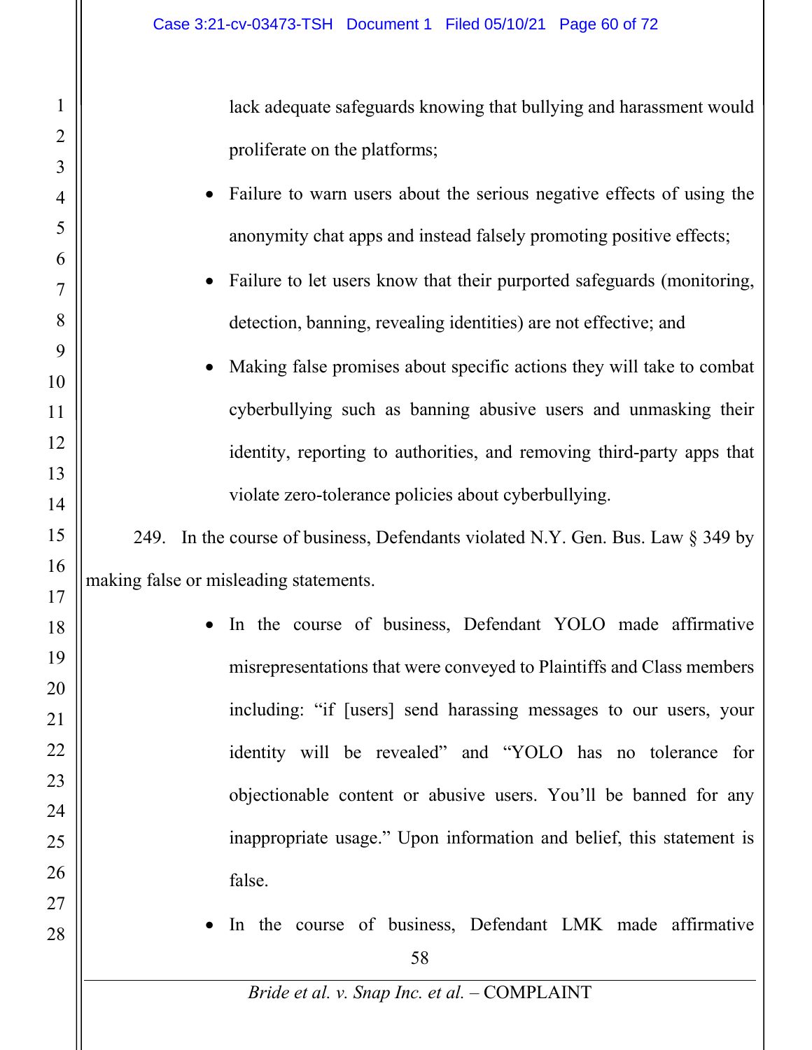lack adequate safeguards knowing that bullying and harassment would proliferate on the platforms;

- Failure to warn users about the serious negative effects of using the anonymity chat apps and instead falsely promoting positive effects;
- Failure to let users know that their purported safeguards (monitoring, detection, banning, revealing identities) are not effective; and
- Making false promises about specific actions they will take to combat cyberbullying such as banning abusive users and unmasking their identity, reporting to authorities, and removing third-party apps that violate zero-tolerance policies about cyberbullying.

249. In the course of business, Defendants violated N.Y. Gen. Bus. Law § 349 by making false or misleading statements.

- In the course of business, Defendant YOLO made affirmative misrepresentations that were conveyed to Plaintiffs and Class members including: "if [users] send harassing messages to our users, your identity will be revealed" and "YOLO has no tolerance for objectionable content or abusive users. You'll be banned for any inappropriate usage." Upon information and belief, this statement is false.
- In the course of business, Defendant LMK made affirmative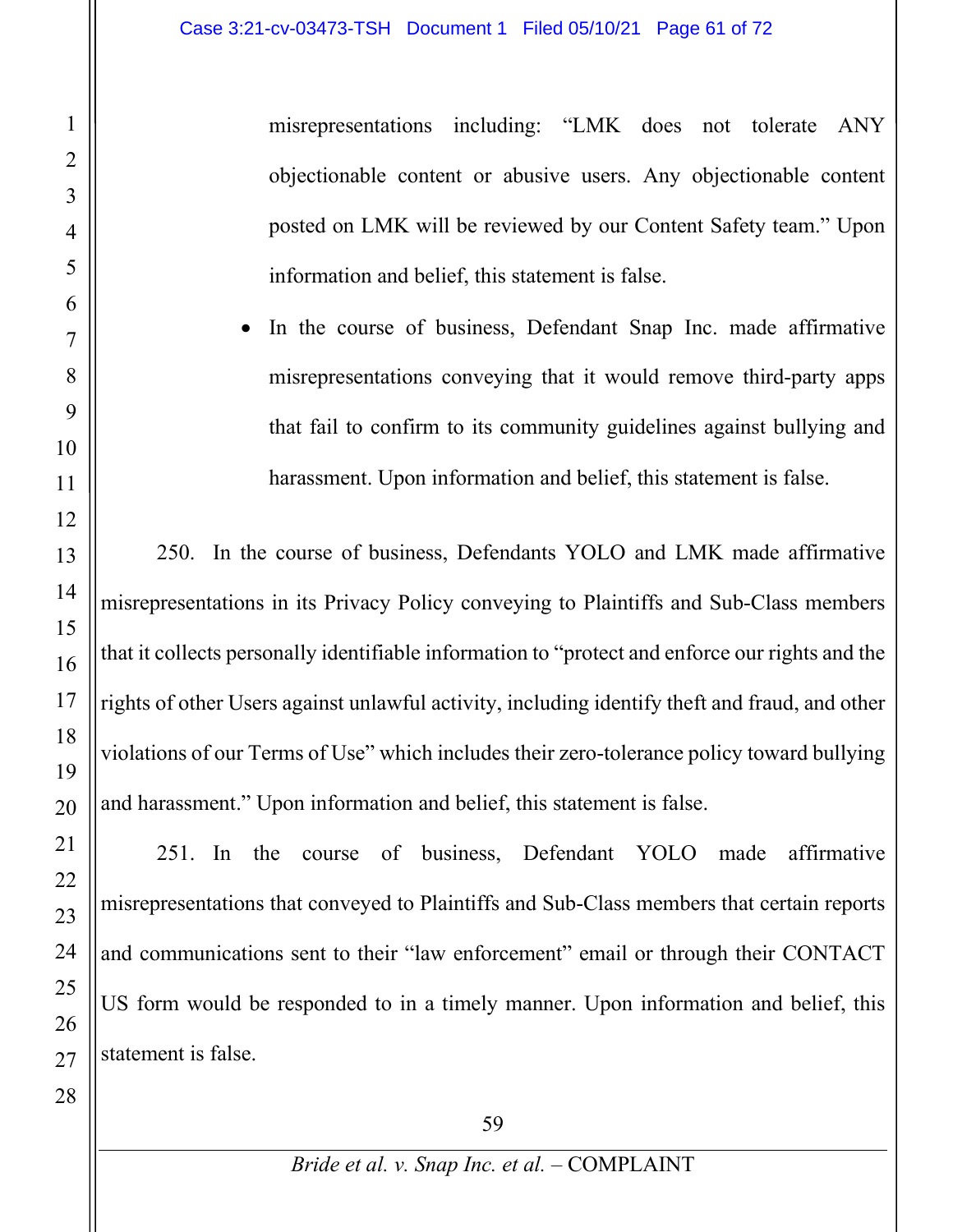misrepresentations including: "LMK does not tolerate ANY objectionable content or abusive users. Any objectionable content posted on LMK will be reviewed by our Content Safety team." Upon information and belief, this statement is false.

- In the course of business, Defendant Snap Inc. made affirmative misrepresentations conveying that it would remove third-party apps that fail to confirm to its community guidelines against bullying and harassment. Upon information and belief, this statement is false.

250. In the course of business, Defendants YOLO and LMK made affirmative misrepresentations in its Privacy Policy conveying to Plaintiffs and Sub-Class members that it collects personally identifiable information to "protect and enforce our rights and the rights of other Users against unlawful activity, including identify theft and fraud, and other violations of our Terms of Use" which includes their zero-tolerance policy toward bullying and harassment." Upon information and belief, this statement is false.

251. In the course of business, Defendant YOLO made affirmative misrepresentations that conveyed to Plaintiffs and Sub-Class members that certain reports and communications sent to their "law enforcement" email or through their CONTACT US form would be responded to in a timely manner. Upon information and belief, this statement is false.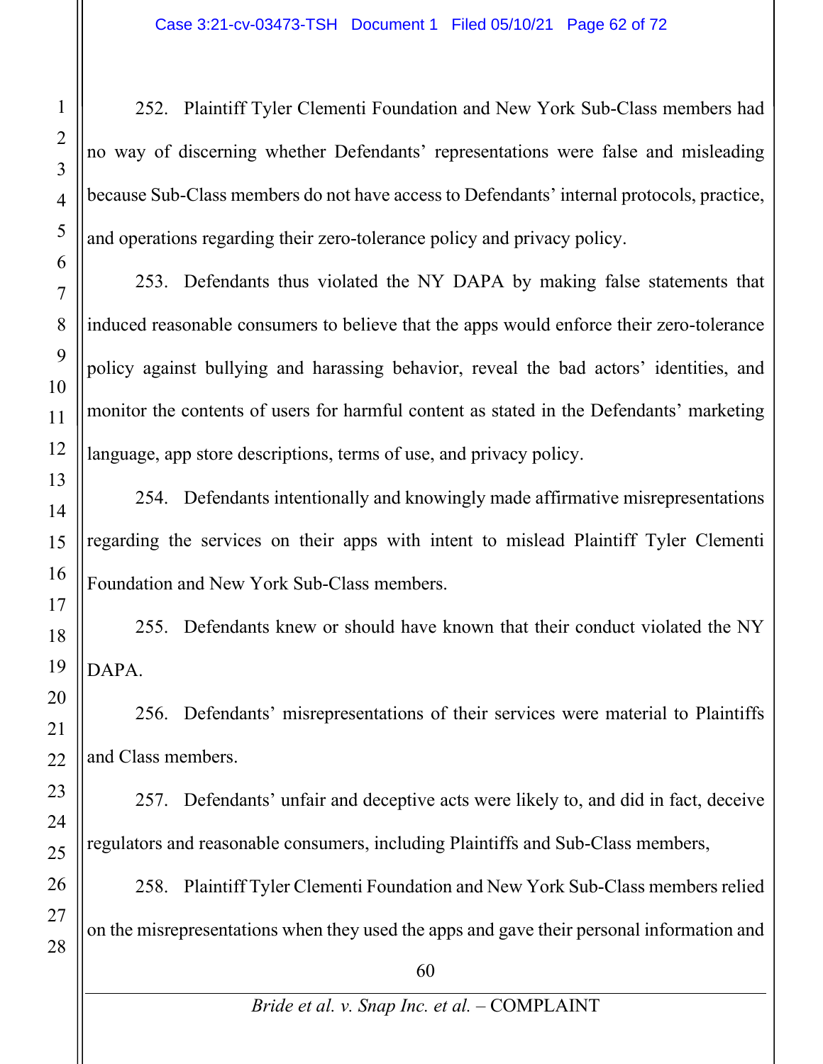252. Plaintiff Tyler Clementi Foundation and New York Sub-Class members had no way of discerning whether Defendants' representations were false and misleading because Sub-Class members do not have access to Defendants' internal protocols, practice, and operations regarding their zero-tolerance policy and privacy policy.

253. Defendants thus violated the NY DAPA by making false statements that induced reasonable consumers to believe that the apps would enforce their zero-tolerance policy against bullying and harassing behavior, reveal the bad actors' identities, and monitor the contents of users for harmful content as stated in the Defendants' marketing language, app store descriptions, terms of use, and privacy policy.

254. Defendants intentionally and knowingly made affirmative misrepresentations regarding the services on their apps with intent to mislead Plaintiff Tyler Clementi Foundation and New York Sub-Class members.

255. Defendants knew or should have known that their conduct violated the NY DAPA.

256. Defendants' misrepresentations of their services were material to Plaintiffs and Class members.

257. Defendants' unfair and deceptive acts were likely to, and did in fact, deceive regulators and reasonable consumers, including Plaintiffs and Sub-Class members,

258. Plaintiff Tyler Clementi Foundation and New York Sub-Class members relied on the misrepresentations when they used the apps and gave their personal information and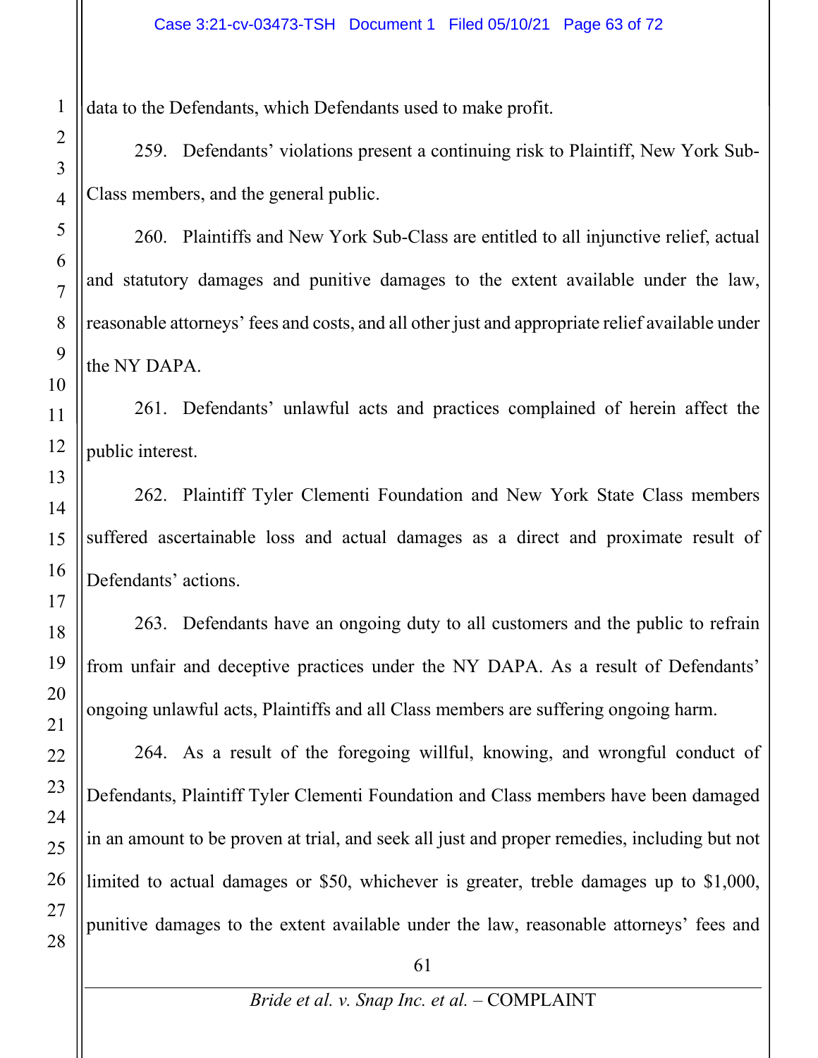data to the Defendants, which Defendants used to make profit.

259. Defendants' violations present a continuing risk to Plaintiff, New York Sub-Class members, and the general public.

260. Plaintiffs and New York Sub-Class are entitled to all injunctive relief, actual and statutory damages and punitive damages to the extent available under the law, reasonable attorneys' fees and costs, and all other just and appropriate relief available under the NY DAPA.

261. Defendants' unlawful acts and practices complained of herein affect the public interest.

262. Plaintiff Tyler Clementi Foundation and New York State Class members suffered ascertainable loss and actual damages as a direct and proximate result of Defendants' actions.

263. Defendants have an ongoing duty to all customers and the public to refrain from unfair and deceptive practices under the NY DAPA. As a result of Defendants' ongoing unlawful acts, Plaintiffs and all Class members are suffering ongoing harm.

264. As a result of the foregoing willful, knowing, and wrongful conduct of Defendants, Plaintiff Tyler Clementi Foundation and Class members have been damaged in an amount to be proven at trial, and seek all just and proper remedies, including but not limited to actual damages or $50, whichever is greater, treble damages up to $1,000, punitive damages to the extent available under the law, reasonable attorneys' fees and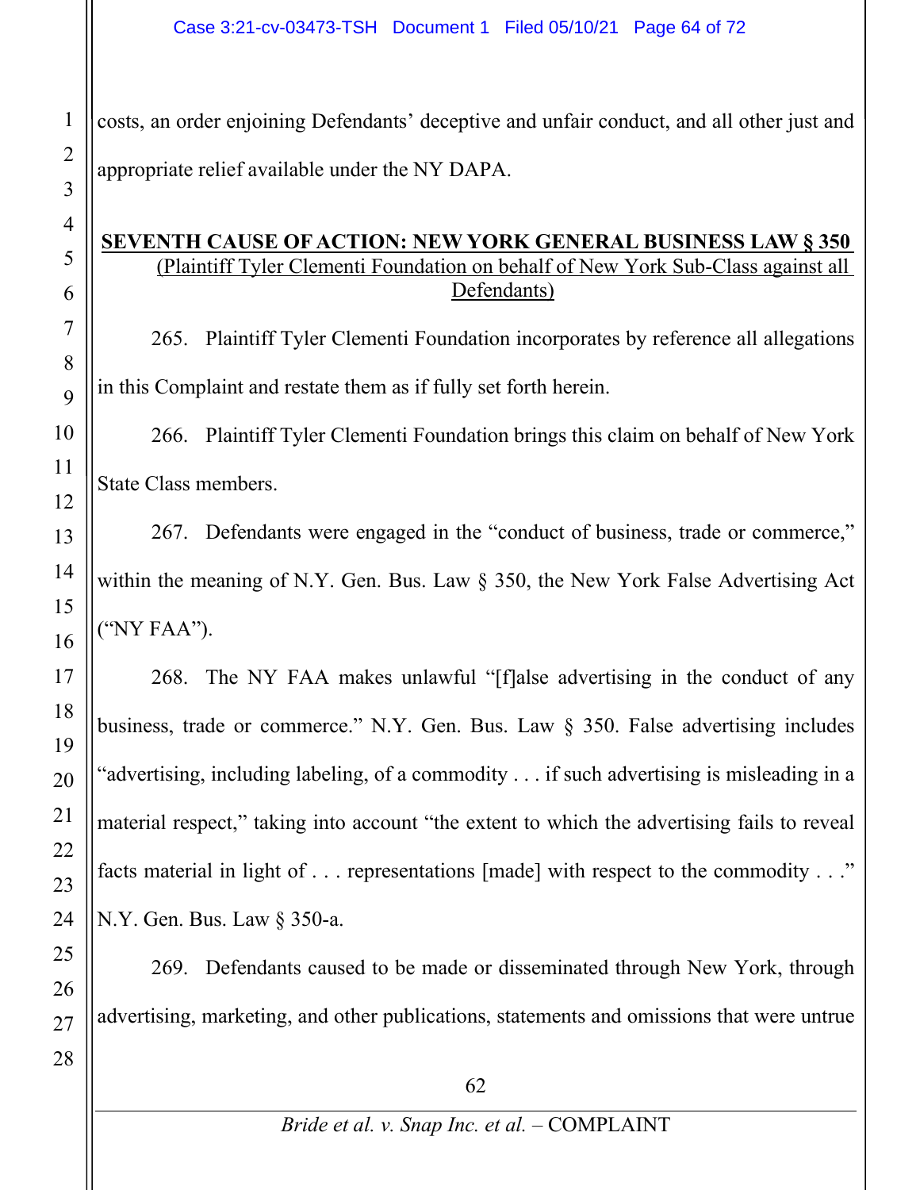costs, an order enjoining Defendants' deceptive and unfair conduct, and all other just and appropriate relief available under the NY DAPA.

## SEVENTH CAUSE OF ACTION: NEW YORK GENERAL BUSINESS LAW § 350

(Plaintiff Tyler Clementi Foundation on behalf of New York Sub-Class against all Defendants)

265. Plaintiff Tyler Clementi Foundation incorporates by reference all allegations in this Complaint and restate them as if fully set forth herein.

266. Plaintiff Tyler Clementi Foundation brings this claim on behalf of New York State Class members.

267. Defendants were engaged in the "conduct of business, trade or commerce," within the meaning of N.Y. Gen. Bus. Law § 350, the New York False Advertising Act ("NY FAA").

268. The NY FAA makes unlawful "[f]alse advertising in the conduct of any business, trade or commerce." N.Y. Gen. Bus. Law § 350. False advertising includes "advertising, including labeling, of a commodity . . . if such advertising is misleading in a material respect," taking into account "the extent to which the advertising fails to reveal facts material in light of . . . representations [made] with respect to the commodity . . ." N.Y. Gen. Bus. Law § 350-a.

269. Defendants caused to be made or disseminated through New York, through advertising, marketing, and other publications, statements and omissions that were untrue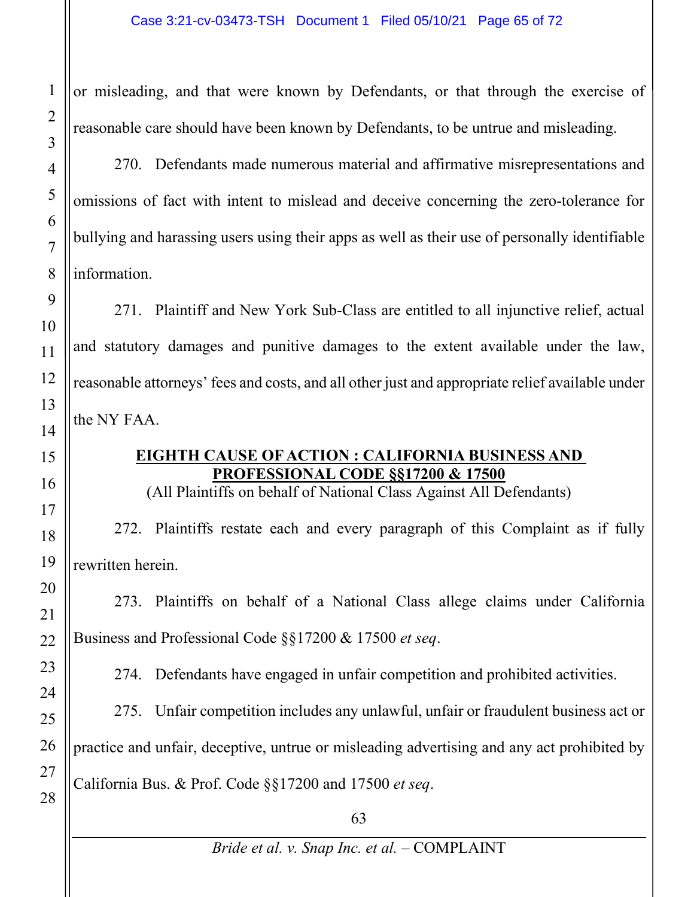or misleading, and that were known by Defendants, or that through the exercise of reasonable care should have been known by Defendants, to be untrue and misleading.

270. Defendants made numerous material and affirmative misrepresentations and omissions of fact with intent to mislead and deceive concerning the zero-tolerance for bullying and harassing users using their apps as well as their use of personally identifiable information.

271. Plaintiff and New York Sub-Class are entitled to all injunctive relief, actual and statutory damages and punitive damages to the extent available under the law, reasonable attorneys' fees and costs, and all other just and appropriate relief available under the NY FAA.

## EIGHTH CAUSE OF ACTION : CALIFORNIA BUSINESS AND PROFESSIONAL CODE §§17200 & 17500

(All Plaintiffs on behalf of National Class Against All Defendants)

272. Plaintiffs restate each and every paragraph of this Complaint as if fully rewritten herein.

273. Plaintiffs on behalf of a National Class allege claims under California Business and Professional Code §§17200 & 17500 *et seq*.

274. Defendants have engaged in unfair competition and prohibited activities.

275. Unfair competition includes any unlawful, unfair or fraudulent business act or practice and unfair, deceptive, untrue or misleading advertising and any act prohibited by California Bus. & Prof. Code §§17200 and 17500 *et seq*.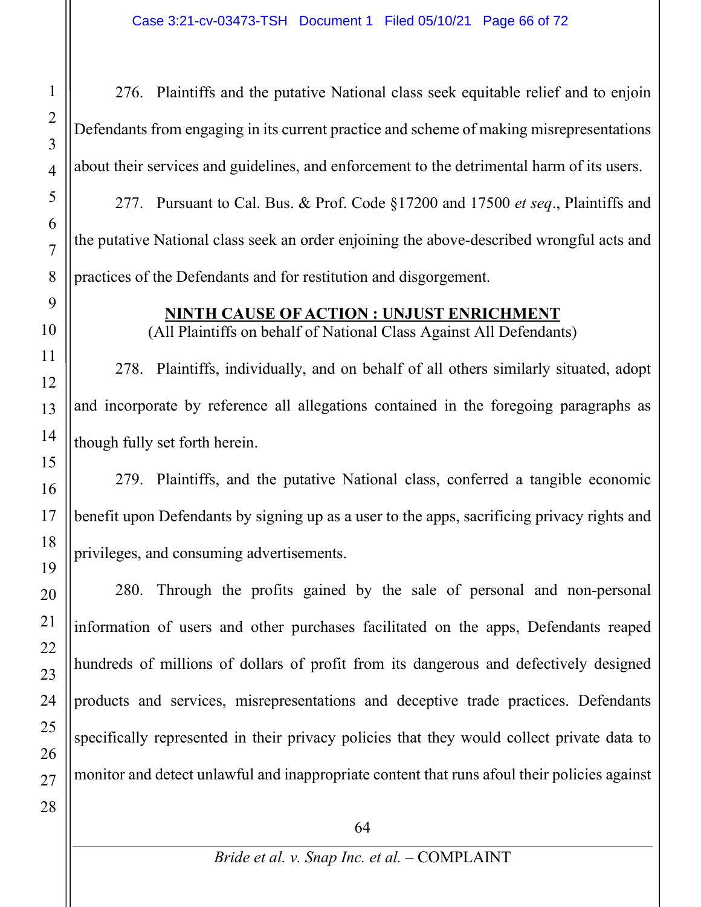276. Plaintiffs and the putative National class seek equitable relief and to enjoin Defendants from engaging in its current practice and scheme of making misrepresentations about their services and guidelines, and enforcement to the detrimental harm of its users.

277. Pursuant to Cal. Bus. & Prof. Code §17200 and 17500 *et seq*., Plaintiffs and the putative National class seek an order enjoining the above-described wrongful acts and practices of the Defendants and for restitution and disgorgement.

## NINTH CAUSE OF ACTION : UNJUST ENRICHMENT

(All Plaintiffs on behalf of National Class Against All Defendants)

278. Plaintiffs, individually, and on behalf of all others similarly situated, adopt and incorporate by reference all allegations contained in the foregoing paragraphs as though fully set forth herein.

279. Plaintiffs, and the putative National class, conferred a tangible economic benefit upon Defendants by signing up as a user to the apps, sacrificing privacy rights and privileges, and consuming advertisements.

280. Through the profits gained by the sale of personal and non-personal information of users and other purchases facilitated on the apps, Defendants reaped hundreds of millions of dollars of profit from its dangerous and defectively designed products and services, misrepresentations and deceptive trade practices. Defendants specifically represented in their privacy policies that they would collect private data to monitor and detect unlawful and inappropriate content that runs afoul their policies against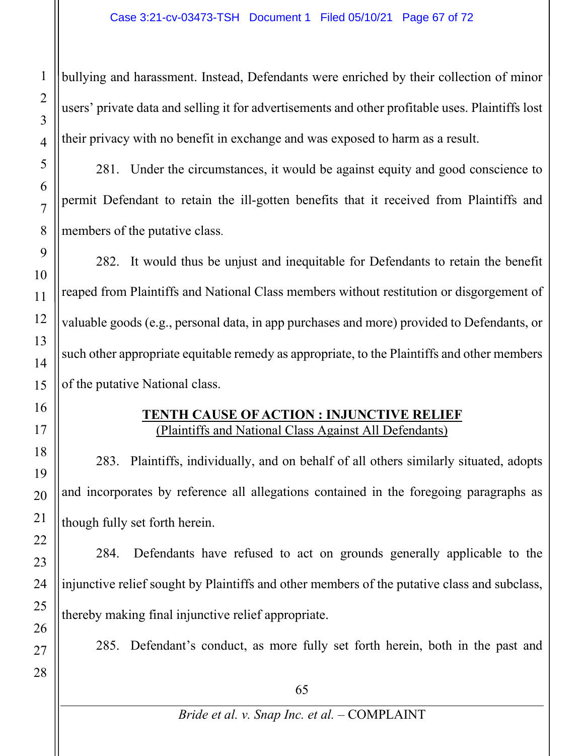bullying and harassment. Instead, Defendants were enriched by their collection of minor users' private data and selling it for advertisements and other profitable uses. Plaintiffs lost their privacy with no benefit in exchange and was exposed to harm as a result.

281. Under the circumstances, it would be against equity and good conscience to permit Defendant to retain the ill-gotten benefits that it received from Plaintiffs and members of the putative class.

282. It would thus be unjust and inequitable for Defendants to retain the benefit reaped from Plaintiffs and National Class members without restitution or disgorgement of valuable goods (e.g., personal data, in app purchases and more) provided to Defendants, or such other appropriate equitable remedy as appropriate, to the Plaintiffs and other members of the putative National class.

**TENTH CAUSE OF ACTION : INJUNCTIVE RELIEF**
(Plaintiffs and National Class Against All Defendants)

283. Plaintiffs, individually, and on behalf of all others similarly situated, adopts and incorporates by reference all allegations contained in the foregoing paragraphs as though fully set forth herein.

284. Defendants have refused to act on grounds generally applicable to the injunctive relief sought by Plaintiffs and other members of the putative class and subclass, thereby making final injunctive relief appropriate.

285. Defendant's conduct, as more fully set forth herein, both in the past and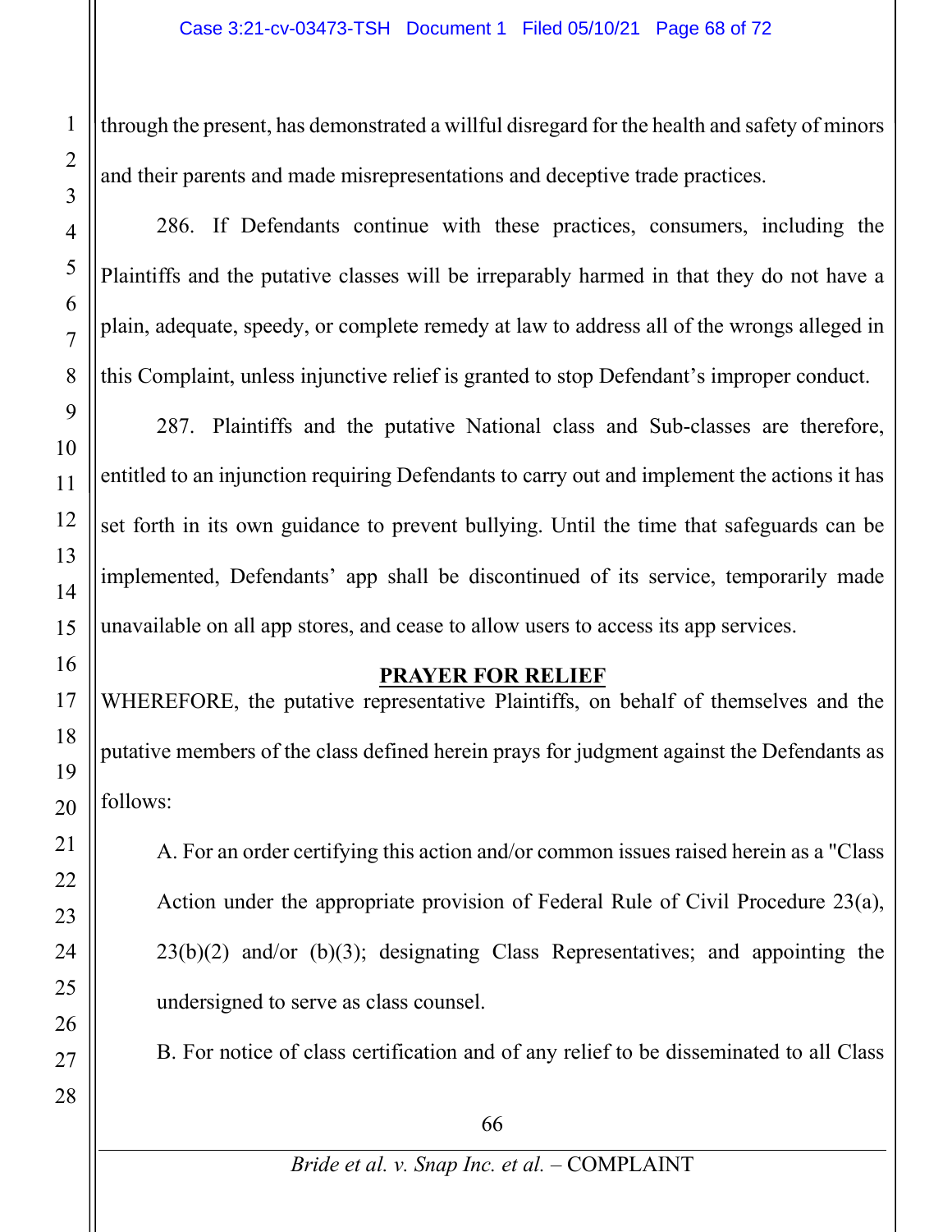through the present, has demonstrated a willful disregard for the health and safety of minors and their parents and made misrepresentations and deceptive trade practices.

286. If Defendants continue with these practices, consumers, including the Plaintiffs and the putative classes will be irreparably harmed in that they do not have a plain, adequate, speedy, or complete remedy at law to address all of the wrongs alleged in this Complaint, unless injunctive relief is granted to stop Defendant's improper conduct.

287. Plaintiffs and the putative National class and Sub-classes are therefore, entitled to an injunction requiring Defendants to carry out and implement the actions it has set forth in its own guidance to prevent bullying. Until the time that safeguards can be implemented, Defendants' app shall be discontinued of its service, temporarily made unavailable on all app stores, and cease to allow users to access its app services.

## PRAYER FOR RELIEF

WHEREFORE, the putative representative Plaintiffs, on behalf of themselves and the putative members of the class defined herein prays for judgment against the Defendants as follows:

A. For an order certifying this action and/or common issues raised herein as a "Class Action under the appropriate provision of Federal Rule of Civil Procedure 23(a), 23(b)(2) and/or (b)(3); designating Class Representatives; and appointing the undersigned to serve as class counsel.

B. For notice of class certification and of any relief to be disseminated to all Class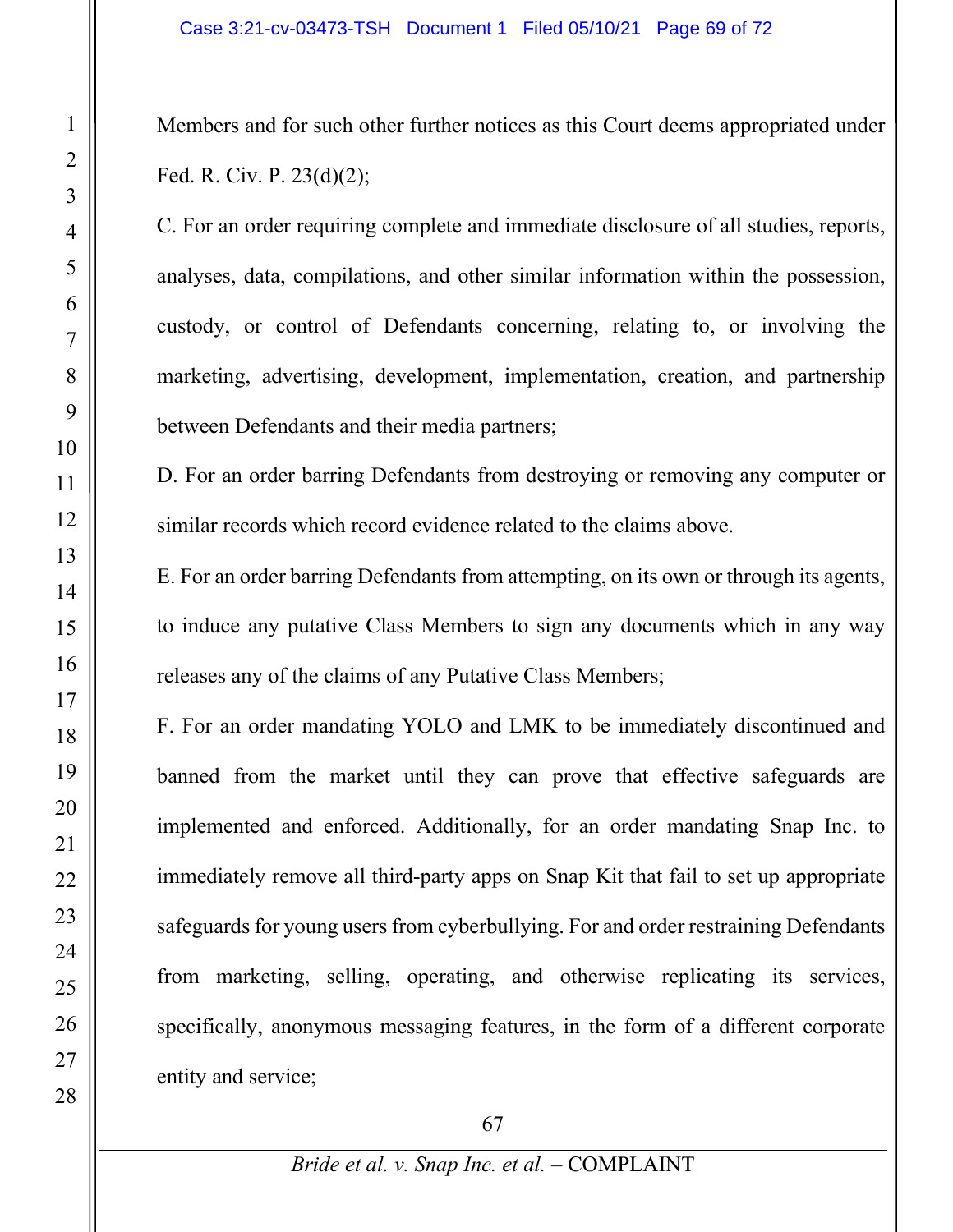Members and for such other further notices as this Court deems appropriated under Fed. R. Civ. P. 23(d)(2);

C. For an order requiring complete and immediate disclosure of all studies, reports, analyses, data, compilations, and other similar information within the possession, custody, or control of Defendants concerning, relating to, or involving the marketing, advertising, development, implementation, creation, and partnership between Defendants and their media partners;

D. For an order barring Defendants from destroying or removing any computer or similar records which record evidence related to the claims above.

E. For an order barring Defendants from attempting, on its own or through its agents, to induce any putative Class Members to sign any documents which in any way releases any of the claims of any Putative Class Members;

F. For an order mandating YOLO and LMK to be immediately discontinued and banned from the market until they can prove that effective safeguards are implemented and enforced. Additionally, for an order mandating Snap Inc. to immediately remove all third-party apps on Snap Kit that fail to set up appropriate safeguards for young users from cyberbullying. For and order restraining Defendants from marketing, selling, operating, and otherwise replicating its services, specifically, anonymous messaging features, in the form of a different corporate entity and service;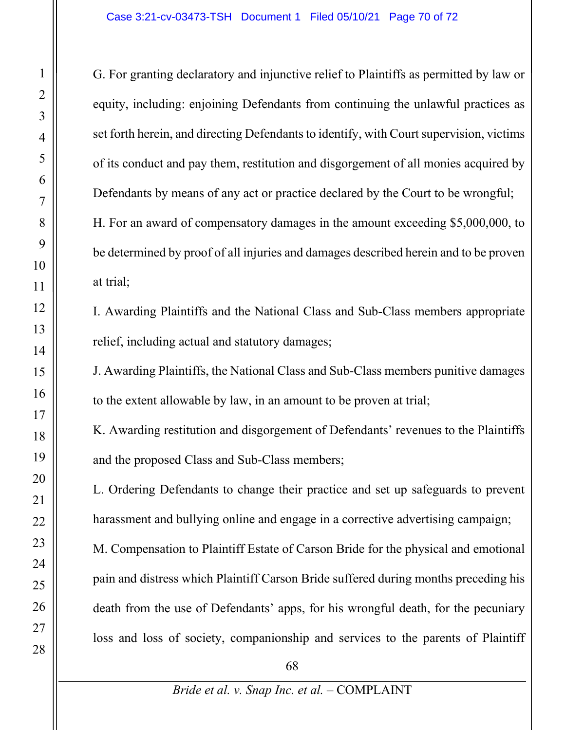G. For granting declaratory and injunctive relief to Plaintiffs as permitted by law or equity, including: enjoining Defendants from continuing the unlawful practices as set forth herein, and directing Defendants to identify, with Court supervision, victims of its conduct and pay them, restitution and disgorgement of all monies acquired by Defendants by means of any act or practice declared by the Court to be wrongful;

H. For an award of compensatory damages in the amount exceeding $5,000,000, to be determined by proof of all injuries and damages described herein and to be proven at trial;

I. Awarding Plaintiffs and the National Class and Sub-Class members appropriate relief, including actual and statutory damages;

J. Awarding Plaintiffs, the National Class and Sub-Class members punitive damages to the extent allowable by law, in an amount to be proven at trial;

K. Awarding restitution and disgorgement of Defendants' revenues to the Plaintiffs and the proposed Class and Sub-Class members;

L. Ordering Defendants to change their practice and set up safeguards to prevent harassment and bullying online and engage in a corrective advertising campaign;

M. Compensation to Plaintiff Estate of Carson Bride for the physical and emotional pain and distress which Plaintiff Carson Bride suffered during months preceding his death from the use of Defendants' apps, for his wrongful death, for the pecuniary loss and loss of society, companionship and services to the parents of Plaintiff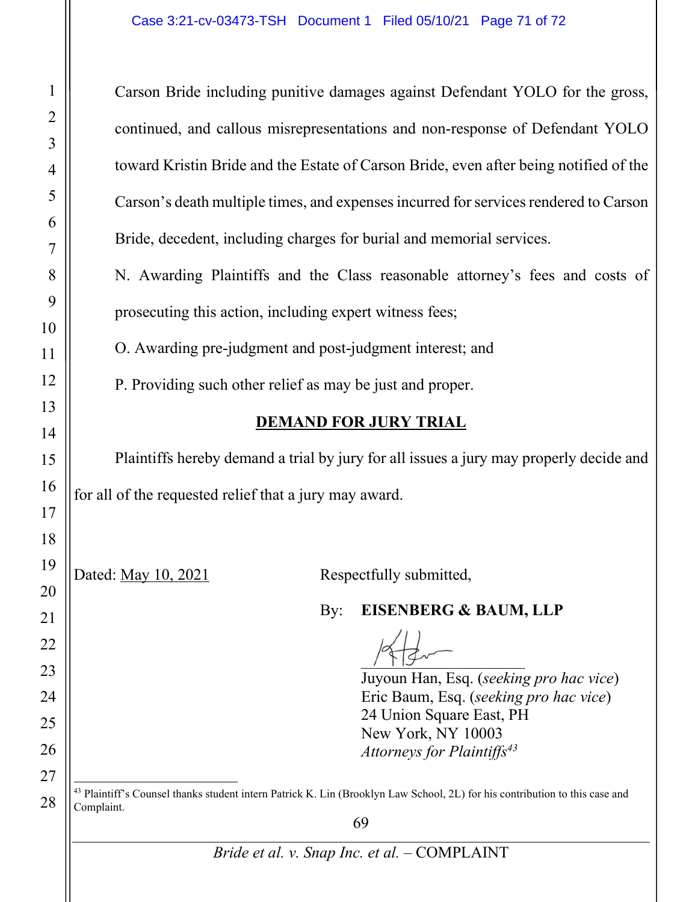Carson Bride including punitive damages against Defendant YOLO for the gross, continued, and callous misrepresentations and non-response of Defendant YOLO toward Kristin Bride and the Estate of Carson Bride, even after being notified of the Carson's death multiple times, and expenses incurred for services rendered to Carson Bride, decedent, including charges for burial and memorial services.

N. Awarding Plaintiffs and the Class reasonable attorney's fees and costs of prosecuting this action, including expert witness fees;

O. Awarding pre-judgment and post-judgment interest; and

P. Providing such other relief as may be just and proper.

**DEMAND FOR JURY TRIAL**

Plaintiffs hereby demand a trial by jury for all issues a jury may properly decide and for all of the requested relief that a jury may award.

Dated: May 10, 2021

Respectfully submitted,

By: **EISENBERG & BAUM, LLP**

Juyoun Han, Esq. (*seeking pro hac vice*)
Eric Baum, Esq. (*seeking pro hac vice*)
24 Union Square East, PH
New York, NY 10003
*Attorneys for Plaintiffs*[43]

---

[43] Plaintiff's Counsel thanks student intern Patrick K. Lin (Brooklyn Law School, 2L) for his contribution to this case and Complaint.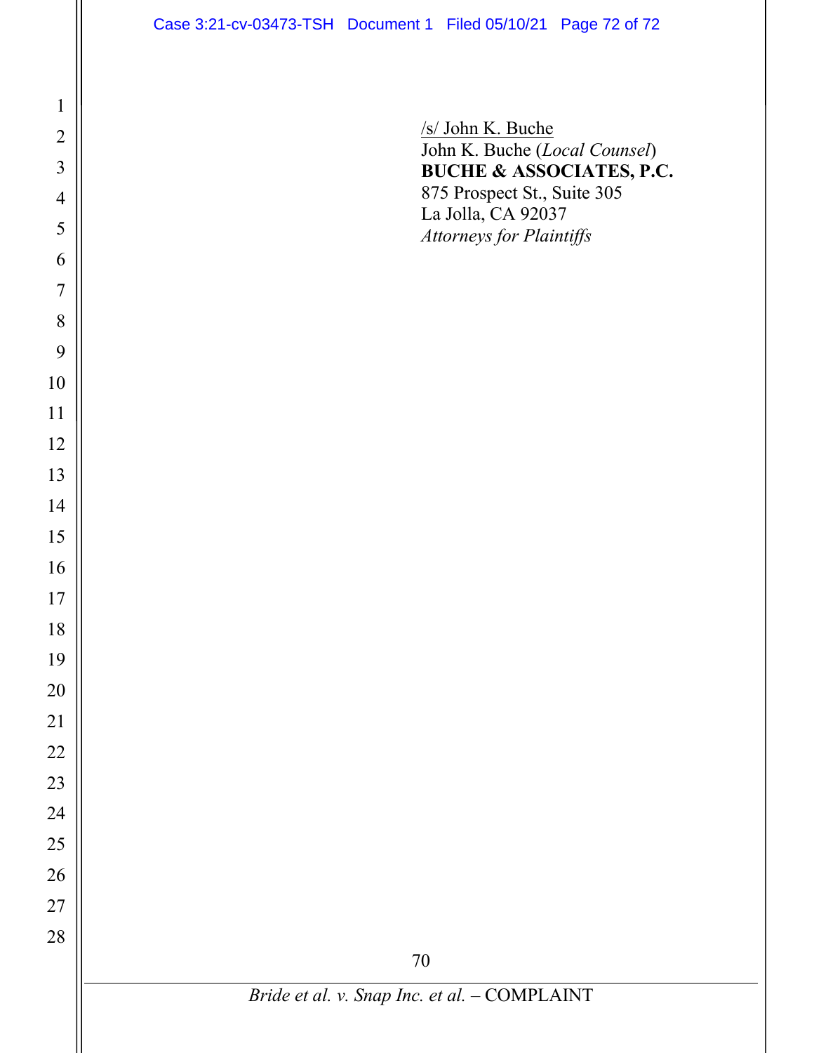/s/ John K. Buche
John K. Buche (*Local Counsel*)
**BUCHE & ASSOCIATES, P.C.**
875 Prospect St., Suite 305
La Jolla, CA 92037
*Attorneys for Plaintiffs*